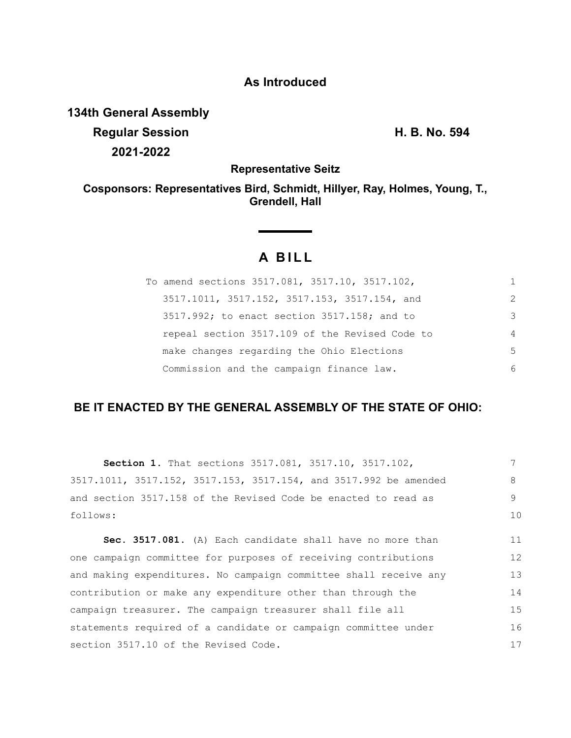**As Introduced**

**134th General Assembly**
**Regular Session** **H. B. No. 594**
**2021-2022**

**Representative Seitz**

**Cosponsors: Representatives Bird, Schmidt, Hillyer, Ray, Holmes, Young, T., Grendell, Hall**

# A BILL

To amend sections 3517.081, 3517.10, 3517.102, 3517.1011, 3517.152, 3517.153, 3517.154, and 3517.992; to enact section 3517.158; and to repeal section 3517.109 of the Revised Code to make changes regarding the Ohio Elections Commission and the campaign finance law.

## BE IT ENACTED BY THE GENERAL ASSEMBLY OF THE STATE OF OHIO:

**Section 1.** That sections 3517.081, 3517.10, 3517.102, 3517.1011, 3517.152, 3517.153, 3517.154, and 3517.992 be amended and section 3517.158 of the Revised Code be enacted to read as follows:

**Sec. 3517.081.** (A) Each candidate shall have no more than one campaign committee for purposes of receiving contributions and making expenditures. No campaign committee shall receive any contribution or make any expenditure other than through the campaign treasurer. The campaign treasurer shall file all statements required of a candidate or campaign committee under section 3517.10 of the Revised Code.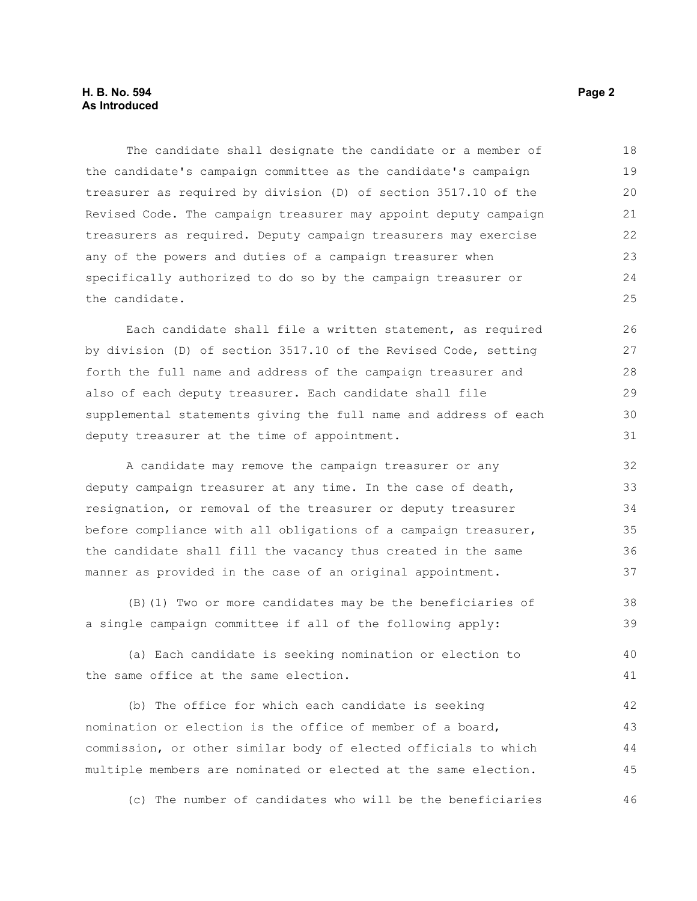The candidate shall designate the candidate or a member of the candidate's campaign committee as the candidate's campaign treasurer as required by division (D) of section 3517.10 of the Revised Code. The campaign treasurer may appoint deputy campaign treasurers as required. Deputy campaign treasurers may exercise any of the powers and duties of a campaign treasurer when specifically authorized to do so by the campaign treasurer or the candidate.

Each candidate shall file a written statement, as required by division (D) of section 3517.10 of the Revised Code, setting forth the full name and address of the campaign treasurer and also of each deputy treasurer. Each candidate shall file supplemental statements giving the full name and address of each deputy treasurer at the time of appointment.

A candidate may remove the campaign treasurer or any deputy campaign treasurer at any time. In the case of death, resignation, or removal of the treasurer or deputy treasurer before compliance with all obligations of a campaign treasurer, the candidate shall fill the vacancy thus created in the same manner as provided in the case of an original appointment.

(B)(1) Two or more candidates may be the beneficiaries of a single campaign committee if all of the following apply:

(a) Each candidate is seeking nomination or election to the same office at the same election.

(b) The office for which each candidate is seeking nomination or election is the office of member of a board, commission, or other similar body of elected officials to which multiple members are nominated or elected at the same election.

(c) The number of candidates who will be the beneficiaries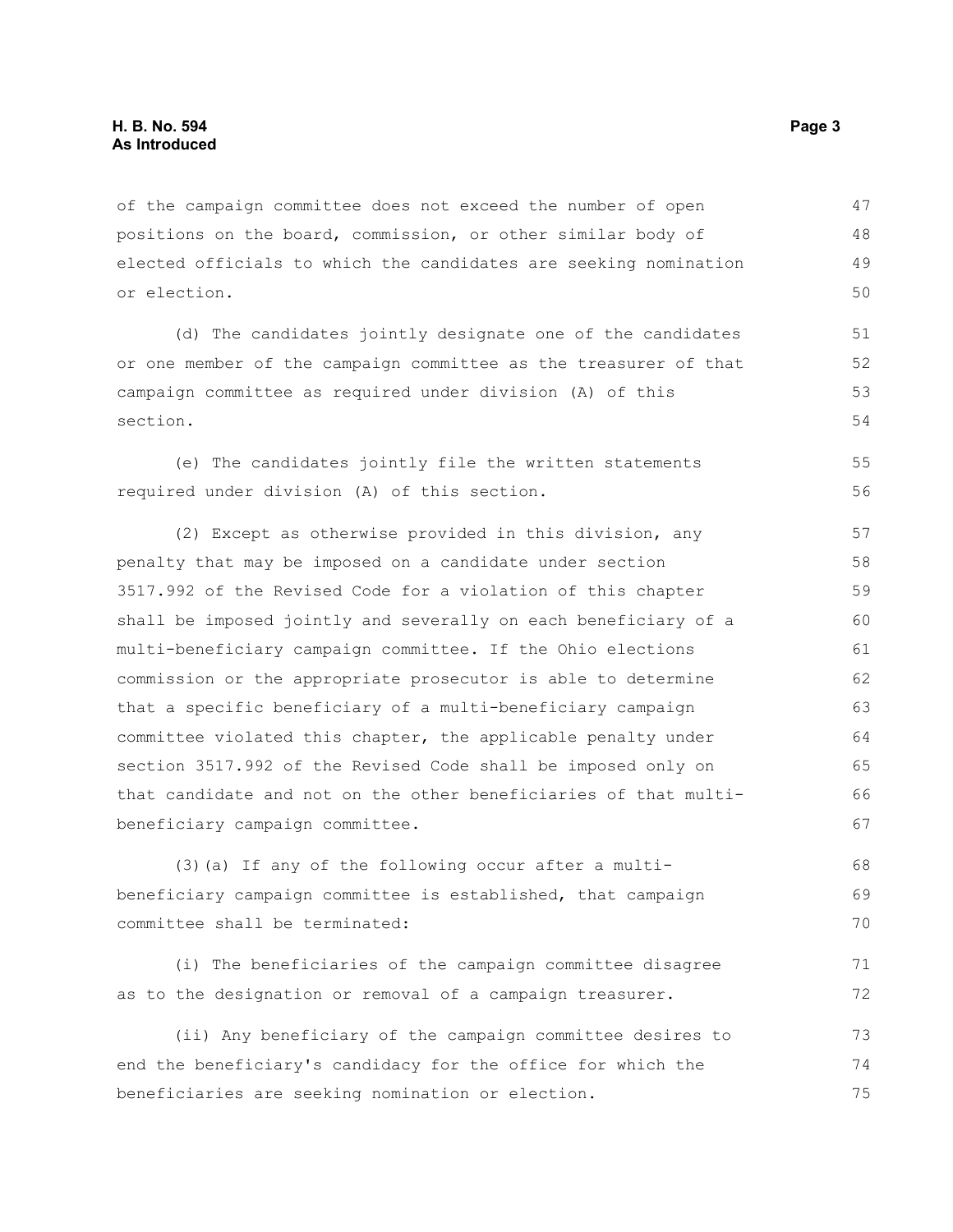of the campaign committee does not exceed the number of open positions on the board, commission, or other similar body of elected officials to which the candidates are seeking nomination or election.

(d) The candidates jointly designate one of the candidates or one member of the campaign committee as the treasurer of that campaign committee as required under division (A) of this section.

(e) The candidates jointly file the written statements required under division (A) of this section.

(2) Except as otherwise provided in this division, any penalty that may be imposed on a candidate under section 3517.992 of the Revised Code for a violation of this chapter shall be imposed jointly and severally on each beneficiary of a multi-beneficiary campaign committee. If the Ohio elections commission or the appropriate prosecutor is able to determine that a specific beneficiary of a multi-beneficiary campaign committee violated this chapter, the applicable penalty under section 3517.992 of the Revised Code shall be imposed only on that candidate and not on the other beneficiaries of that multi-beneficiary campaign committee.

(3)(a) If any of the following occur after a multi-beneficiary campaign committee is established, that campaign committee shall be terminated:

(i) The beneficiaries of the campaign committee disagree as to the designation or removal of a campaign treasurer.

(ii) Any beneficiary of the campaign committee desires to end the beneficiary's candidacy for the office for which the beneficiaries are seeking nomination or election.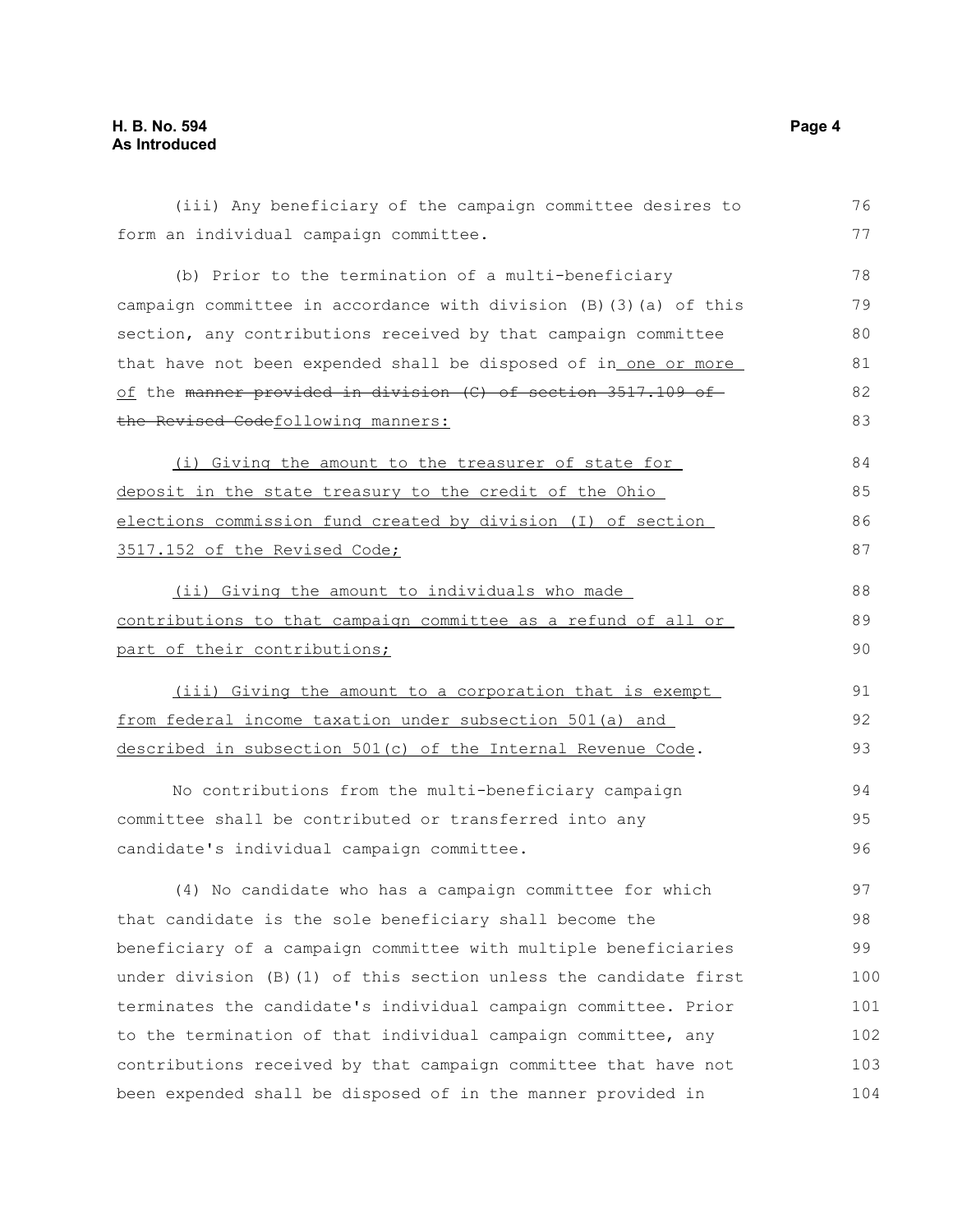(iii) Any beneficiary of the campaign committee desires to form an individual campaign committee.

(b) Prior to the termination of a multi-beneficiary campaign committee in accordance with division (B)(3)(a) of this section, any contributions received by that campaign committee that have not been expended shall be disposed of in one or more of the ~~manner provided in division (C) of section 3517.109 of the Revised Code~~following manners:

(i) Giving the amount to the treasurer of state for deposit in the state treasury to the credit of the Ohio elections commission fund created by division (I) of section 3517.152 of the Revised Code;

(ii) Giving the amount to individuals who made contributions to that campaign committee as a refund of all or part of their contributions;

(iii) Giving the amount to a corporation that is exempt from federal income taxation under subsection 501(a) and described in subsection 501(c) of the Internal Revenue Code.

No contributions from the multi-beneficiary campaign committee shall be contributed or transferred into any candidate's individual campaign committee.

(4) No candidate who has a campaign committee for which that candidate is the sole beneficiary shall become the beneficiary of a campaign committee with multiple beneficiaries under division (B)(1) of this section unless the candidate first terminates the candidate's individual campaign committee. Prior to the termination of that individual campaign committee, any contributions received by that campaign committee that have not been expended shall be disposed of in the manner provided in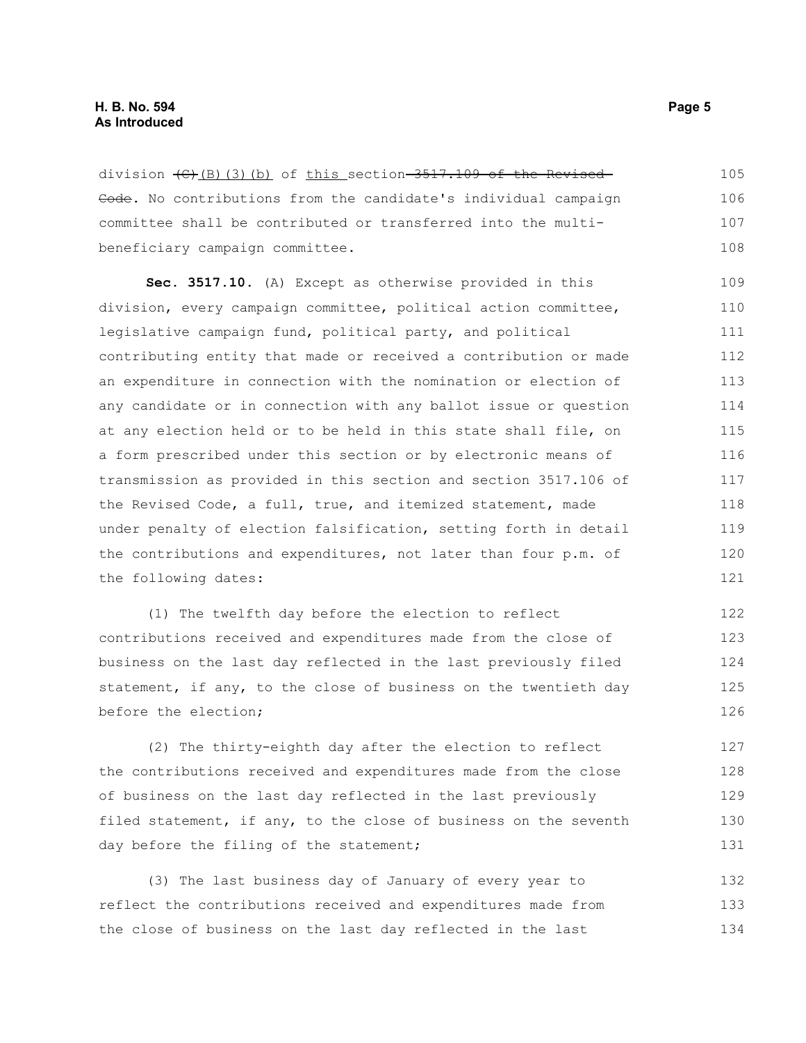division ~~(C)~~(B)(3)(b) of this section ~~3517.109 of the Revised Code~~. No contributions from the candidate's individual campaign committee shall be contributed or transferred into the multi-beneficiary campaign committee.

**Sec. 3517.10.** (A) Except as otherwise provided in this division, every campaign committee, political action committee, legislative campaign fund, political party, and political contributing entity that made or received a contribution or made an expenditure in connection with the nomination or election of any candidate or in connection with any ballot issue or question at any election held or to be held in this state shall file, on a form prescribed under this section or by electronic means of transmission as provided in this section and section 3517.106 of the Revised Code, a full, true, and itemized statement, made under penalty of election falsification, setting forth in detail the contributions and expenditures, not later than four p.m. of the following dates:

(1) The twelfth day before the election to reflect contributions received and expenditures made from the close of business on the last day reflected in the last previously filed statement, if any, to the close of business on the twentieth day before the election;

(2) The thirty-eighth day after the election to reflect the contributions received and expenditures made from the close of business on the last day reflected in the last previously filed statement, if any, to the close of business on the seventh day before the filing of the statement;

(3) The last business day of January of every year to reflect the contributions received and expenditures made from the close of business on the last day reflected in the last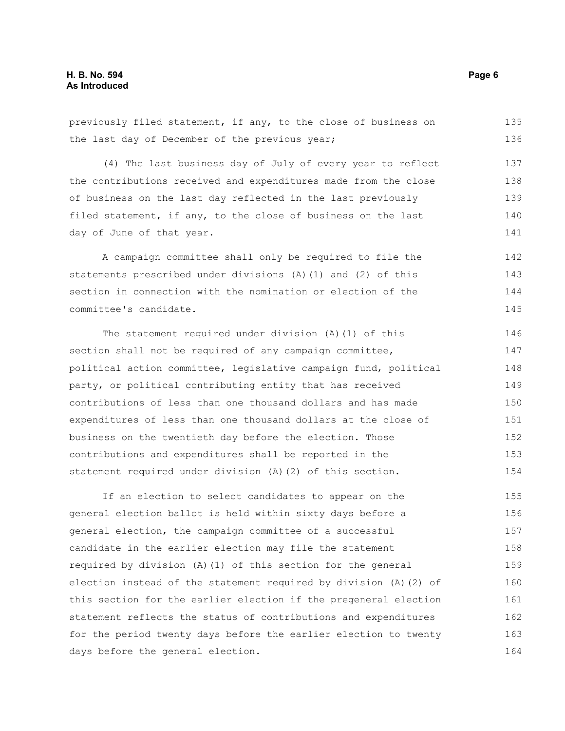previously filed statement, if any, to the close of business on the last day of December of the previous year;

(4) The last business day of July of every year to reflect the contributions received and expenditures made from the close of business on the last day reflected in the last previously filed statement, if any, to the close of business on the last day of June of that year.

A campaign committee shall only be required to file the statements prescribed under divisions (A)(1) and (2) of this section in connection with the nomination or election of the committee's candidate.

The statement required under division (A)(1) of this section shall not be required of any campaign committee, political action committee, legislative campaign fund, political party, or political contributing entity that has received contributions of less than one thousand dollars and has made expenditures of less than one thousand dollars at the close of business on the twentieth day before the election. Those contributions and expenditures shall be reported in the statement required under division (A)(2) of this section.

If an election to select candidates to appear on the general election ballot is held within sixty days before a general election, the campaign committee of a successful candidate in the earlier election may file the statement required by division (A)(1) of this section for the general election instead of the statement required by division (A)(2) of this section for the earlier election if the pregeneral election statement reflects the status of contributions and expenditures for the period twenty days before the earlier election to twenty days before the general election.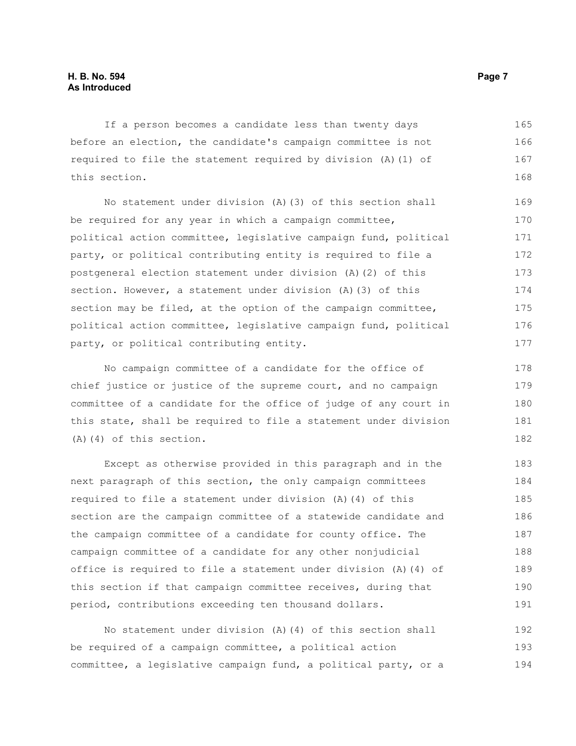If a person becomes a candidate less than twenty days before an election, the candidate's campaign committee is not required to file the statement required by division (A)(1) of this section.

No statement under division (A)(3) of this section shall be required for any year in which a campaign committee, political action committee, legislative campaign fund, political party, or political contributing entity is required to file a postgeneral election statement under division (A)(2) of this section. However, a statement under division (A)(3) of this section may be filed, at the option of the campaign committee, political action committee, legislative campaign fund, political party, or political contributing entity.

No campaign committee of a candidate for the office of chief justice or justice of the supreme court, and no campaign committee of a candidate for the office of judge of any court in this state, shall be required to file a statement under division (A)(4) of this section.

Except as otherwise provided in this paragraph and in the next paragraph of this section, the only campaign committees required to file a statement under division (A)(4) of this section are the campaign committee of a statewide candidate and the campaign committee of a candidate for county office. The campaign committee of a candidate for any other nonjudicial office is required to file a statement under division (A)(4) of this section if that campaign committee receives, during that period, contributions exceeding ten thousand dollars.

No statement under division (A)(4) of this section shall be required of a campaign committee, a political action committee, a legislative campaign fund, a political party, or a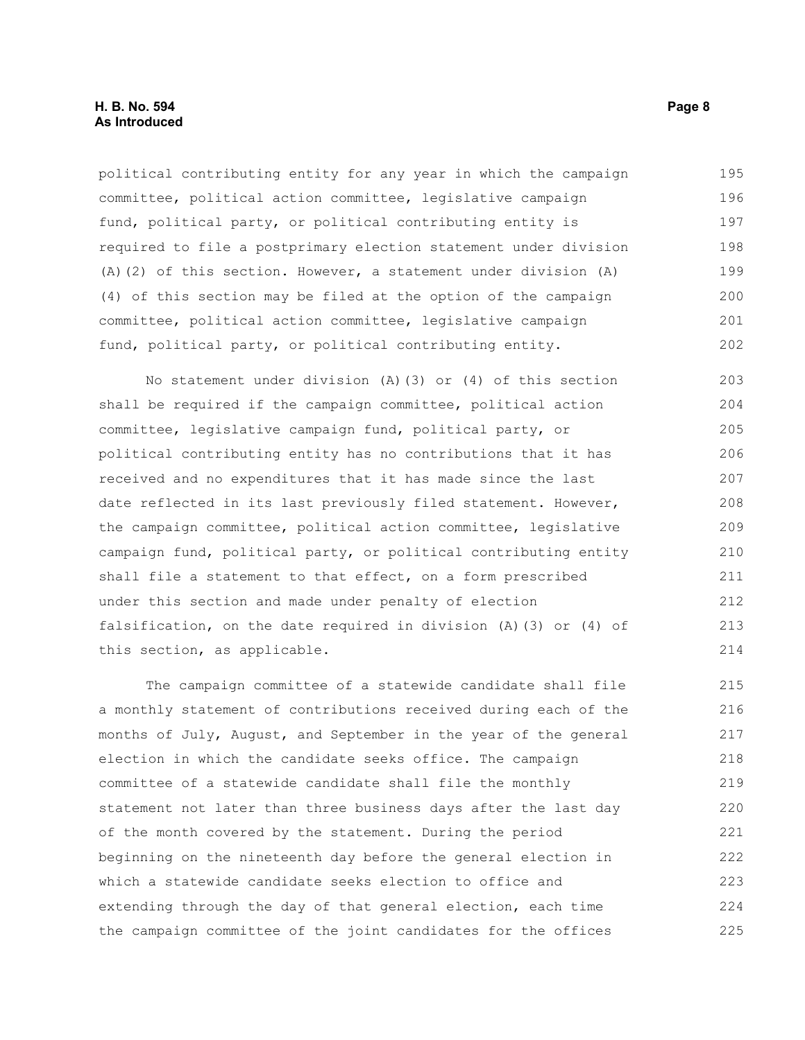political contributing entity for any year in which the campaign committee, political action committee, legislative campaign fund, political party, or political contributing entity is required to file a postprimary election statement under division (A)(2) of this section. However, a statement under division (A)(4) of this section may be filed at the option of the campaign committee, political action committee, legislative campaign fund, political party, or political contributing entity.

No statement under division (A)(3) or (4) of this section shall be required if the campaign committee, political action committee, legislative campaign fund, political party, or political contributing entity has no contributions that it has received and no expenditures that it has made since the last date reflected in its last previously filed statement. However, the campaign committee, political action committee, legislative campaign fund, political party, or political contributing entity shall file a statement to that effect, on a form prescribed under this section and made under penalty of election falsification, on the date required in division (A)(3) or (4) of this section, as applicable.

The campaign committee of a statewide candidate shall file a monthly statement of contributions received during each of the months of July, August, and September in the year of the general election in which the candidate seeks office. The campaign committee of a statewide candidate shall file the monthly statement not later than three business days after the last day of the month covered by the statement. During the period beginning on the nineteenth day before the general election in which a statewide candidate seeks election to office and extending through the day of that general election, each time the campaign committee of the joint candidates for the offices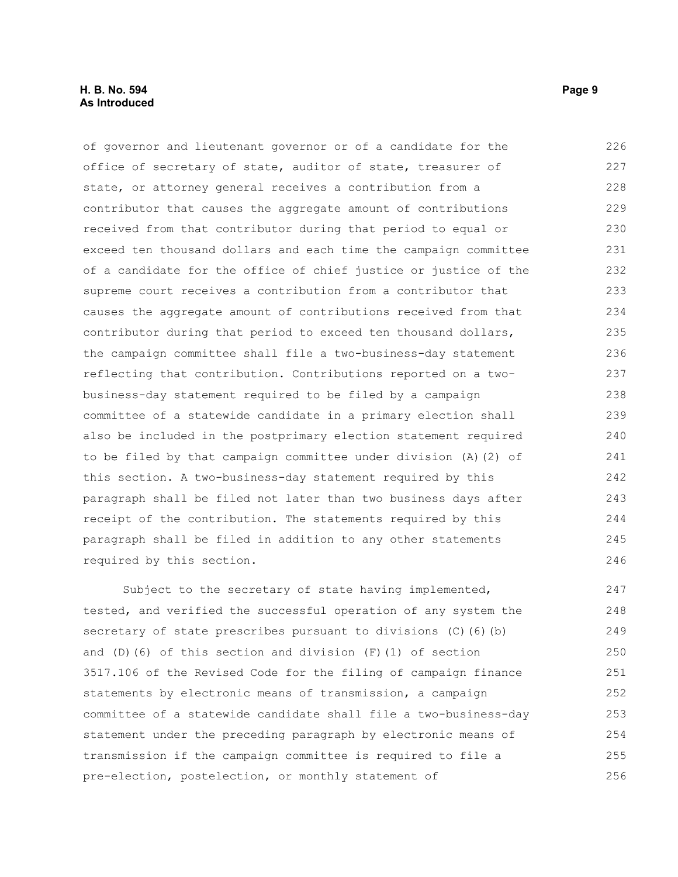of governor and lieutenant governor or of a candidate for the office of secretary of state, auditor of state, treasurer of state, or attorney general receives a contribution from a contributor that causes the aggregate amount of contributions received from that contributor during that period to equal or exceed ten thousand dollars and each time the campaign committee of a candidate for the office of chief justice or justice of the supreme court receives a contribution from a contributor that causes the aggregate amount of contributions received from that contributor during that period to exceed ten thousand dollars, the campaign committee shall file a two-business-day statement reflecting that contribution. Contributions reported on a two-business-day statement required to be filed by a campaign committee of a statewide candidate in a primary election shall also be included in the postprimary election statement required to be filed by that campaign committee under division (A)(2) of this section. A two-business-day statement required by this paragraph shall be filed not later than two business days after receipt of the contribution. The statements required by this paragraph shall be filed in addition to any other statements required by this section.

Subject to the secretary of state having implemented, tested, and verified the successful operation of any system the secretary of state prescribes pursuant to divisions (C)(6)(b) and (D)(6) of this section and division (F)(1) of section 3517.106 of the Revised Code for the filing of campaign finance statements by electronic means of transmission, a campaign committee of a statewide candidate shall file a two-business-day statement under the preceding paragraph by electronic means of transmission if the campaign committee is required to file a pre-election, postelection, or monthly statement of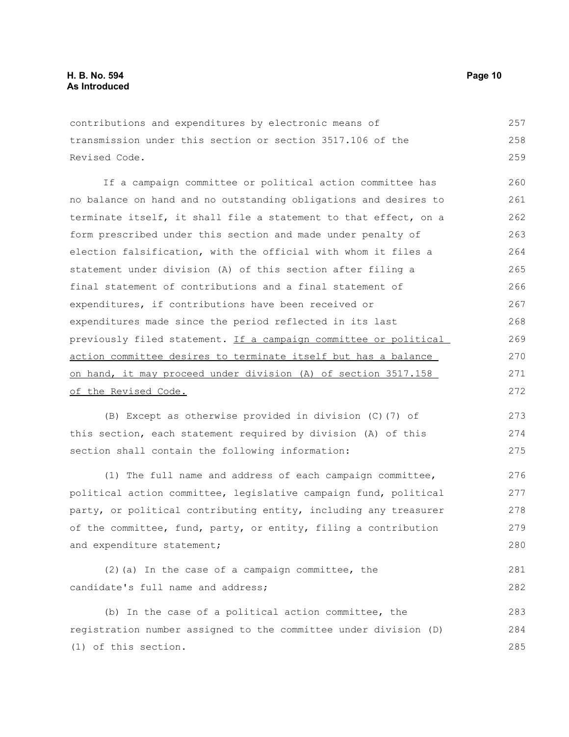contributions and expenditures by electronic means of transmission under this section or section 3517.106 of the Revised Code.

If a campaign committee or political action committee has no balance on hand and no outstanding obligations and desires to terminate itself, it shall file a statement to that effect, on a form prescribed under this section and made under penalty of election falsification, with the official with whom it files a statement under division (A) of this section after filing a final statement of contributions and a final statement of expenditures, if contributions have been received or expenditures made since the period reflected in its last previously filed statement. <u>If a campaign committee or political action committee desires to terminate itself but has a balance on hand, it may proceed under division (A) of section 3517.158 of the Revised Code.</u>

(B) Except as otherwise provided in division (C)(7) of this section, each statement required by division (A) of this section shall contain the following information:

(1) The full name and address of each campaign committee, political action committee, legislative campaign fund, political party, or political contributing entity, including any treasurer of the committee, fund, party, or entity, filing a contribution and expenditure statement;

(2)(a) In the case of a campaign committee, the candidate's full name and address;

(b) In the case of a political action committee, the registration number assigned to the committee under division (D)(1) of this section.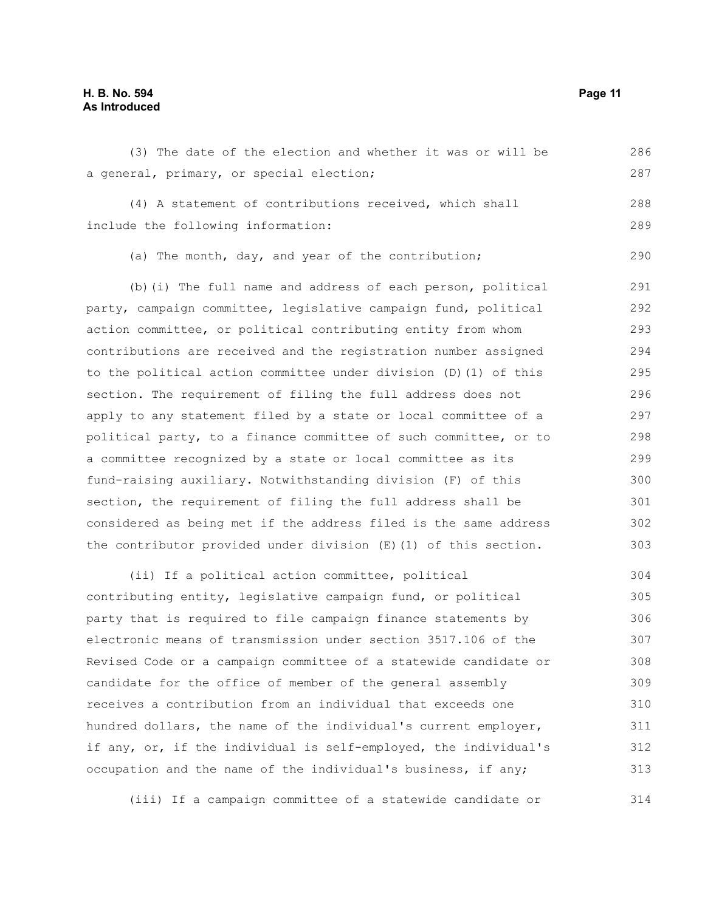(3) The date of the election and whether it was or will be a general, primary, or special election;

(4) A statement of contributions received, which shall include the following information:

(a) The month, day, and year of the contribution;

(b)(i) The full name and address of each person, political party, campaign committee, legislative campaign fund, political action committee, or political contributing entity from whom contributions are received and the registration number assigned to the political action committee under division (D)(1) of this section. The requirement of filing the full address does not apply to any statement filed by a state or local committee of a political party, to a finance committee of such committee, or to a committee recognized by a state or local committee as its fund-raising auxiliary. Notwithstanding division (F) of this section, the requirement of filing the full address shall be considered as being met if the address filed is the same address the contributor provided under division (E)(1) of this section.

(ii) If a political action committee, political contributing entity, legislative campaign fund, or political party that is required to file campaign finance statements by electronic means of transmission under section 3517.106 of the Revised Code or a campaign committee of a statewide candidate or candidate for the office of member of the general assembly receives a contribution from an individual that exceeds one hundred dollars, the name of the individual's current employer, if any, or, if the individual is self-employed, the individual's occupation and the name of the individual's business, if any;

(iii) If a campaign committee of a statewide candidate or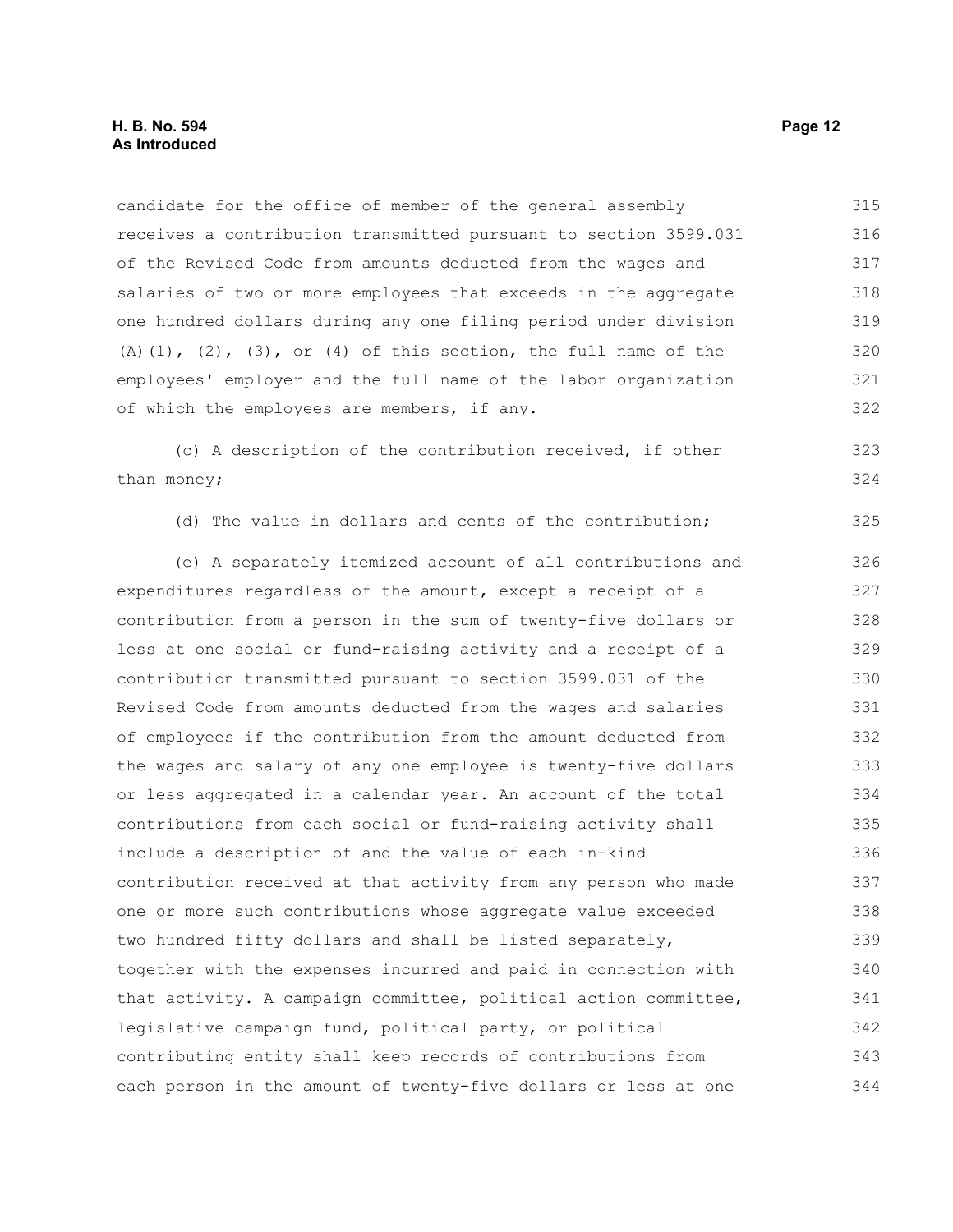candidate for the office of member of the general assembly receives a contribution transmitted pursuant to section 3599.031 of the Revised Code from amounts deducted from the wages and salaries of two or more employees that exceeds in the aggregate one hundred dollars during any one filing period under division (A)(1), (2), (3), or (4) of this section, the full name of the employees' employer and the full name of the labor organization of which the employees are members, if any.

(c) A description of the contribution received, if other than money;

(d) The value in dollars and cents of the contribution;

(e) A separately itemized account of all contributions and expenditures regardless of the amount, except a receipt of a contribution from a person in the sum of twenty-five dollars or less at one social or fund-raising activity and a receipt of a contribution transmitted pursuant to section 3599.031 of the Revised Code from amounts deducted from the wages and salaries of employees if the contribution from the amount deducted from the wages and salary of any one employee is twenty-five dollars or less aggregated in a calendar year. An account of the total contributions from each social or fund-raising activity shall include a description of and the value of each in-kind contribution received at that activity from any person who made one or more such contributions whose aggregate value exceeded two hundred fifty dollars and shall be listed separately, together with the expenses incurred and paid in connection with that activity. A campaign committee, political action committee, legislative campaign fund, political party, or political contributing entity shall keep records of contributions from each person in the amount of twenty-five dollars or less at one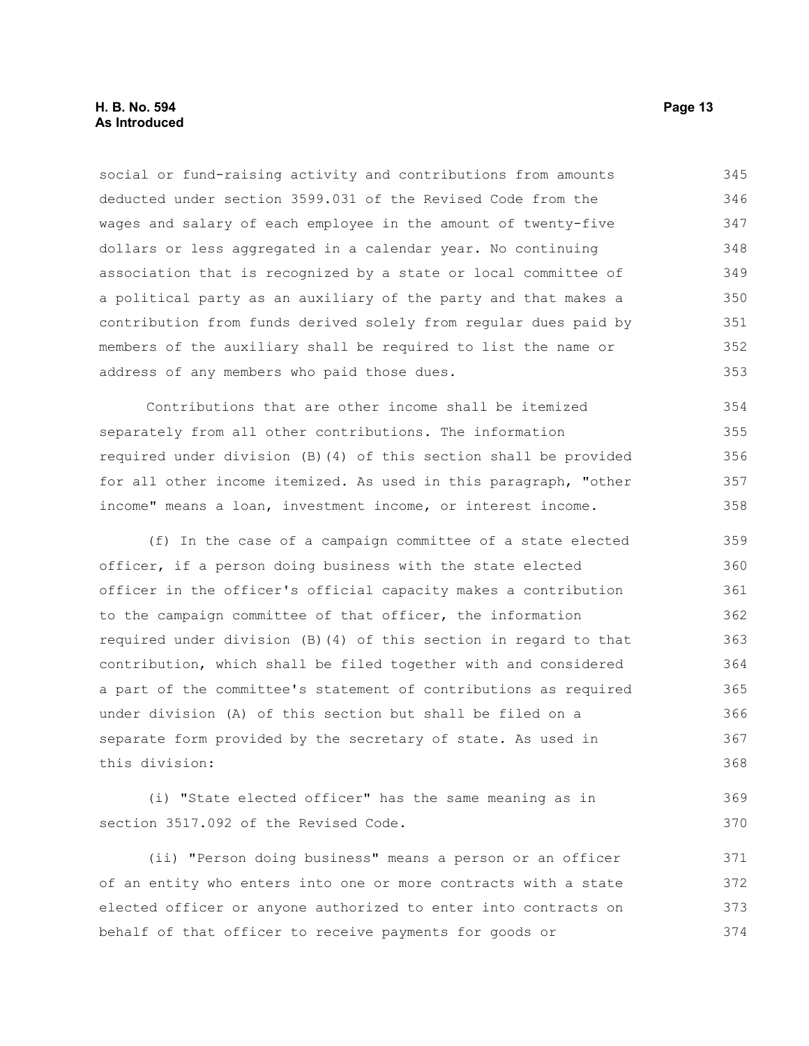social or fund-raising activity and contributions from amounts deducted under section 3599.031 of the Revised Code from the wages and salary of each employee in the amount of twenty-five dollars or less aggregated in a calendar year. No continuing association that is recognized by a state or local committee of a political party as an auxiliary of the party and that makes a contribution from funds derived solely from regular dues paid by members of the auxiliary shall be required to list the name or address of any members who paid those dues.

Contributions that are other income shall be itemized separately from all other contributions. The information required under division (B)(4) of this section shall be provided for all other income itemized. As used in this paragraph, "other income" means a loan, investment income, or interest income.

(f) In the case of a campaign committee of a state elected officer, if a person doing business with the state elected officer in the officer's official capacity makes a contribution to the campaign committee of that officer, the information required under division (B)(4) of this section in regard to that contribution, which shall be filed together with and considered a part of the committee's statement of contributions as required under division (A) of this section but shall be filed on a separate form provided by the secretary of state. As used in this division:

(i) "State elected officer" has the same meaning as in section 3517.092 of the Revised Code.

(ii) "Person doing business" means a person or an officer of an entity who enters into one or more contracts with a state elected officer or anyone authorized to enter into contracts on behalf of that officer to receive payments for goods or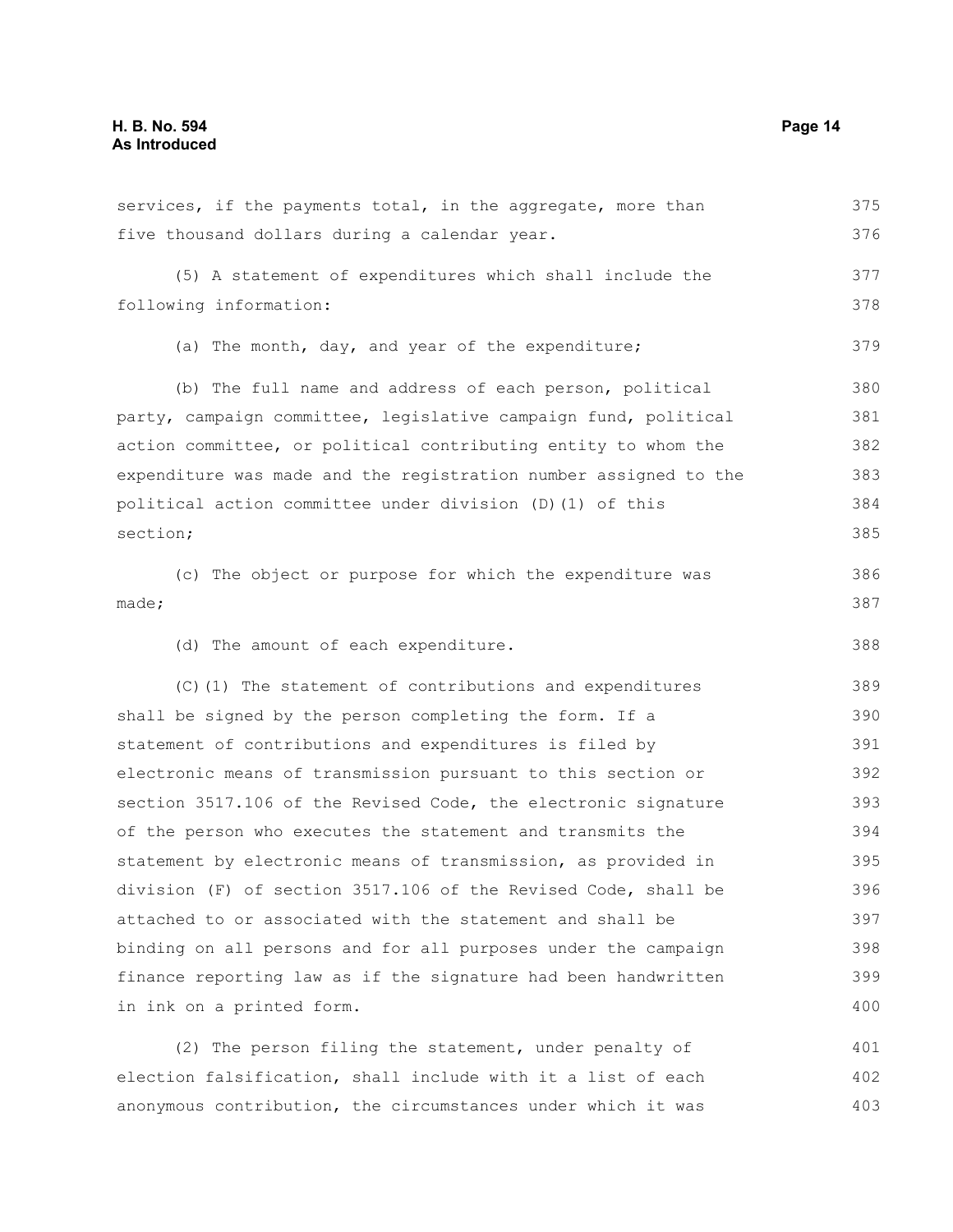services, if the payments total, in the aggregate, more than five thousand dollars during a calendar year.

(5) A statement of expenditures which shall include the following information:

(a) The month, day, and year of the expenditure;

(b) The full name and address of each person, political party, campaign committee, legislative campaign fund, political action committee, or political contributing entity to whom the expenditure was made and the registration number assigned to the political action committee under division (D)(1) of this section;

(c) The object or purpose for which the expenditure was made;

(d) The amount of each expenditure.

(C)(1) The statement of contributions and expenditures shall be signed by the person completing the form. If a statement of contributions and expenditures is filed by electronic means of transmission pursuant to this section or section 3517.106 of the Revised Code, the electronic signature of the person who executes the statement and transmits the statement by electronic means of transmission, as provided in division (F) of section 3517.106 of the Revised Code, shall be attached to or associated with the statement and shall be binding on all persons and for all purposes under the campaign finance reporting law as if the signature had been handwritten in ink on a printed form.

(2) The person filing the statement, under penalty of election falsification, shall include with it a list of each anonymous contribution, the circumstances under which it was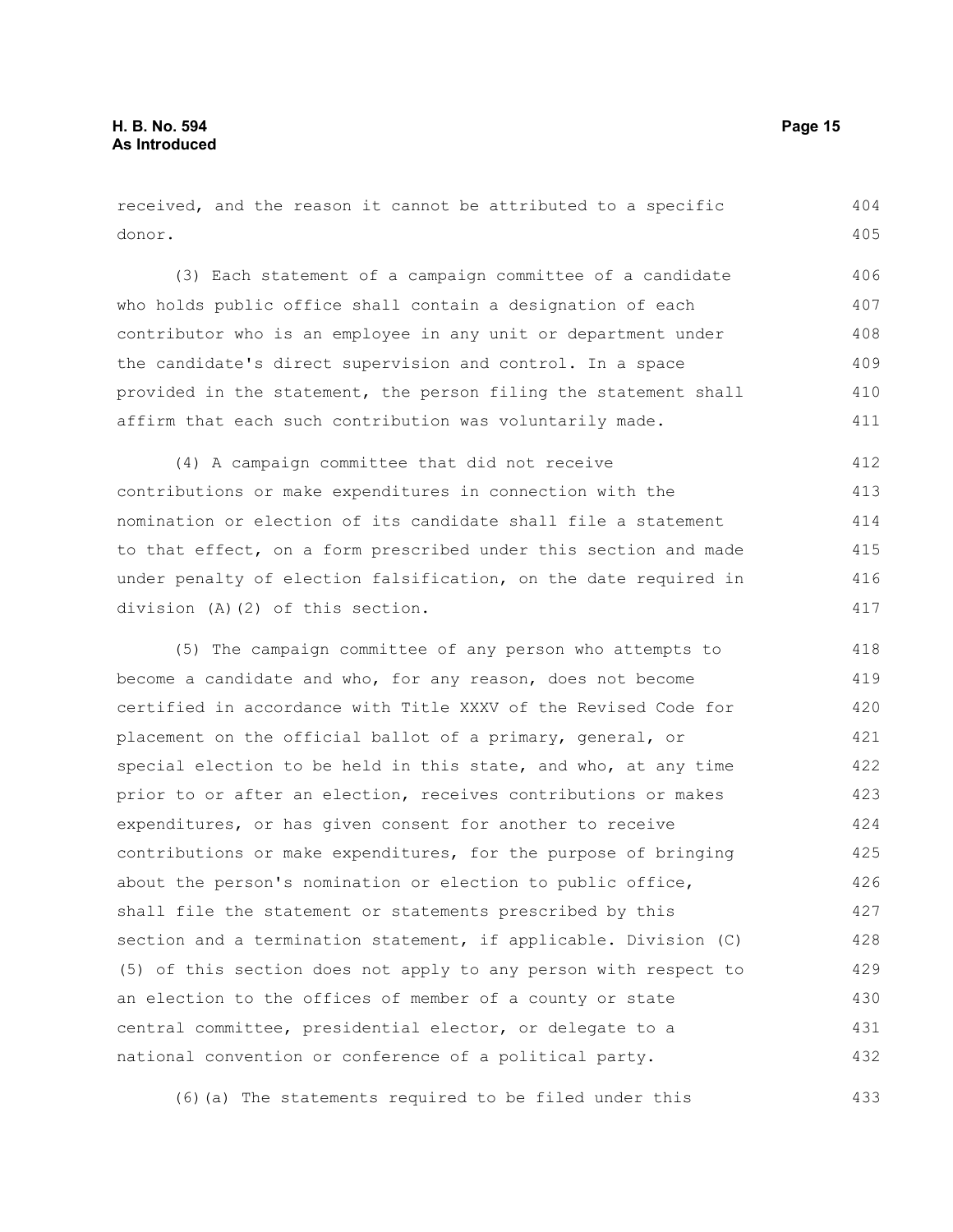received, and the reason it cannot be attributed to a specific donor.

(3) Each statement of a campaign committee of a candidate who holds public office shall contain a designation of each contributor who is an employee in any unit or department under the candidate's direct supervision and control. In a space provided in the statement, the person filing the statement shall affirm that each such contribution was voluntarily made.

(4) A campaign committee that did not receive contributions or make expenditures in connection with the nomination or election of its candidate shall file a statement to that effect, on a form prescribed under this section and made under penalty of election falsification, on the date required in division (A)(2) of this section.

(5) The campaign committee of any person who attempts to become a candidate and who, for any reason, does not become certified in accordance with Title XXXV of the Revised Code for placement on the official ballot of a primary, general, or special election to be held in this state, and who, at any time prior to or after an election, receives contributions or makes expenditures, or has given consent for another to receive contributions or make expenditures, for the purpose of bringing about the person's nomination or election to public office, shall file the statement or statements prescribed by this section and a termination statement, if applicable. Division (C)(5) of this section does not apply to any person with respect to an election to the offices of member of a county or state central committee, presidential elector, or delegate to a national convention or conference of a political party.

(6)(a) The statements required to be filed under this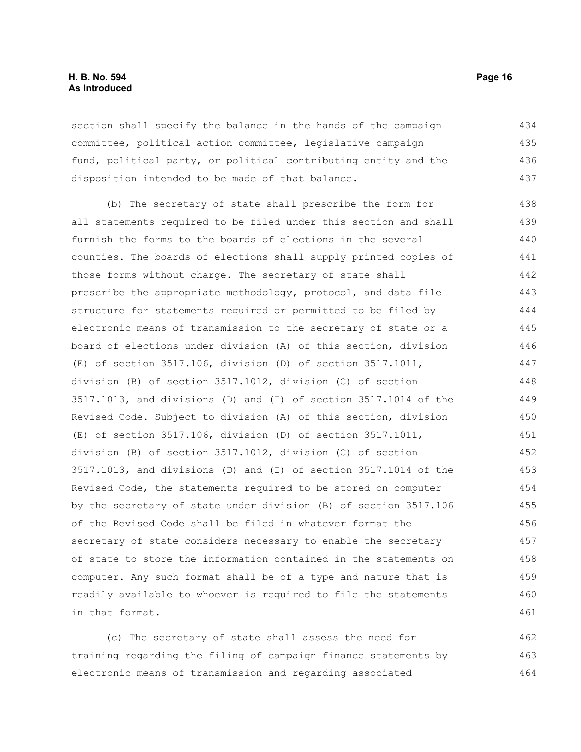section shall specify the balance in the hands of the campaign committee, political action committee, legislative campaign fund, political party, or political contributing entity and the disposition intended to be made of that balance.

(b) The secretary of state shall prescribe the form for all statements required to be filed under this section and shall furnish the forms to the boards of elections in the several counties. The boards of elections shall supply printed copies of those forms without charge. The secretary of state shall prescribe the appropriate methodology, protocol, and data file structure for statements required or permitted to be filed by electronic means of transmission to the secretary of state or a board of elections under division (A) of this section, division (E) of section 3517.106, division (D) of section 3517.1011, division (B) of section 3517.1012, division (C) of section 3517.1013, and divisions (D) and (I) of section 3517.1014 of the Revised Code. Subject to division (A) of this section, division (E) of section 3517.106, division (D) of section 3517.1011, division (B) of section 3517.1012, division (C) of section 3517.1013, and divisions (D) and (I) of section 3517.1014 of the Revised Code, the statements required to be stored on computer by the secretary of state under division (B) of section 3517.106 of the Revised Code shall be filed in whatever format the secretary of state considers necessary to enable the secretary of state to store the information contained in the statements on computer. Any such format shall be of a type and nature that is readily available to whoever is required to file the statements in that format.

(c) The secretary of state shall assess the need for training regarding the filing of campaign finance statements by electronic means of transmission and regarding associated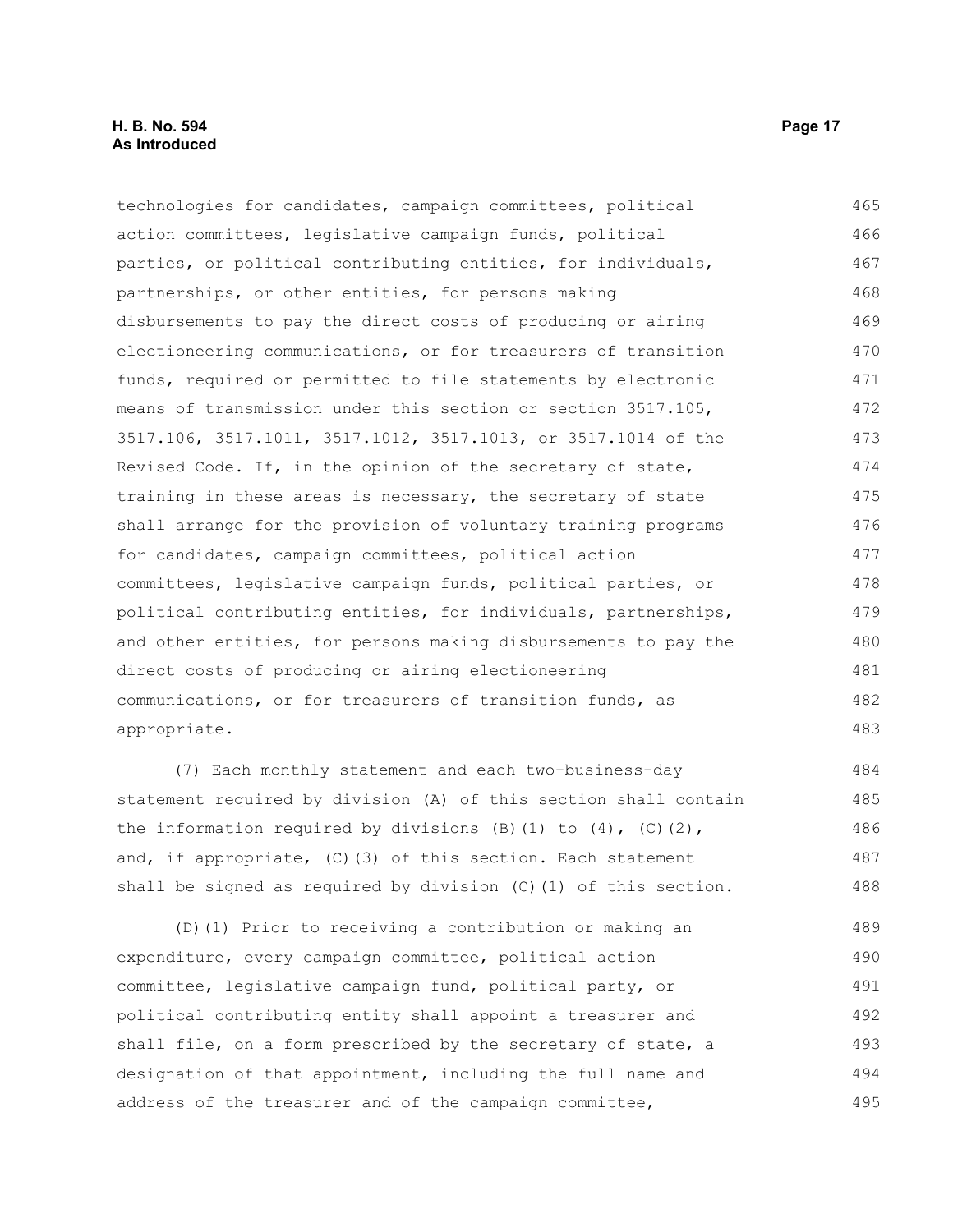technologies for candidates, campaign committees, political action committees, legislative campaign funds, political parties, or political contributing entities, for individuals, partnerships, or other entities, for persons making disbursements to pay the direct costs of producing or airing electioneering communications, or for treasurers of transition funds, required or permitted to file statements by electronic means of transmission under this section or section 3517.105, 3517.106, 3517.1011, 3517.1012, 3517.1013, or 3517.1014 of the Revised Code. If, in the opinion of the secretary of state, training in these areas is necessary, the secretary of state shall arrange for the provision of voluntary training programs for candidates, campaign committees, political action committees, legislative campaign funds, political parties, or political contributing entities, for individuals, partnerships, and other entities, for persons making disbursements to pay the direct costs of producing or airing electioneering communications, or for treasurers of transition funds, as appropriate.

(7) Each monthly statement and each two-business-day statement required by division (A) of this section shall contain the information required by divisions (B)(1) to (4), (C)(2), and, if appropriate, (C)(3) of this section. Each statement shall be signed as required by division (C)(1) of this section.

(D)(1) Prior to receiving a contribution or making an expenditure, every campaign committee, political action committee, legislative campaign fund, political party, or political contributing entity shall appoint a treasurer and shall file, on a form prescribed by the secretary of state, a designation of that appointment, including the full name and address of the treasurer and of the campaign committee,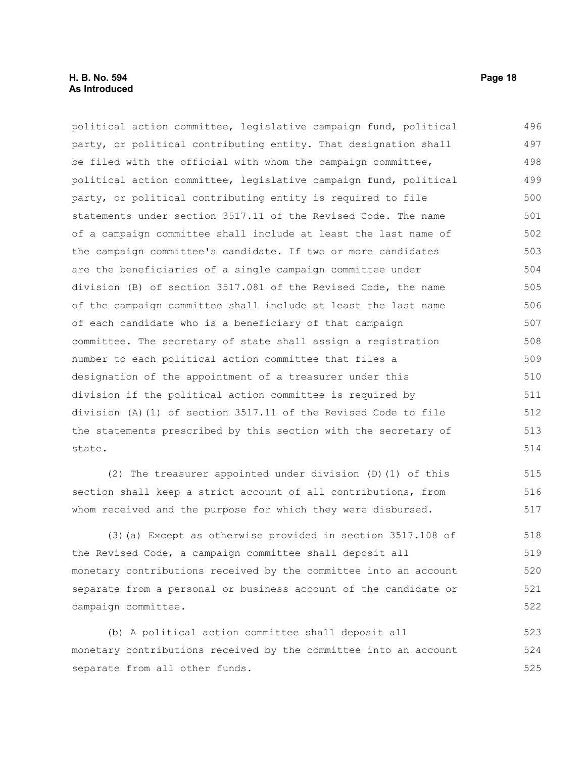political action committee, legislative campaign fund, political party, or political contributing entity. That designation shall be filed with the official with whom the campaign committee, political action committee, legislative campaign fund, political party, or political contributing entity is required to file statements under section 3517.11 of the Revised Code. The name of a campaign committee shall include at least the last name of the campaign committee's candidate. If two or more candidates are the beneficiaries of a single campaign committee under division (B) of section 3517.081 of the Revised Code, the name of the campaign committee shall include at least the last name of each candidate who is a beneficiary of that campaign committee. The secretary of state shall assign a registration number to each political action committee that files a designation of the appointment of a treasurer under this division if the political action committee is required by division (A)(1) of section 3517.11 of the Revised Code to file the statements prescribed by this section with the secretary of state.

(2) The treasurer appointed under division (D)(1) of this section shall keep a strict account of all contributions, from whom received and the purpose for which they were disbursed.

(3)(a) Except as otherwise provided in section 3517.108 of the Revised Code, a campaign committee shall deposit all monetary contributions received by the committee into an account separate from a personal or business account of the candidate or campaign committee.

(b) A political action committee shall deposit all monetary contributions received by the committee into an account separate from all other funds.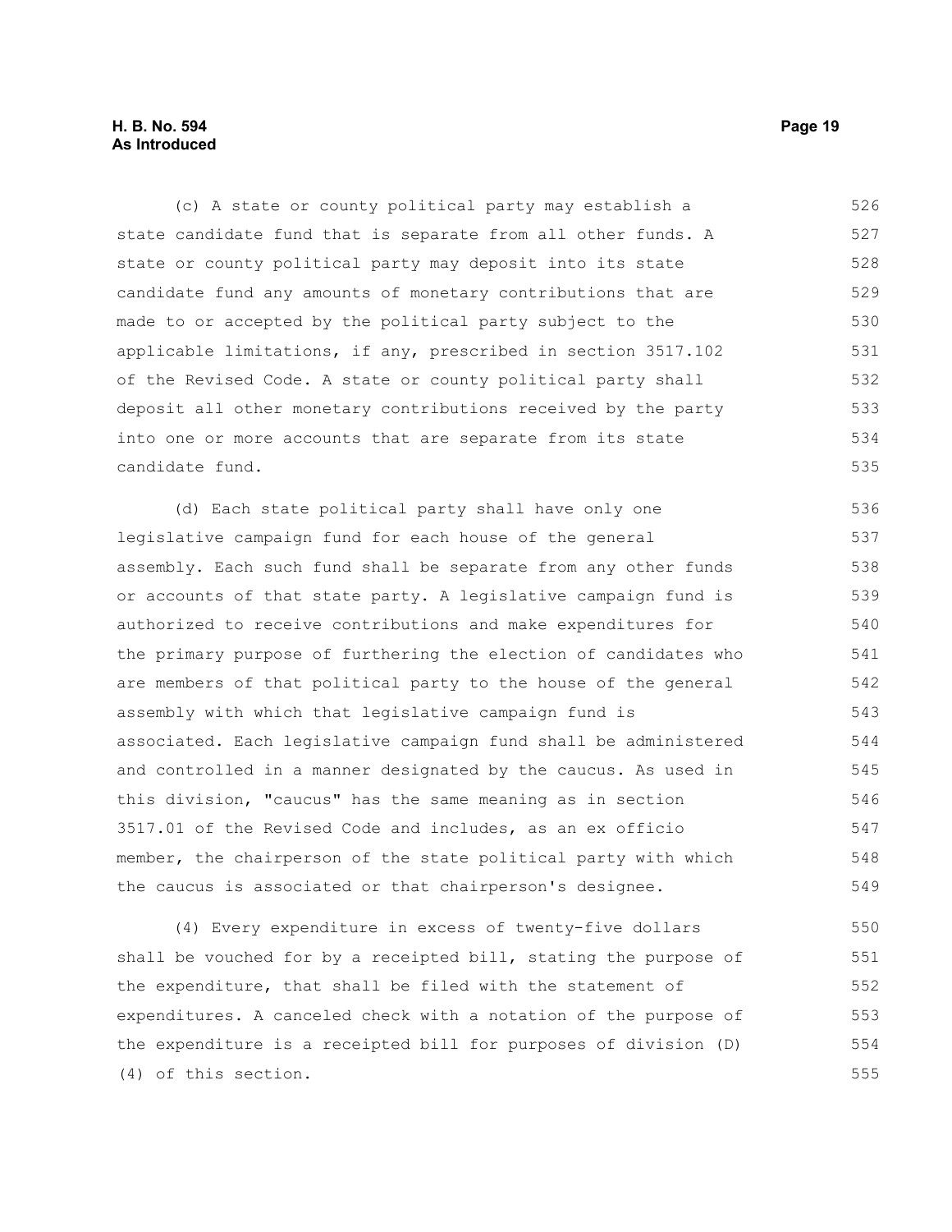(c) A state or county political party may establish a state candidate fund that is separate from all other funds. A state or county political party may deposit into its state candidate fund any amounts of monetary contributions that are made to or accepted by the political party subject to the applicable limitations, if any, prescribed in section 3517.102 of the Revised Code. A state or county political party shall deposit all other monetary contributions received by the party into one or more accounts that are separate from its state candidate fund.

(d) Each state political party shall have only one legislative campaign fund for each house of the general assembly. Each such fund shall be separate from any other funds or accounts of that state party. A legislative campaign fund is authorized to receive contributions and make expenditures for the primary purpose of furthering the election of candidates who are members of that political party to the house of the general assembly with which that legislative campaign fund is associated. Each legislative campaign fund shall be administered and controlled in a manner designated by the caucus. As used in this division, "caucus" has the same meaning as in section 3517.01 of the Revised Code and includes, as an ex officio member, the chairperson of the state political party with which the caucus is associated or that chairperson's designee.

(4) Every expenditure in excess of twenty-five dollars shall be vouched for by a receipted bill, stating the purpose of the expenditure, that shall be filed with the statement of expenditures. A canceled check with a notation of the purpose of the expenditure is a receipted bill for purposes of division (D)(4) of this section.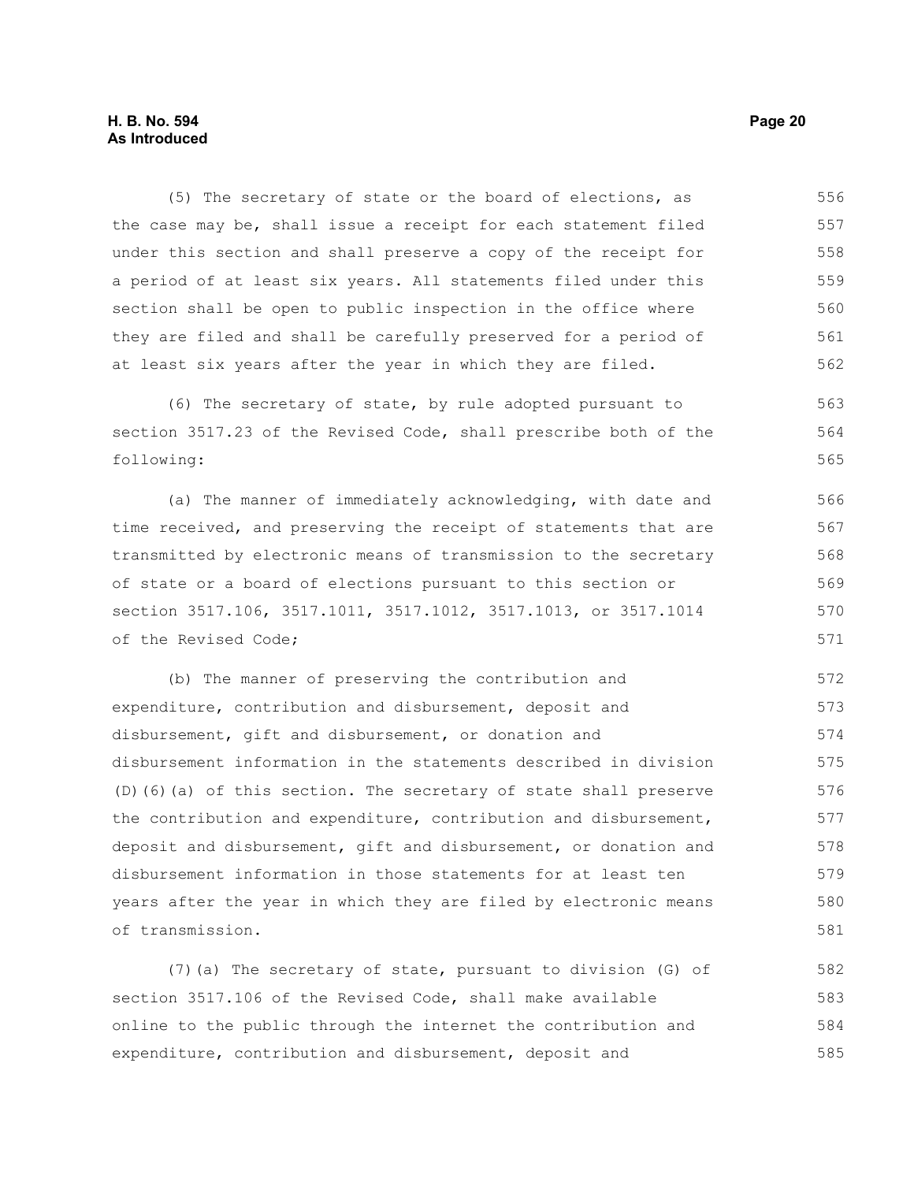(5) The secretary of state or the board of elections, as the case may be, shall issue a receipt for each statement filed under this section and shall preserve a copy of the receipt for a period of at least six years. All statements filed under this section shall be open to public inspection in the office where they are filed and shall be carefully preserved for a period of at least six years after the year in which they are filed.

(6) The secretary of state, by rule adopted pursuant to section 3517.23 of the Revised Code, shall prescribe both of the following:

(a) The manner of immediately acknowledging, with date and time received, and preserving the receipt of statements that are transmitted by electronic means of transmission to the secretary of state or a board of elections pursuant to this section or section 3517.106, 3517.1011, 3517.1012, 3517.1013, or 3517.1014 of the Revised Code;

(b) The manner of preserving the contribution and expenditure, contribution and disbursement, deposit and disbursement, gift and disbursement, or donation and disbursement information in the statements described in division (D)(6)(a) of this section. The secretary of state shall preserve the contribution and expenditure, contribution and disbursement, deposit and disbursement, gift and disbursement, or donation and disbursement information in those statements for at least ten years after the year in which they are filed by electronic means of transmission.

(7)(a) The secretary of state, pursuant to division (G) of section 3517.106 of the Revised Code, shall make available online to the public through the internet the contribution and expenditure, contribution and disbursement, deposit and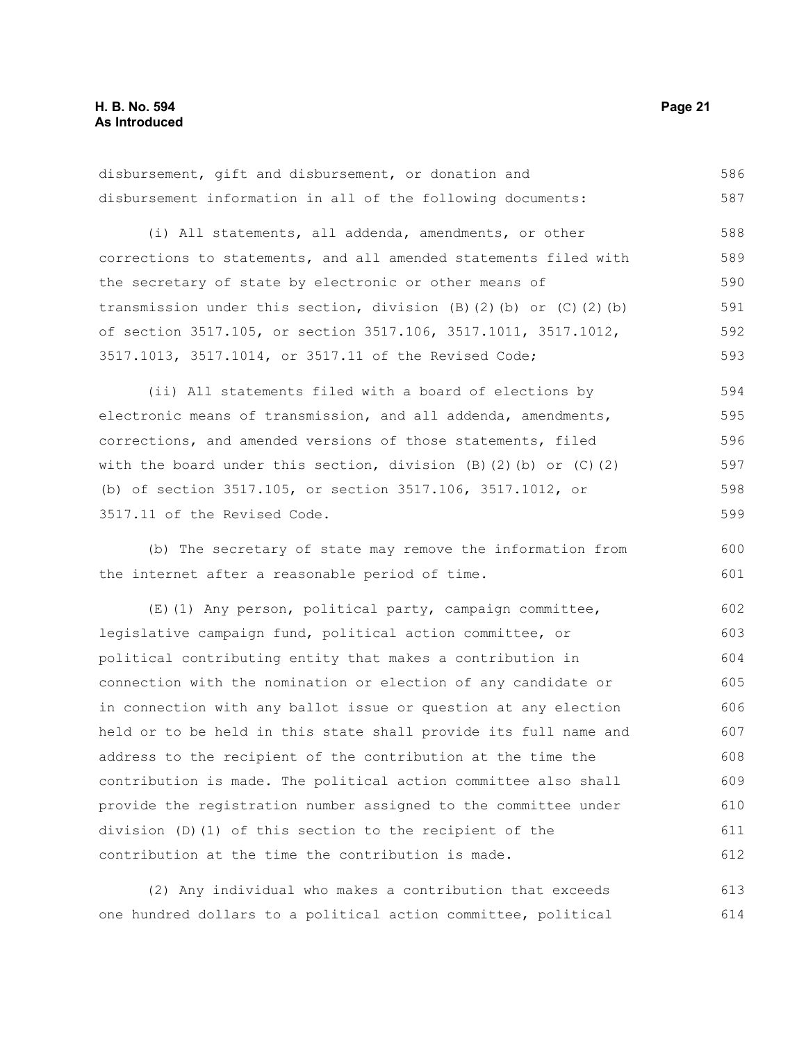disbursement, gift and disbursement, or donation and disbursement information in all of the following documents:

(i) All statements, all addenda, amendments, or other corrections to statements, and all amended statements filed with the secretary of state by electronic or other means of transmission under this section, division (B)(2)(b) or (C)(2)(b) of section 3517.105, or section 3517.106, 3517.1011, 3517.1012, 3517.1013, 3517.1014, or 3517.11 of the Revised Code;

(ii) All statements filed with a board of elections by electronic means of transmission, and all addenda, amendments, corrections, and amended versions of those statements, filed with the board under this section, division (B)(2)(b) or (C)(2)(b) of section 3517.105, or section 3517.106, 3517.1012, or 3517.11 of the Revised Code.

(b) The secretary of state may remove the information from the internet after a reasonable period of time.

(E)(1) Any person, political party, campaign committee, legislative campaign fund, political action committee, or political contributing entity that makes a contribution in connection with the nomination or election of any candidate or in connection with any ballot issue or question at any election held or to be held in this state shall provide its full name and address to the recipient of the contribution at the time the contribution is made. The political action committee also shall provide the registration number assigned to the committee under division (D)(1) of this section to the recipient of the contribution at the time the contribution is made.

(2) Any individual who makes a contribution that exceeds one hundred dollars to a political action committee, political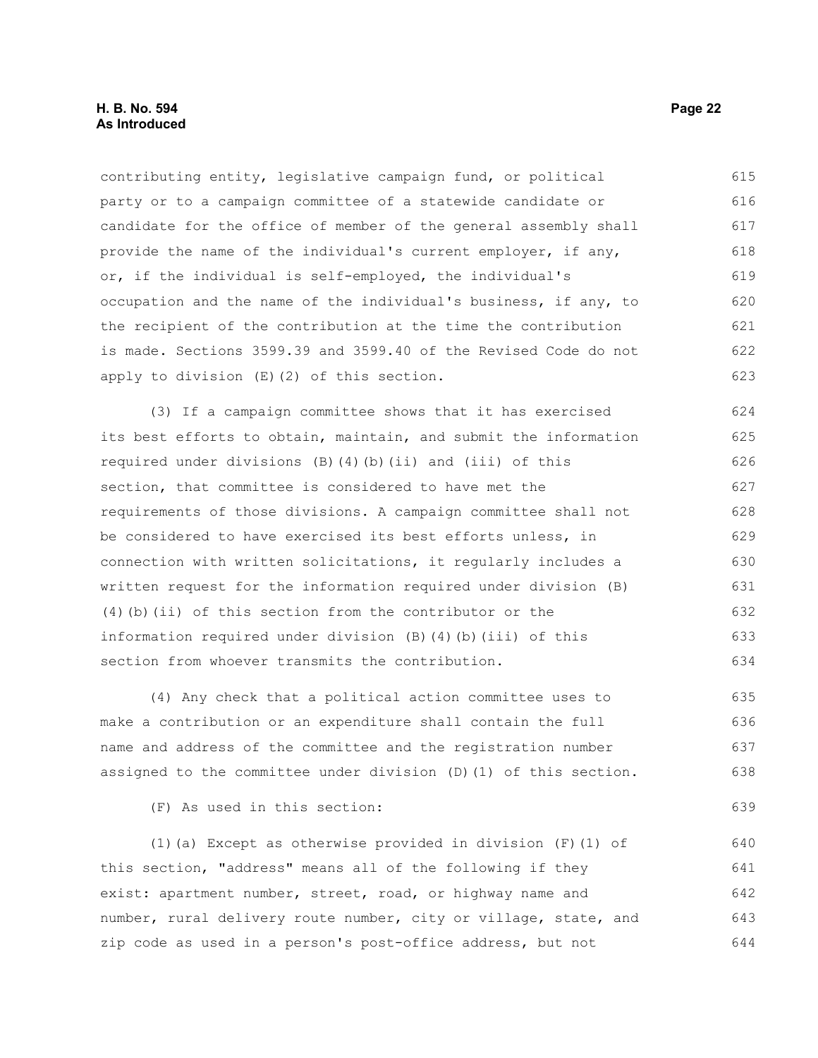contributing entity, legislative campaign fund, or political party or to a campaign committee of a statewide candidate or candidate for the office of member of the general assembly shall provide the name of the individual's current employer, if any, or, if the individual is self-employed, the individual's occupation and the name of the individual's business, if any, to the recipient of the contribution at the time the contribution is made. Sections 3599.39 and 3599.40 of the Revised Code do not apply to division (E)(2) of this section.

(3) If a campaign committee shows that it has exercised its best efforts to obtain, maintain, and submit the information required under divisions (B)(4)(b)(ii) and (iii) of this section, that committee is considered to have met the requirements of those divisions. A campaign committee shall not be considered to have exercised its best efforts unless, in connection with written solicitations, it regularly includes a written request for the information required under division (B)(4)(b)(ii) of this section from the contributor or the information required under division (B)(4)(b)(iii) of this section from whoever transmits the contribution.

(4) Any check that a political action committee uses to make a contribution or an expenditure shall contain the full name and address of the committee and the registration number assigned to the committee under division (D)(1) of this section.

(F) As used in this section:

(1)(a) Except as otherwise provided in division (F)(1) of this section, "address" means all of the following if they exist: apartment number, street, road, or highway name and number, rural delivery route number, city or village, state, and zip code as used in a person's post-office address, but not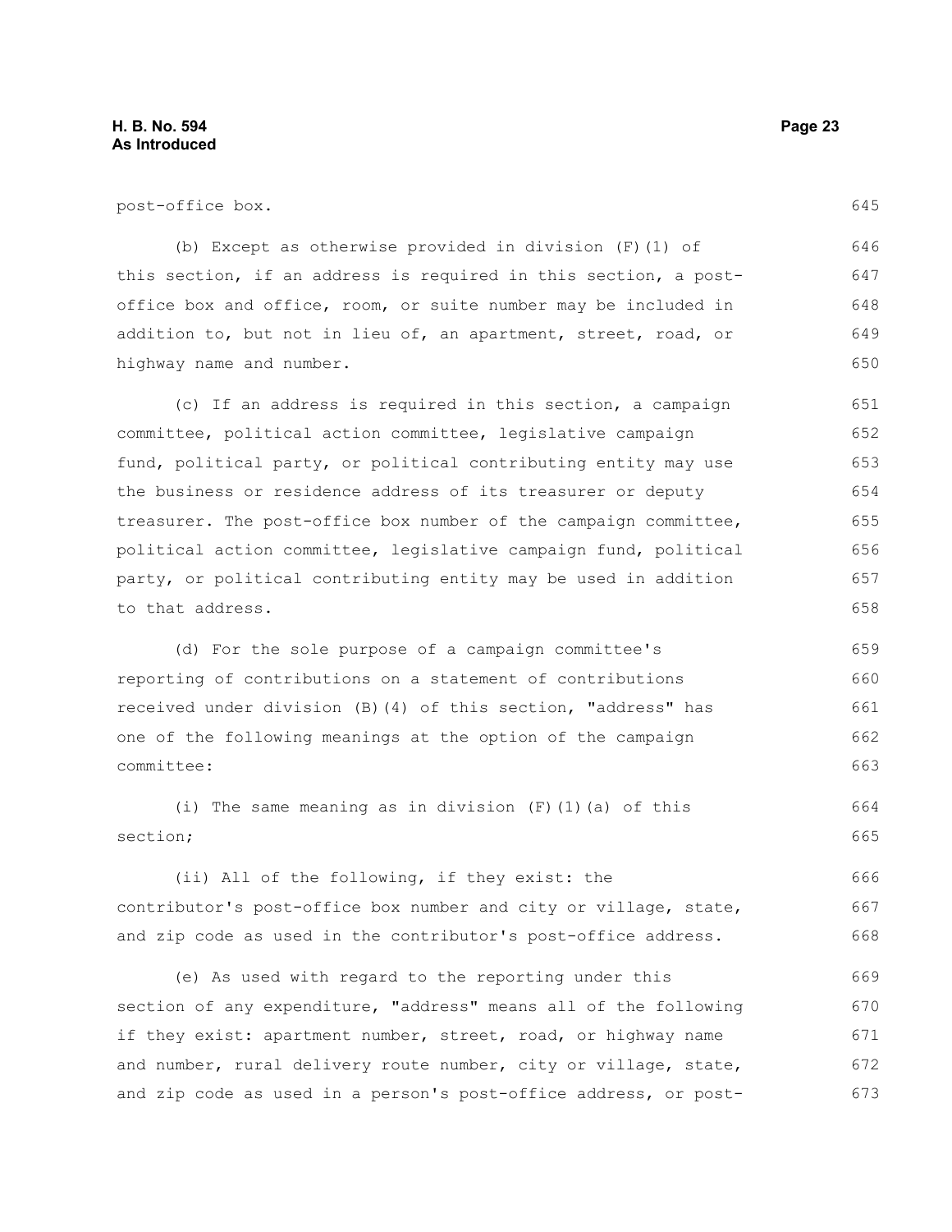post-office box.

(b) Except as otherwise provided in division (F)(1) of this section, if an address is required in this section, a post-office box and office, room, or suite number may be included in addition to, but not in lieu of, an apartment, street, road, or highway name and number.

(c) If an address is required in this section, a campaign committee, political action committee, legislative campaign fund, political party, or political contributing entity may use the business or residence address of its treasurer or deputy treasurer. The post-office box number of the campaign committee, political action committee, legislative campaign fund, political party, or political contributing entity may be used in addition to that address.

(d) For the sole purpose of a campaign committee's reporting of contributions on a statement of contributions received under division (B)(4) of this section, "address" has one of the following meanings at the option of the campaign committee:

(i) The same meaning as in division (F)(1)(a) of this section;

(ii) All of the following, if they exist: the contributor's post-office box number and city or village, state, and zip code as used in the contributor's post-office address.

(e) As used with regard to the reporting under this section of any expenditure, "address" means all of the following if they exist: apartment number, street, road, or highway name and number, rural delivery route number, city or village, state, and zip code as used in a person's post-office address, or post-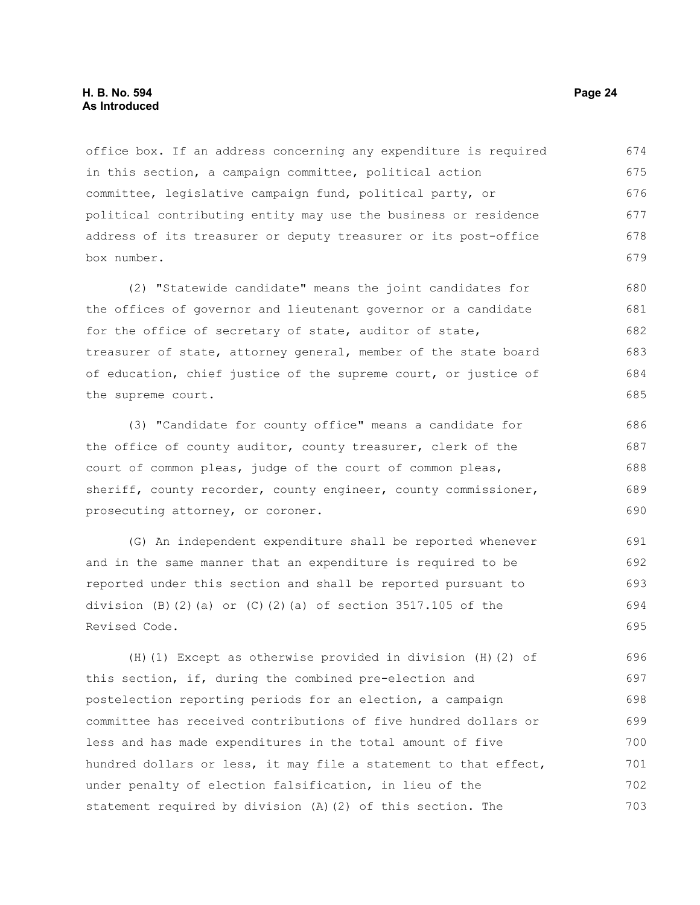office box. If an address concerning any expenditure is required in this section, a campaign committee, political action committee, legislative campaign fund, political party, or political contributing entity may use the business or residence address of its treasurer or deputy treasurer or its post-office box number.

(2) "Statewide candidate" means the joint candidates for the offices of governor and lieutenant governor or a candidate for the office of secretary of state, auditor of state, treasurer of state, attorney general, member of the state board of education, chief justice of the supreme court, or justice of the supreme court.

(3) "Candidate for county office" means a candidate for the office of county auditor, county treasurer, clerk of the court of common pleas, judge of the court of common pleas, sheriff, county recorder, county engineer, county commissioner, prosecuting attorney, or coroner.

(G) An independent expenditure shall be reported whenever and in the same manner that an expenditure is required to be reported under this section and shall be reported pursuant to division (B)(2)(a) or (C)(2)(a) of section 3517.105 of the Revised Code.

(H)(1) Except as otherwise provided in division (H)(2) of this section, if, during the combined pre-election and postelection reporting periods for an election, a campaign committee has received contributions of five hundred dollars or less and has made expenditures in the total amount of five hundred dollars or less, it may file a statement to that effect, under penalty of election falsification, in lieu of the statement required by division (A)(2) of this section. The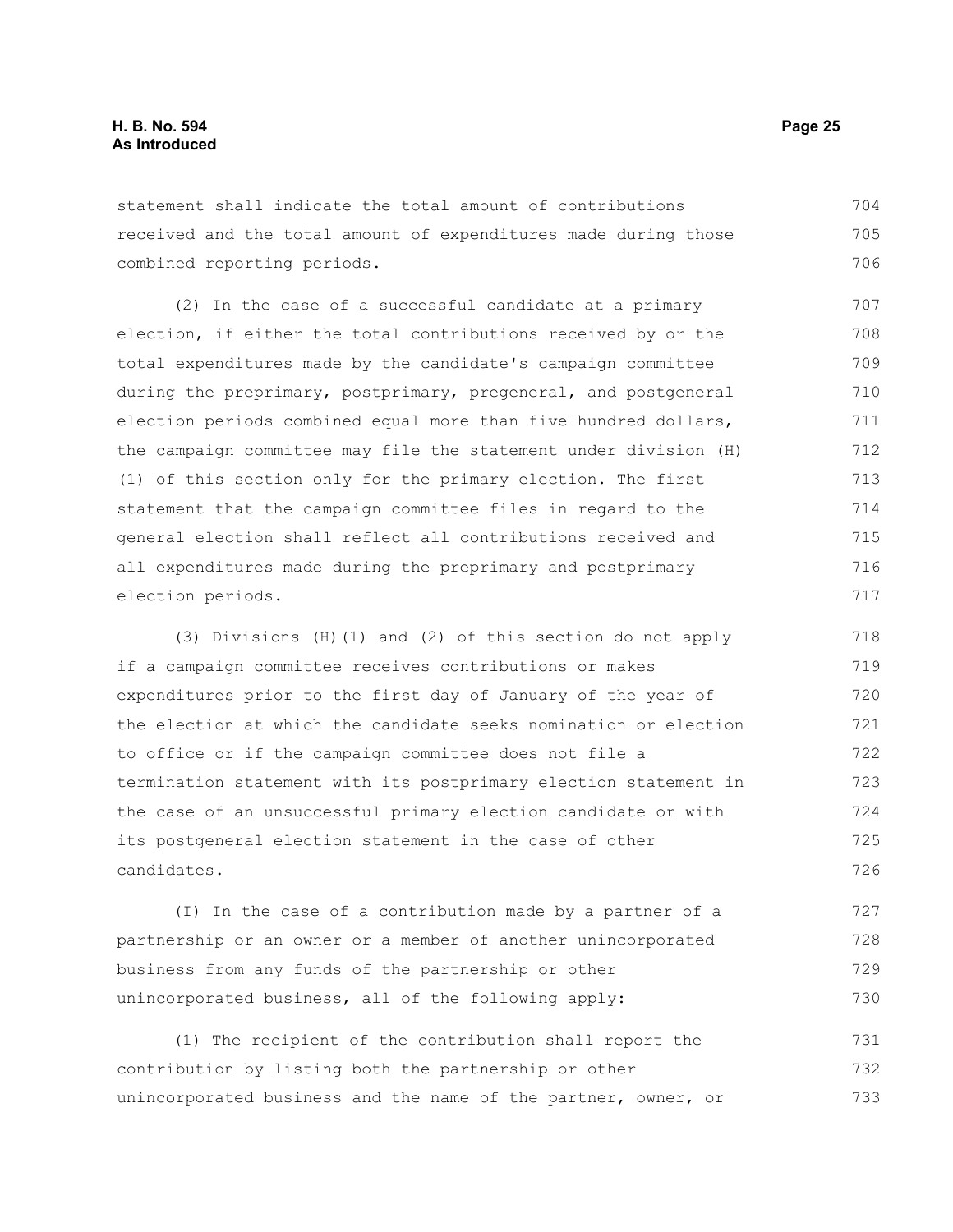statement shall indicate the total amount of contributions received and the total amount of expenditures made during those combined reporting periods.

(2) In the case of a successful candidate at a primary election, if either the total contributions received by or the total expenditures made by the candidate's campaign committee during the preprimary, postprimary, pregeneral, and postgeneral election periods combined equal more than five hundred dollars, the campaign committee may file the statement under division (H)(1) of this section only for the primary election. The first statement that the campaign committee files in regard to the general election shall reflect all contributions received and all expenditures made during the preprimary and postprimary election periods.

(3) Divisions (H)(1) and (2) of this section do not apply if a campaign committee receives contributions or makes expenditures prior to the first day of January of the year of the election at which the candidate seeks nomination or election to office or if the campaign committee does not file a termination statement with its postprimary election statement in the case of an unsuccessful primary election candidate or with its postgeneral election statement in the case of other candidates.

(I) In the case of a contribution made by a partner of a partnership or an owner or a member of another unincorporated business from any funds of the partnership or other unincorporated business, all of the following apply:

(1) The recipient of the contribution shall report the contribution by listing both the partnership or other unincorporated business and the name of the partner, owner, or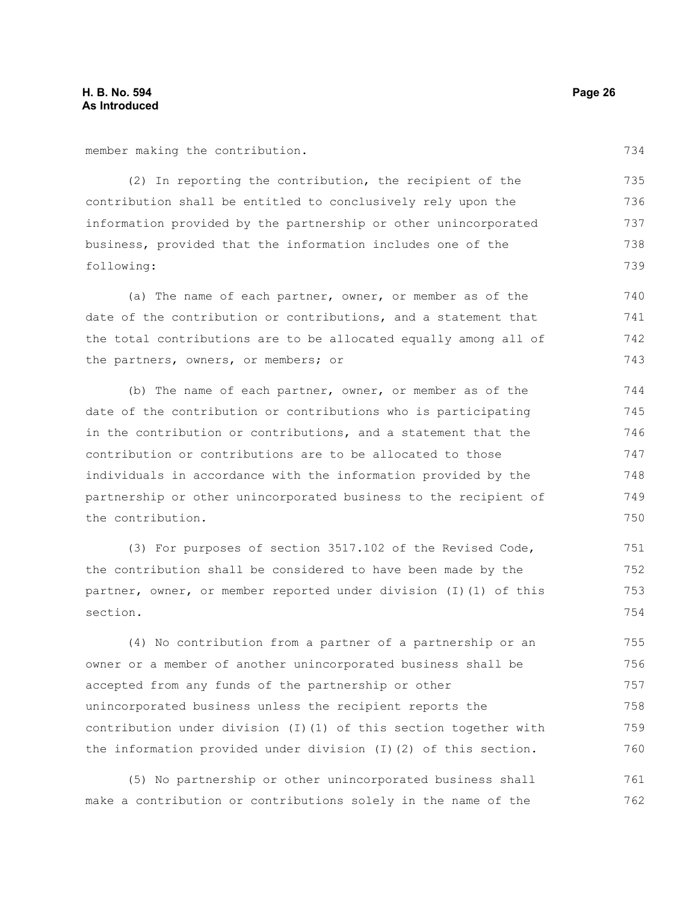member making the contribution.

(2) In reporting the contribution, the recipient of the contribution shall be entitled to conclusively rely upon the information provided by the partnership or other unincorporated business, provided that the information includes one of the following:

(a) The name of each partner, owner, or member as of the date of the contribution or contributions, and a statement that the total contributions are to be allocated equally among all of the partners, owners, or members; or

(b) The name of each partner, owner, or member as of the date of the contribution or contributions who is participating in the contribution or contributions, and a statement that the contribution or contributions are to be allocated to those individuals in accordance with the information provided by the partnership or other unincorporated business to the recipient of the contribution.

(3) For purposes of section 3517.102 of the Revised Code, the contribution shall be considered to have been made by the partner, owner, or member reported under division (I)(1) of this section.

(4) No contribution from a partner of a partnership or an owner or a member of another unincorporated business shall be accepted from any funds of the partnership or other unincorporated business unless the recipient reports the contribution under division (I)(1) of this section together with the information provided under division (I)(2) of this section.

(5) No partnership or other unincorporated business shall make a contribution or contributions solely in the name of the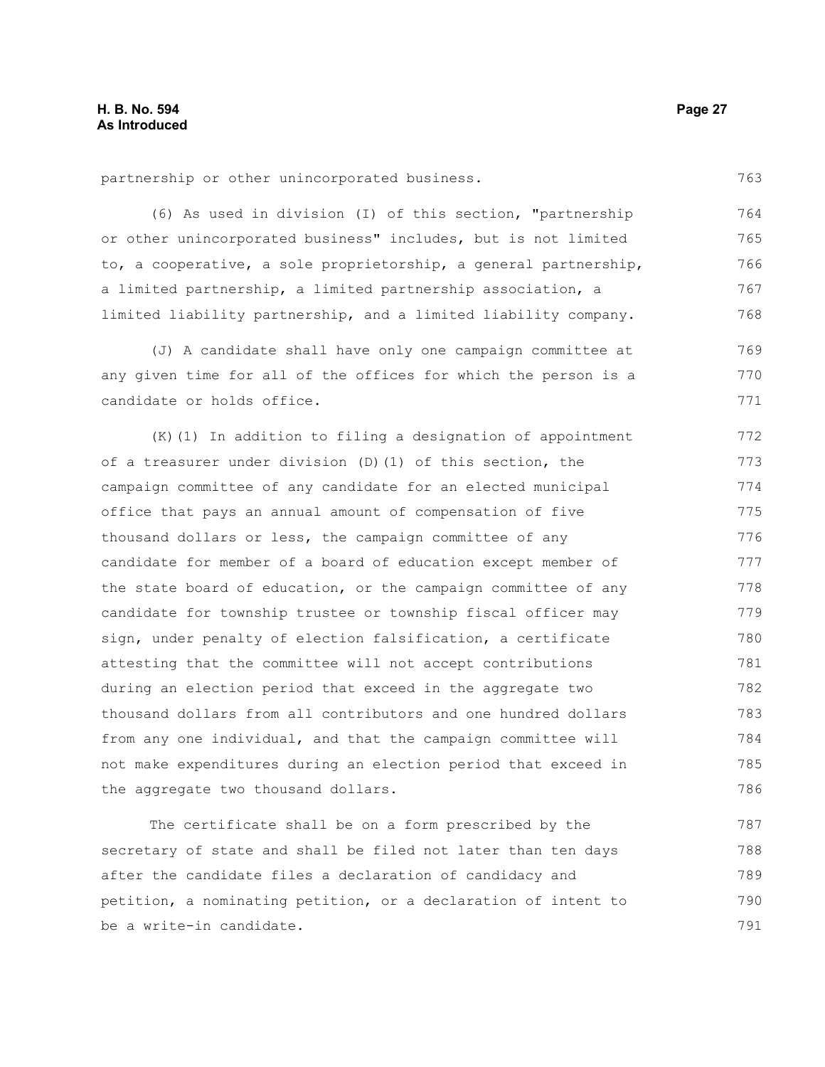partnership or other unincorporated business.

(6) As used in division (I) of this section, "partnership or other unincorporated business" includes, but is not limited to, a cooperative, a sole proprietorship, a general partnership, a limited partnership, a limited partnership association, a limited liability partnership, and a limited liability company.

(J) A candidate shall have only one campaign committee at any given time for all of the offices for which the person is a candidate or holds office.

(K)(1) In addition to filing a designation of appointment of a treasurer under division (D)(1) of this section, the campaign committee of any candidate for an elected municipal office that pays an annual amount of compensation of five thousand dollars or less, the campaign committee of any candidate for member of a board of education except member of the state board of education, or the campaign committee of any candidate for township trustee or township fiscal officer may sign, under penalty of election falsification, a certificate attesting that the committee will not accept contributions during an election period that exceed in the aggregate two thousand dollars from all contributors and one hundred dollars from any one individual, and that the campaign committee will not make expenditures during an election period that exceed in the aggregate two thousand dollars.

The certificate shall be on a form prescribed by the secretary of state and shall be filed not later than ten days after the candidate files a declaration of candidacy and petition, a nominating petition, or a declaration of intent to be a write-in candidate.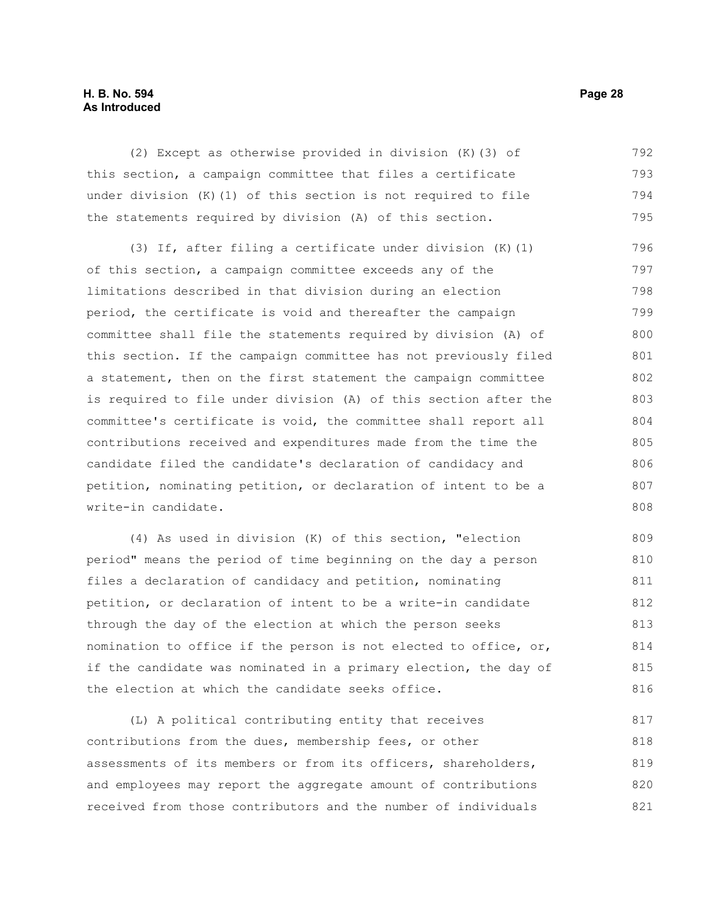(2) Except as otherwise provided in division (K)(3) of this section, a campaign committee that files a certificate under division (K)(1) of this section is not required to file the statements required by division (A) of this section.

(3) If, after filing a certificate under division (K)(1) of this section, a campaign committee exceeds any of the limitations described in that division during an election period, the certificate is void and thereafter the campaign committee shall file the statements required by division (A) of this section. If the campaign committee has not previously filed a statement, then on the first statement the campaign committee is required to file under division (A) of this section after the committee's certificate is void, the committee shall report all contributions received and expenditures made from the time the candidate filed the candidate's declaration of candidacy and petition, nominating petition, or declaration of intent to be a write-in candidate.

(4) As used in division (K) of this section, "election period" means the period of time beginning on the day a person files a declaration of candidacy and petition, nominating petition, or declaration of intent to be a write-in candidate through the day of the election at which the person seeks nomination to office if the person is not elected to office, or, if the candidate was nominated in a primary election, the day of the election at which the candidate seeks office.

(L) A political contributing entity that receives contributions from the dues, membership fees, or other assessments of its members or from its officers, shareholders, and employees may report the aggregate amount of contributions received from those contributors and the number of individuals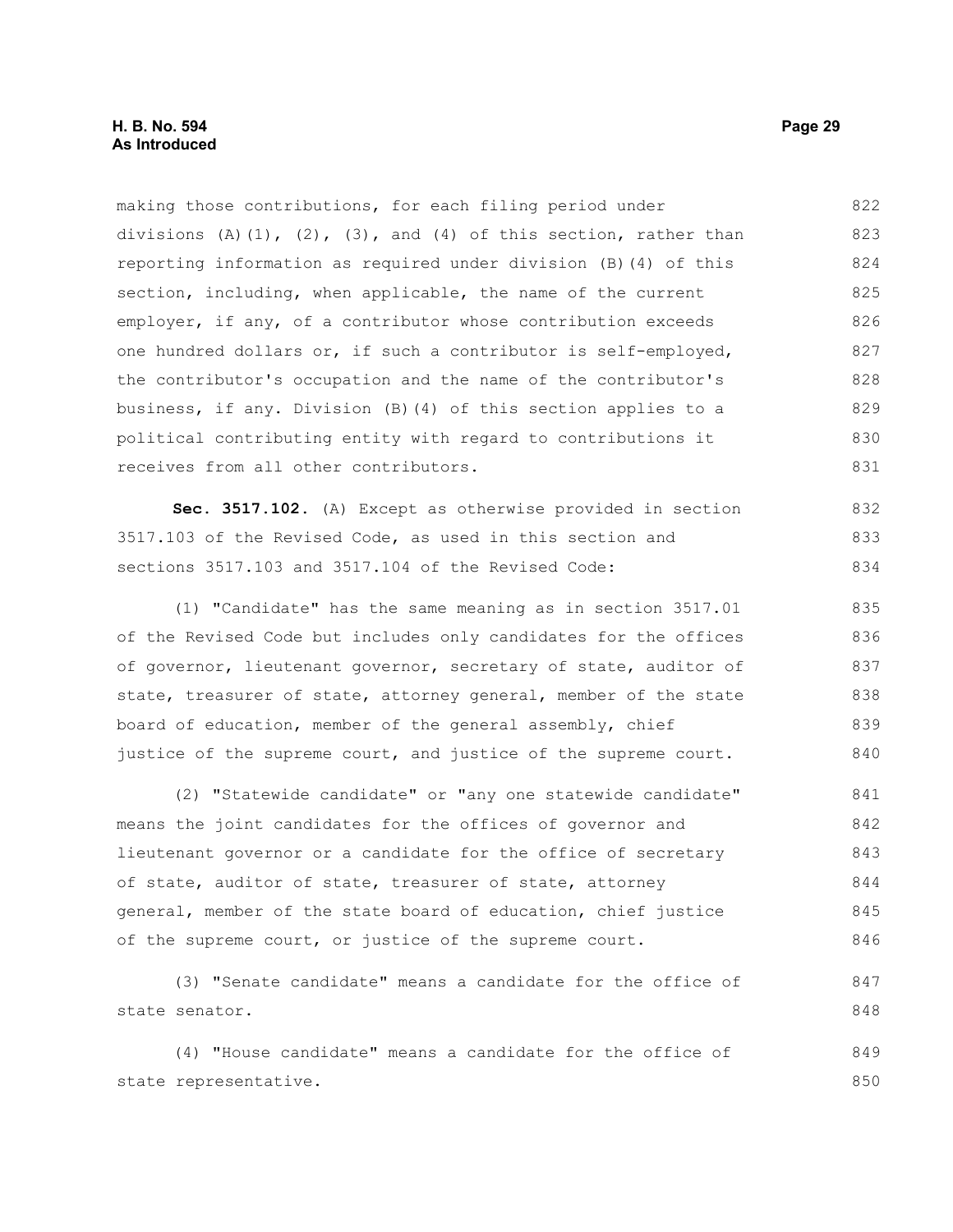making those contributions, for each filing period under divisions (A)(1), (2), (3), and (4) of this section, rather than reporting information as required under division (B)(4) of this section, including, when applicable, the name of the current employer, if any, of a contributor whose contribution exceeds one hundred dollars or, if such a contributor is self-employed, the contributor's occupation and the name of the contributor's business, if any. Division (B)(4) of this section applies to a political contributing entity with regard to contributions it receives from all other contributors.

**Sec. 3517.102.** (A) Except as otherwise provided in section 3517.103 of the Revised Code, as used in this section and sections 3517.103 and 3517.104 of the Revised Code:

(1) "Candidate" has the same meaning as in section 3517.01 of the Revised Code but includes only candidates for the offices of governor, lieutenant governor, secretary of state, auditor of state, treasurer of state, attorney general, member of the state board of education, member of the general assembly, chief justice of the supreme court, and justice of the supreme court.

(2) "Statewide candidate" or "any one statewide candidate" means the joint candidates for the offices of governor and lieutenant governor or a candidate for the office of secretary of state, auditor of state, treasurer of state, attorney general, member of the state board of education, chief justice of the supreme court, or justice of the supreme court.

(3) "Senate candidate" means a candidate for the office of state senator.

(4) "House candidate" means a candidate for the office of state representative.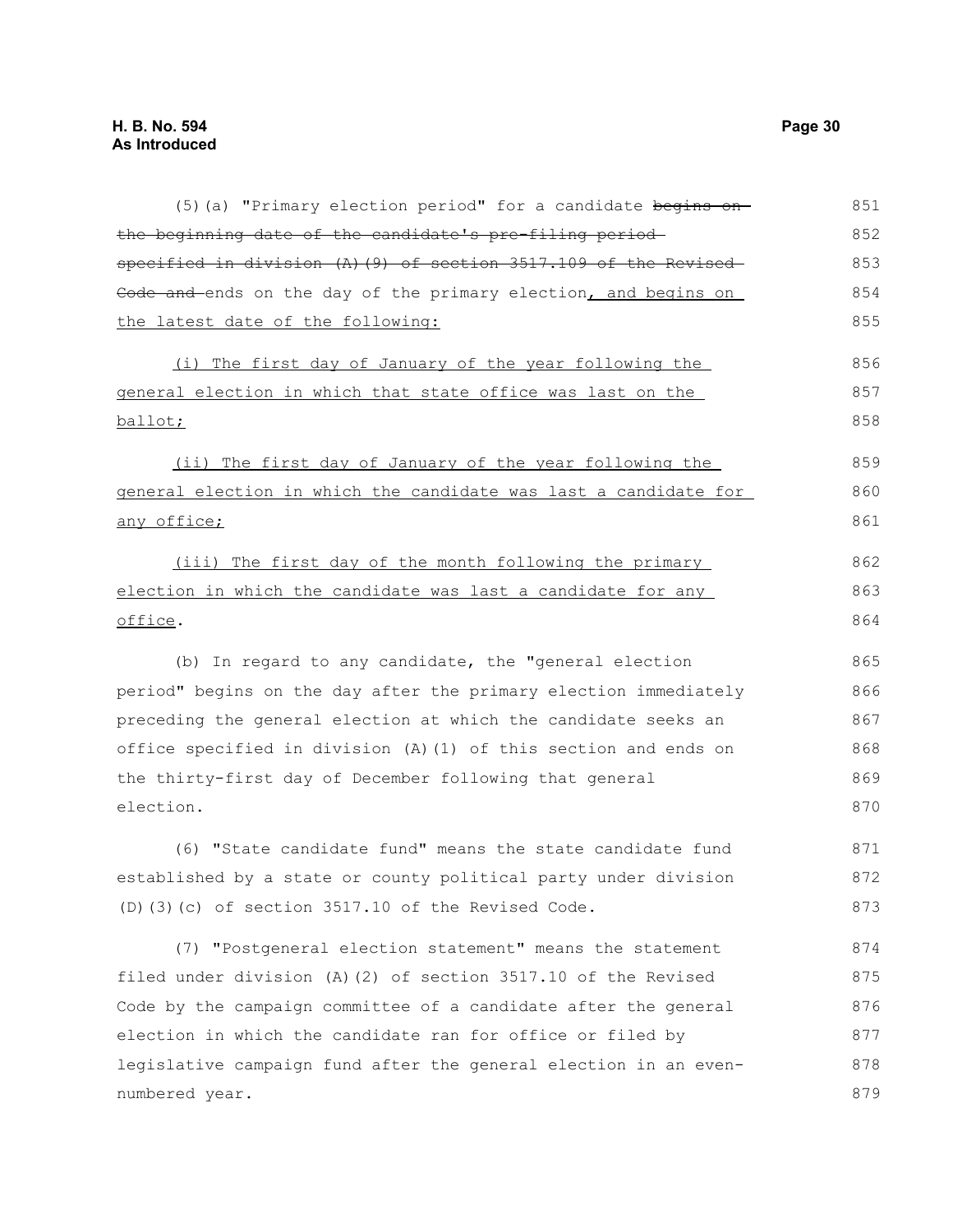(5)(a) "Primary election period" for a candidate ~~begins on the beginning date of the candidate's pre-filing period specified in division (A)(9) of section 3517.109 of the Revised Code and~~ ends on the day of the primary election, and begins on the latest date of the following:

(i) The first day of January of the year following the general election in which that state office was last on the ballot;

(ii) The first day of January of the year following the general election in which the candidate was last a candidate for any office;

(iii) The first day of the month following the primary election in which the candidate was last a candidate for any office.

(b) In regard to any candidate, the "general election period" begins on the day after the primary election immediately preceding the general election at which the candidate seeks an office specified in division (A)(1) of this section and ends on the thirty-first day of December following that general election.

(6) "State candidate fund" means the state candidate fund established by a state or county political party under division (D)(3)(c) of section 3517.10 of the Revised Code.

(7) "Postgeneral election statement" means the statement filed under division (A)(2) of section 3517.10 of the Revised Code by the campaign committee of a candidate after the general election in which the candidate ran for office or filed by legislative campaign fund after the general election in an even-numbered year.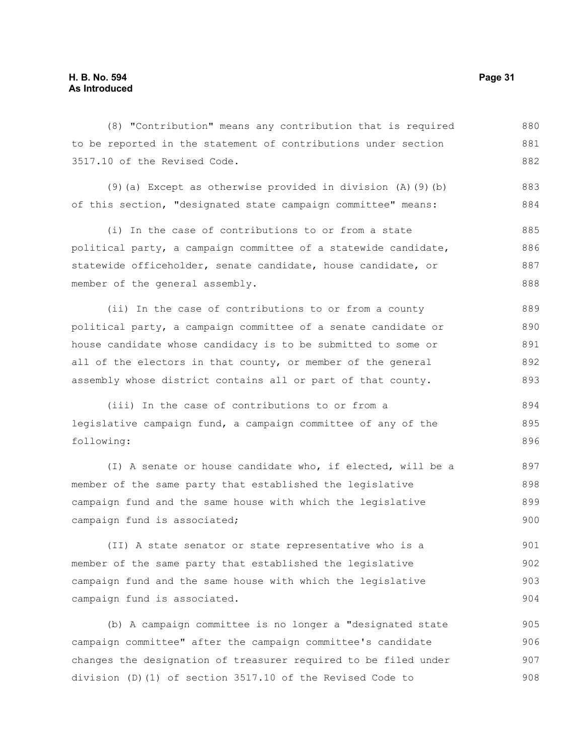(8) "Contribution" means any contribution that is required to be reported in the statement of contributions under section 3517.10 of the Revised Code.

(9)(a) Except as otherwise provided in division (A)(9)(b) of this section, "designated state campaign committee" means:

(i) In the case of contributions to or from a state political party, a campaign committee of a statewide candidate, statewide officeholder, senate candidate, house candidate, or member of the general assembly.

(ii) In the case of contributions to or from a county political party, a campaign committee of a senate candidate or house candidate whose candidacy is to be submitted to some or all of the electors in that county, or member of the general assembly whose district contains all or part of that county.

(iii) In the case of contributions to or from a legislative campaign fund, a campaign committee of any of the following:

(I) A senate or house candidate who, if elected, will be a member of the same party that established the legislative campaign fund and the same house with which the legislative campaign fund is associated;

(II) A state senator or state representative who is a member of the same party that established the legislative campaign fund and the same house with which the legislative campaign fund is associated.

(b) A campaign committee is no longer a "designated state campaign committee" after the campaign committee's candidate changes the designation of treasurer required to be filed under division (D)(1) of section 3517.10 of the Revised Code to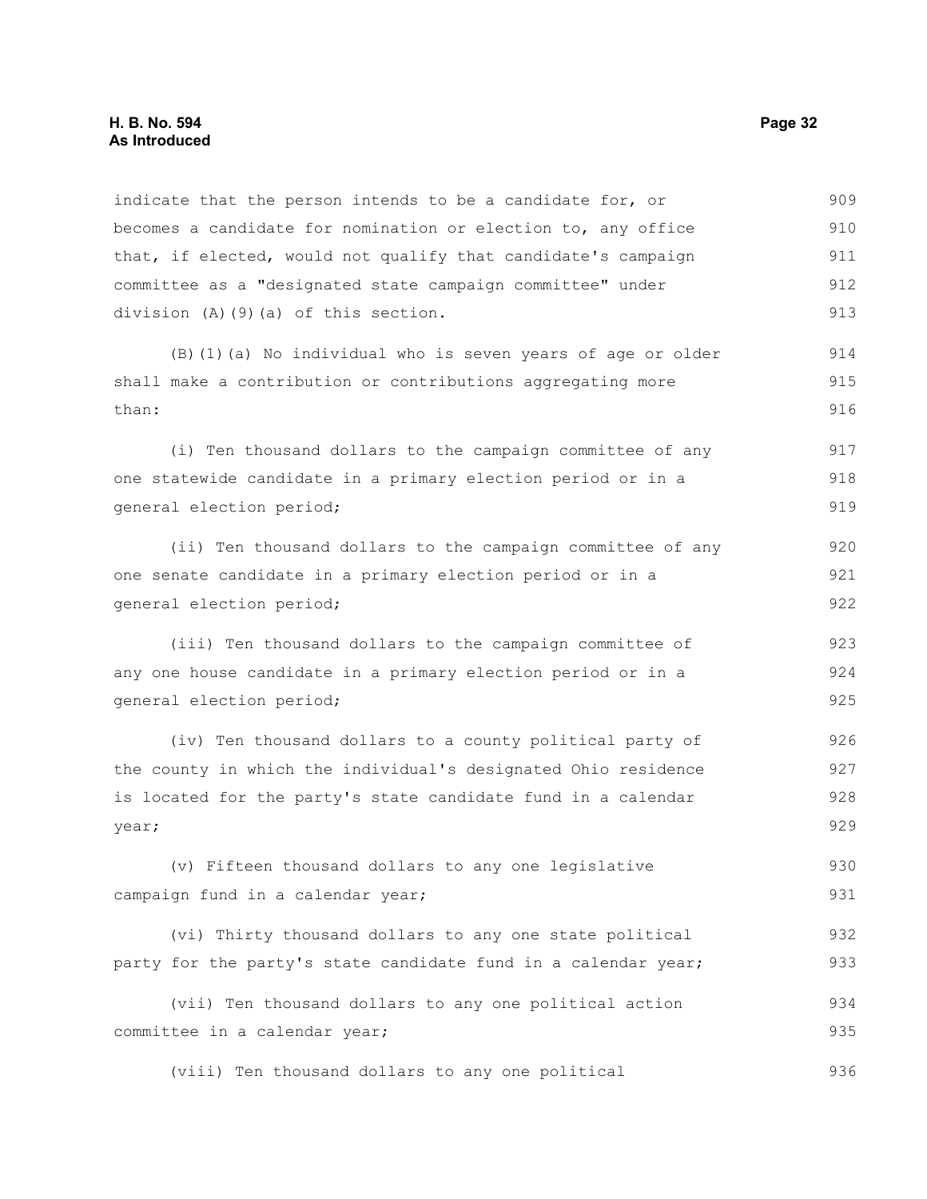indicate that the person intends to be a candidate for, or becomes a candidate for nomination or election to, any office that, if elected, would not qualify that candidate's campaign committee as a "designated state campaign committee" under division (A)(9)(a) of this section.

(B)(1)(a) No individual who is seven years of age or older shall make a contribution or contributions aggregating more than:

(i) Ten thousand dollars to the campaign committee of any one statewide candidate in a primary election period or in a general election period;

(ii) Ten thousand dollars to the campaign committee of any one senate candidate in a primary election period or in a general election period;

(iii) Ten thousand dollars to the campaign committee of any one house candidate in a primary election period or in a general election period;

(iv) Ten thousand dollars to a county political party of the county in which the individual's designated Ohio residence is located for the party's state candidate fund in a calendar year;

(v) Fifteen thousand dollars to any one legislative campaign fund in a calendar year;

(vi) Thirty thousand dollars to any one state political party for the party's state candidate fund in a calendar year;

(vii) Ten thousand dollars to any one political action committee in a calendar year;

(viii) Ten thousand dollars to any one political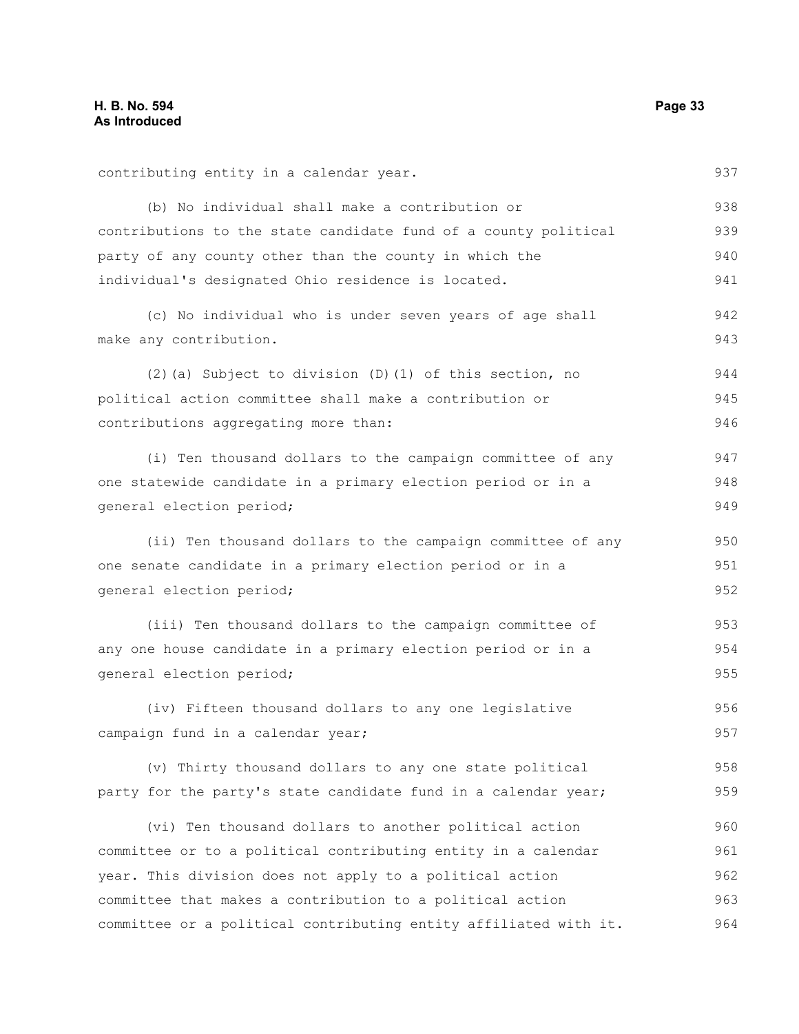contributing entity in a calendar year.

(b) No individual shall make a contribution or contributions to the state candidate fund of a county political party of any county other than the county in which the individual's designated Ohio residence is located.

(c) No individual who is under seven years of age shall make any contribution.

(2)(a) Subject to division (D)(1) of this section, no political action committee shall make a contribution or contributions aggregating more than:

(i) Ten thousand dollars to the campaign committee of any one statewide candidate in a primary election period or in a general election period;

(ii) Ten thousand dollars to the campaign committee of any one senate candidate in a primary election period or in a general election period;

(iii) Ten thousand dollars to the campaign committee of any one house candidate in a primary election period or in a general election period;

(iv) Fifteen thousand dollars to any one legislative campaign fund in a calendar year;

(v) Thirty thousand dollars to any one state political party for the party's state candidate fund in a calendar year;

(vi) Ten thousand dollars to another political action committee or to a political contributing entity in a calendar year. This division does not apply to a political action committee that makes a contribution to a political action committee or a political contributing entity affiliated with it.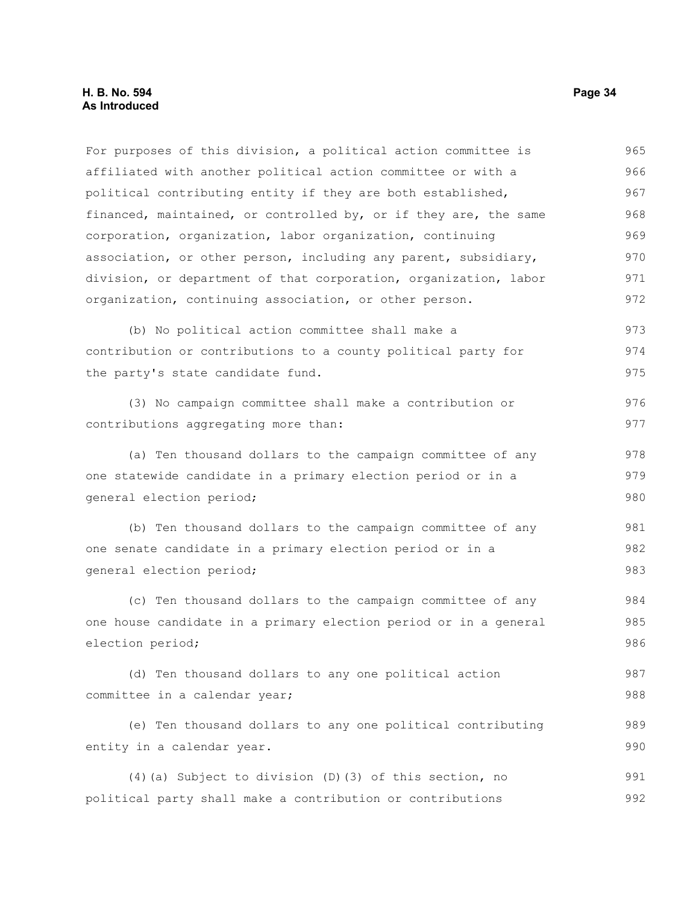For purposes of this division, a political action committee is affiliated with another political action committee or with a political contributing entity if they are both established, financed, maintained, or controlled by, or if they are, the same corporation, organization, labor organization, continuing association, or other person, including any parent, subsidiary, division, or department of that corporation, organization, labor organization, continuing association, or other person.

(b) No political action committee shall make a contribution or contributions to a county political party for the party's state candidate fund.

(3) No campaign committee shall make a contribution or contributions aggregating more than:

(a) Ten thousand dollars to the campaign committee of any one statewide candidate in a primary election period or in a general election period;

(b) Ten thousand dollars to the campaign committee of any one senate candidate in a primary election period or in a general election period;

(c) Ten thousand dollars to the campaign committee of any one house candidate in a primary election period or in a general election period;

(d) Ten thousand dollars to any one political action committee in a calendar year;

(e) Ten thousand dollars to any one political contributing entity in a calendar year.

(4)(a) Subject to division (D)(3) of this section, no political party shall make a contribution or contributions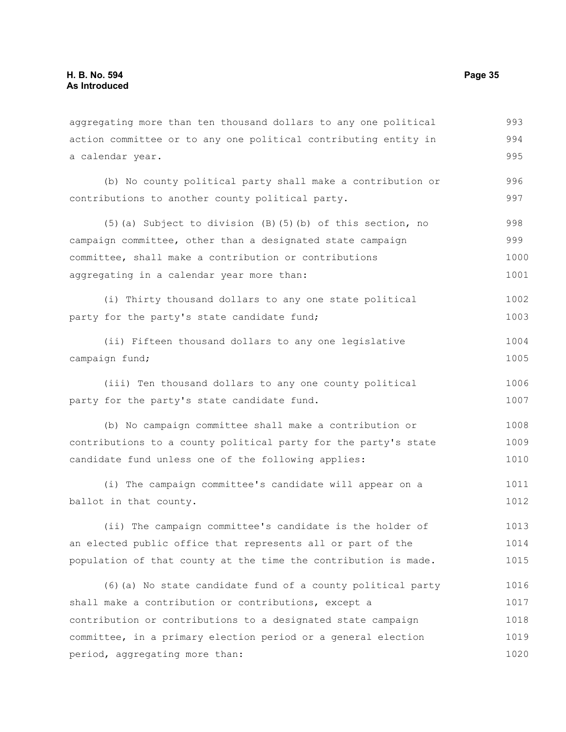aggregating more than ten thousand dollars to any one political action committee or to any one political contributing entity in a calendar year.

(b) No county political party shall make a contribution or contributions to another county political party.

(5)(a) Subject to division (B)(5)(b) of this section, no campaign committee, other than a designated state campaign committee, shall make a contribution or contributions aggregating in a calendar year more than:

(i) Thirty thousand dollars to any one state political party for the party's state candidate fund;

(ii) Fifteen thousand dollars to any one legislative campaign fund;

(iii) Ten thousand dollars to any one county political party for the party's state candidate fund.

(b) No campaign committee shall make a contribution or contributions to a county political party for the party's state candidate fund unless one of the following applies:

(i) The campaign committee's candidate will appear on a ballot in that county.

(ii) The campaign committee's candidate is the holder of an elected public office that represents all or part of the population of that county at the time the contribution is made.

(6)(a) No state candidate fund of a county political party shall make a contribution or contributions, except a contribution or contributions to a designated state campaign committee, in a primary election period or a general election period, aggregating more than: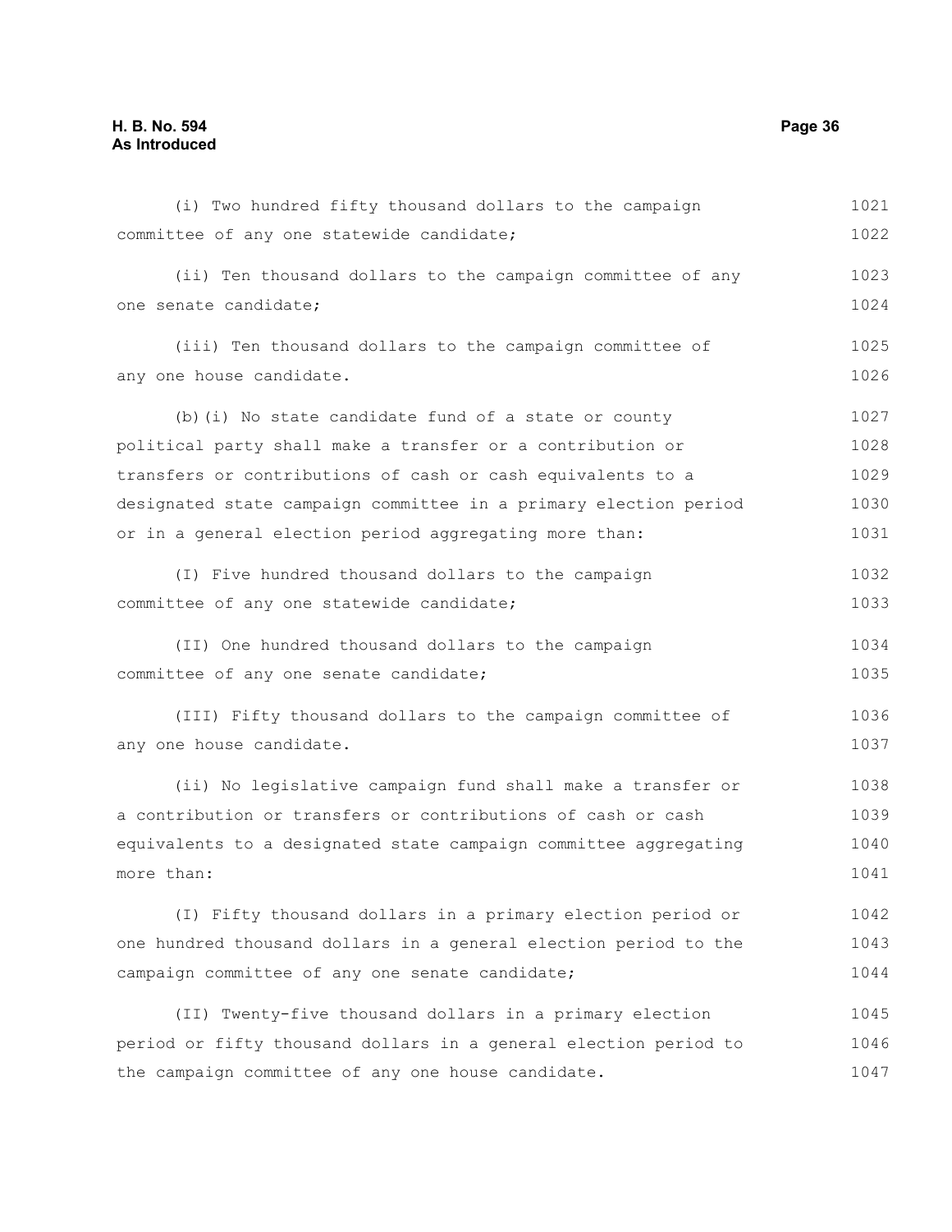(i) Two hundred fifty thousand dollars to the campaign committee of any one statewide candidate;

(ii) Ten thousand dollars to the campaign committee of any one senate candidate;

(iii) Ten thousand dollars to the campaign committee of any one house candidate.

(b)(i) No state candidate fund of a state or county political party shall make a transfer or a contribution or transfers or contributions of cash or cash equivalents to a designated state campaign committee in a primary election period or in a general election period aggregating more than:

(I) Five hundred thousand dollars to the campaign committee of any one statewide candidate;

(II) One hundred thousand dollars to the campaign committee of any one senate candidate;

(III) Fifty thousand dollars to the campaign committee of any one house candidate.

(ii) No legislative campaign fund shall make a transfer or a contribution or transfers or contributions of cash or cash equivalents to a designated state campaign committee aggregating more than:

(I) Fifty thousand dollars in a primary election period or one hundred thousand dollars in a general election period to the campaign committee of any one senate candidate;

(II) Twenty-five thousand dollars in a primary election period or fifty thousand dollars in a general election period to the campaign committee of any one house candidate.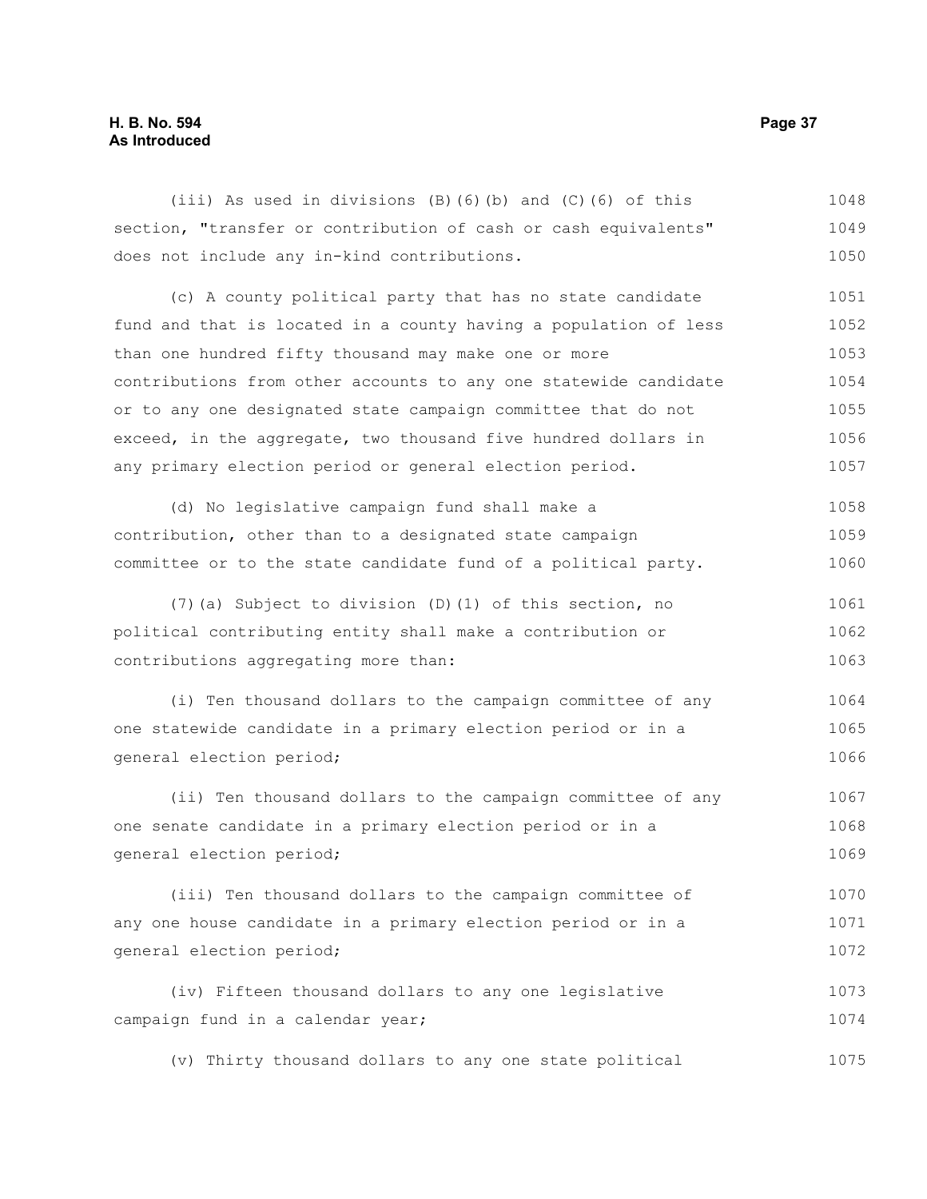(iii) As used in divisions (B)(6)(b) and (C)(6) of this section, "transfer or contribution of cash or cash equivalents" does not include any in-kind contributions.

(c) A county political party that has no state candidate fund and that is located in a county having a population of less than one hundred fifty thousand may make one or more contributions from other accounts to any one statewide candidate or to any one designated state campaign committee that do not exceed, in the aggregate, two thousand five hundred dollars in any primary election period or general election period.

(d) No legislative campaign fund shall make a contribution, other than to a designated state campaign committee or to the state candidate fund of a political party.

(7)(a) Subject to division (D)(1) of this section, no political contributing entity shall make a contribution or contributions aggregating more than:

(i) Ten thousand dollars to the campaign committee of any one statewide candidate in a primary election period or in a general election period;

(ii) Ten thousand dollars to the campaign committee of any one senate candidate in a primary election period or in a general election period;

(iii) Ten thousand dollars to the campaign committee of any one house candidate in a primary election period or in a general election period;

(iv) Fifteen thousand dollars to any one legislative campaign fund in a calendar year;

(v) Thirty thousand dollars to any one state political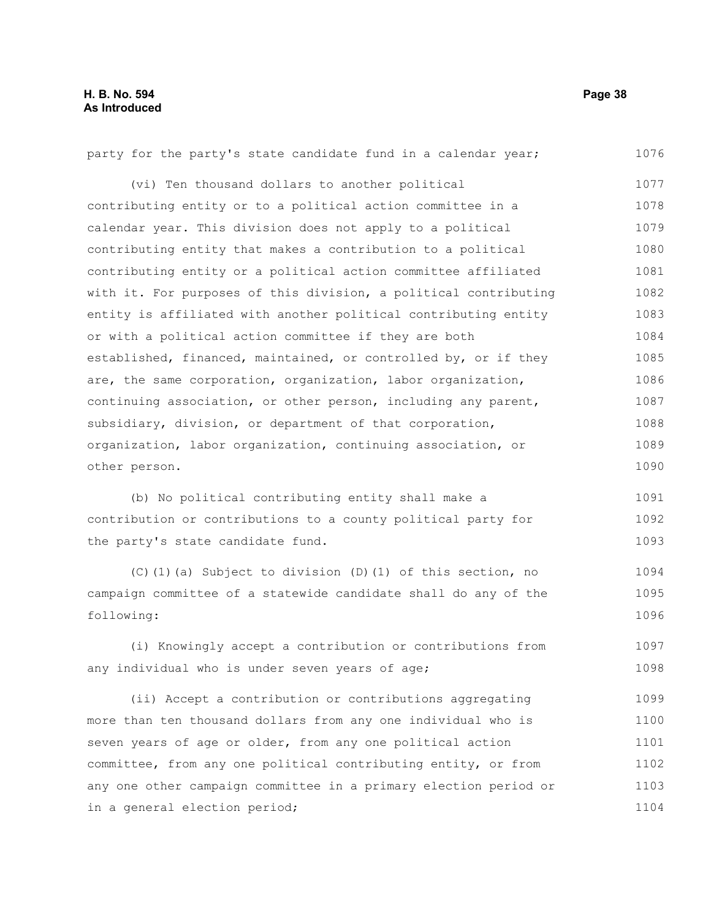party for the party's state candidate fund in a calendar year;

(vi) Ten thousand dollars to another political contributing entity or to a political action committee in a calendar year. This division does not apply to a political contributing entity that makes a contribution to a political contributing entity or a political action committee affiliated with it. For purposes of this division, a political contributing entity is affiliated with another political contributing entity or with a political action committee if they are both established, financed, maintained, or controlled by, or if they are, the same corporation, organization, labor organization, continuing association, or other person, including any parent, subsidiary, division, or department of that corporation, organization, labor organization, continuing association, or other person.

(b) No political contributing entity shall make a contribution or contributions to a county political party for the party's state candidate fund.

(C)(1)(a) Subject to division (D)(1) of this section, no campaign committee of a statewide candidate shall do any of the following:

(i) Knowingly accept a contribution or contributions from any individual who is under seven years of age;

(ii) Accept a contribution or contributions aggregating more than ten thousand dollars from any one individual who is seven years of age or older, from any one political action committee, from any one political contributing entity, or from any one other campaign committee in a primary election period or in a general election period;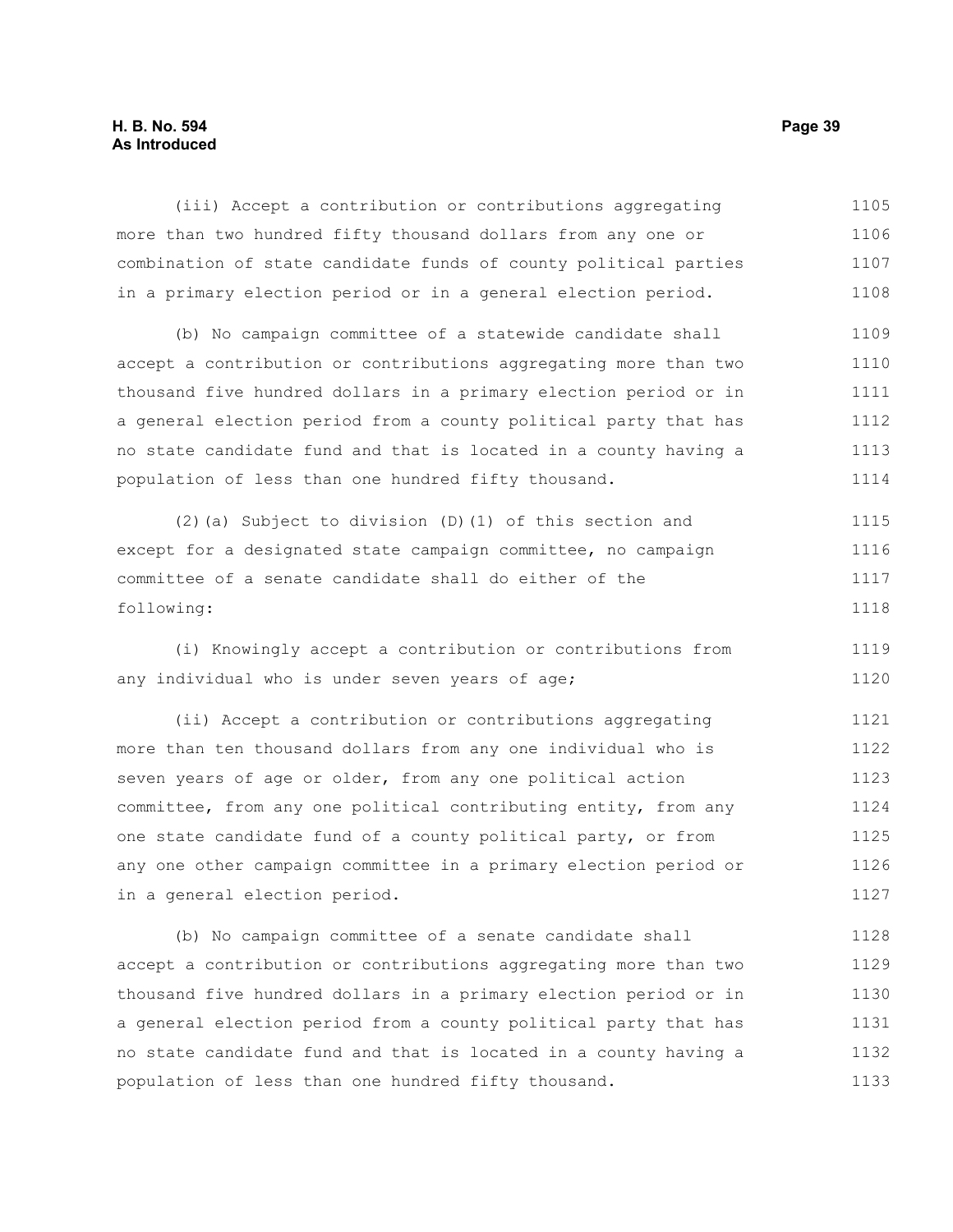(iii) Accept a contribution or contributions aggregating more than two hundred fifty thousand dollars from any one or combination of state candidate funds of county political parties in a primary election period or in a general election period.

(b) No campaign committee of a statewide candidate shall accept a contribution or contributions aggregating more than two thousand five hundred dollars in a primary election period or in a general election period from a county political party that has no state candidate fund and that is located in a county having a population of less than one hundred fifty thousand.

(2)(a) Subject to division (D)(1) of this section and except for a designated state campaign committee, no campaign committee of a senate candidate shall do either of the following:

(i) Knowingly accept a contribution or contributions from any individual who is under seven years of age;

(ii) Accept a contribution or contributions aggregating more than ten thousand dollars from any one individual who is seven years of age or older, from any one political action committee, from any one political contributing entity, from any one state candidate fund of a county political party, or from any one other campaign committee in a primary election period or in a general election period.

(b) No campaign committee of a senate candidate shall accept a contribution or contributions aggregating more than two thousand five hundred dollars in a primary election period or in a general election period from a county political party that has no state candidate fund and that is located in a county having a population of less than one hundred fifty thousand.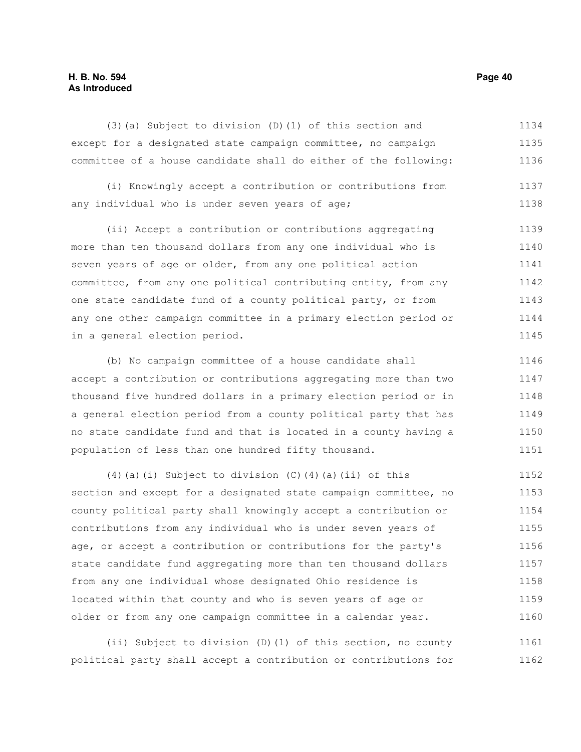(3)(a) Subject to division (D)(1) of this section and except for a designated state campaign committee, no campaign committee of a house candidate shall do either of the following:

(i) Knowingly accept a contribution or contributions from any individual who is under seven years of age;

(ii) Accept a contribution or contributions aggregating more than ten thousand dollars from any one individual who is seven years of age or older, from any one political action committee, from any one political contributing entity, from any one state candidate fund of a county political party, or from any one other campaign committee in a primary election period or in a general election period.

(b) No campaign committee of a house candidate shall accept a contribution or contributions aggregating more than two thousand five hundred dollars in a primary election period or in a general election period from a county political party that has no state candidate fund and that is located in a county having a population of less than one hundred fifty thousand.

(4)(a)(i) Subject to division (C)(4)(a)(ii) of this section and except for a designated state campaign committee, no county political party shall knowingly accept a contribution or contributions from any individual who is under seven years of age, or accept a contribution or contributions for the party's state candidate fund aggregating more than ten thousand dollars from any one individual whose designated Ohio residence is located within that county and who is seven years of age or older or from any one campaign committee in a calendar year.

(ii) Subject to division (D)(1) of this section, no county political party shall accept a contribution or contributions for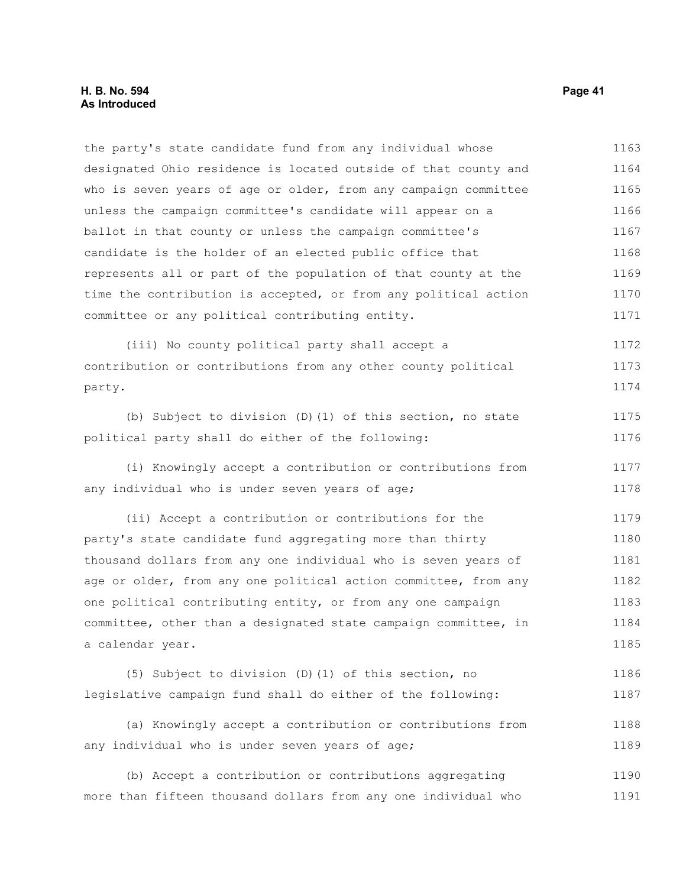the party's state candidate fund from any individual whose designated Ohio residence is located outside of that county and who is seven years of age or older, from any campaign committee unless the campaign committee's candidate will appear on a ballot in that county or unless the campaign committee's candidate is the holder of an elected public office that represents all or part of the population of that county at the time the contribution is accepted, or from any political action committee or any political contributing entity.

(iii) No county political party shall accept a contribution or contributions from any other county political party.

(b) Subject to division (D)(1) of this section, no state political party shall do either of the following:

(i) Knowingly accept a contribution or contributions from any individual who is under seven years of age;

(ii) Accept a contribution or contributions for the party's state candidate fund aggregating more than thirty thousand dollars from any one individual who is seven years of age or older, from any one political action committee, from any one political contributing entity, or from any one campaign committee, other than a designated state campaign committee, in a calendar year.

(5) Subject to division (D)(1) of this section, no legislative campaign fund shall do either of the following:

(a) Knowingly accept a contribution or contributions from any individual who is under seven years of age;

(b) Accept a contribution or contributions aggregating more than fifteen thousand dollars from any one individual who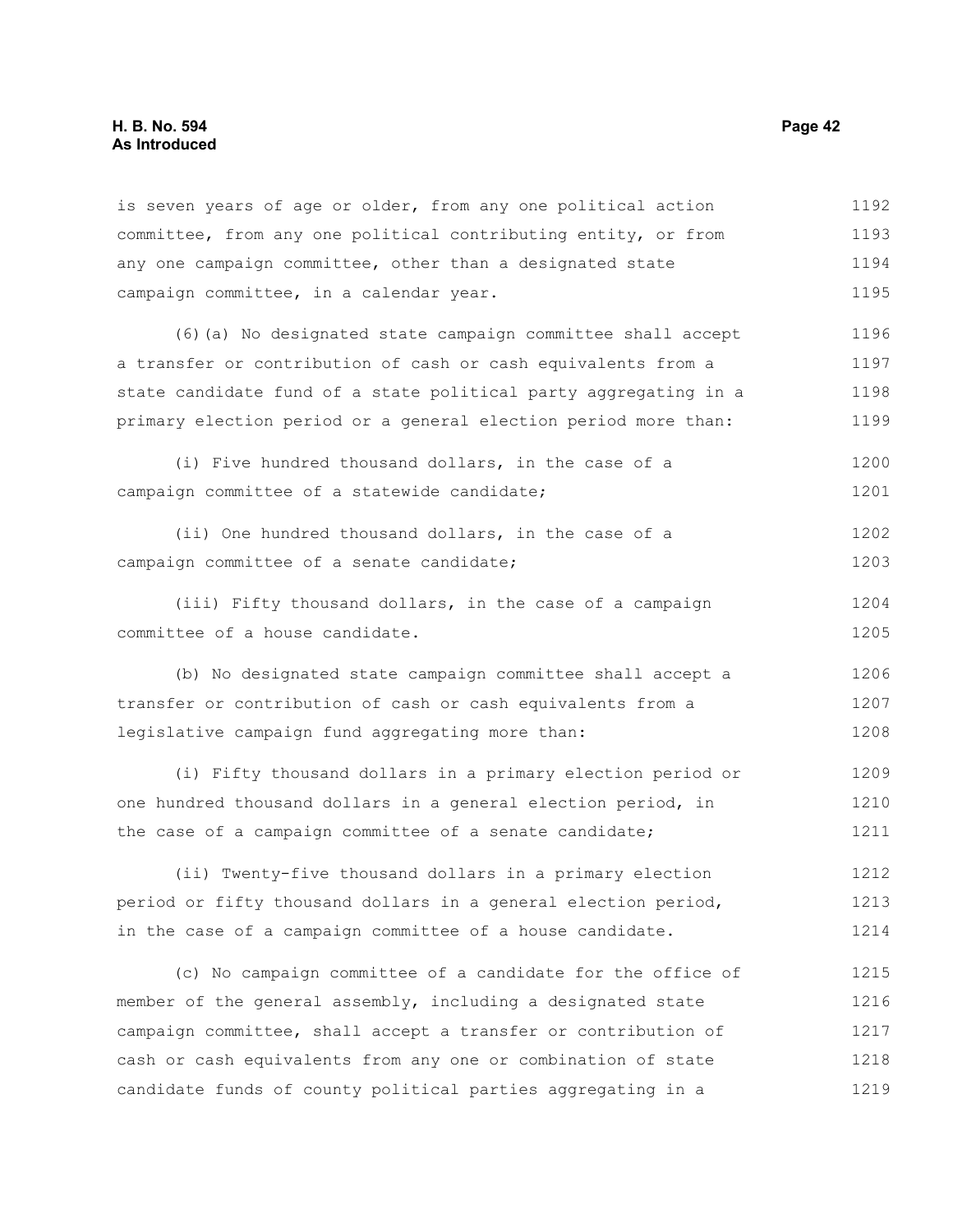is seven years of age or older, from any one political action committee, from any one political contributing entity, or from any one campaign committee, other than a designated state campaign committee, in a calendar year.

(6)(a) No designated state campaign committee shall accept a transfer or contribution of cash or cash equivalents from a state candidate fund of a state political party aggregating in a primary election period or a general election period more than:

(i) Five hundred thousand dollars, in the case of a campaign committee of a statewide candidate;

(ii) One hundred thousand dollars, in the case of a campaign committee of a senate candidate;

(iii) Fifty thousand dollars, in the case of a campaign committee of a house candidate.

(b) No designated state campaign committee shall accept a transfer or contribution of cash or cash equivalents from a legislative campaign fund aggregating more than:

(i) Fifty thousand dollars in a primary election period or one hundred thousand dollars in a general election period, in the case of a campaign committee of a senate candidate;

(ii) Twenty-five thousand dollars in a primary election period or fifty thousand dollars in a general election period, in the case of a campaign committee of a house candidate.

(c) No campaign committee of a candidate for the office of member of the general assembly, including a designated state campaign committee, shall accept a transfer or contribution of cash or cash equivalents from any one or combination of state candidate funds of county political parties aggregating in a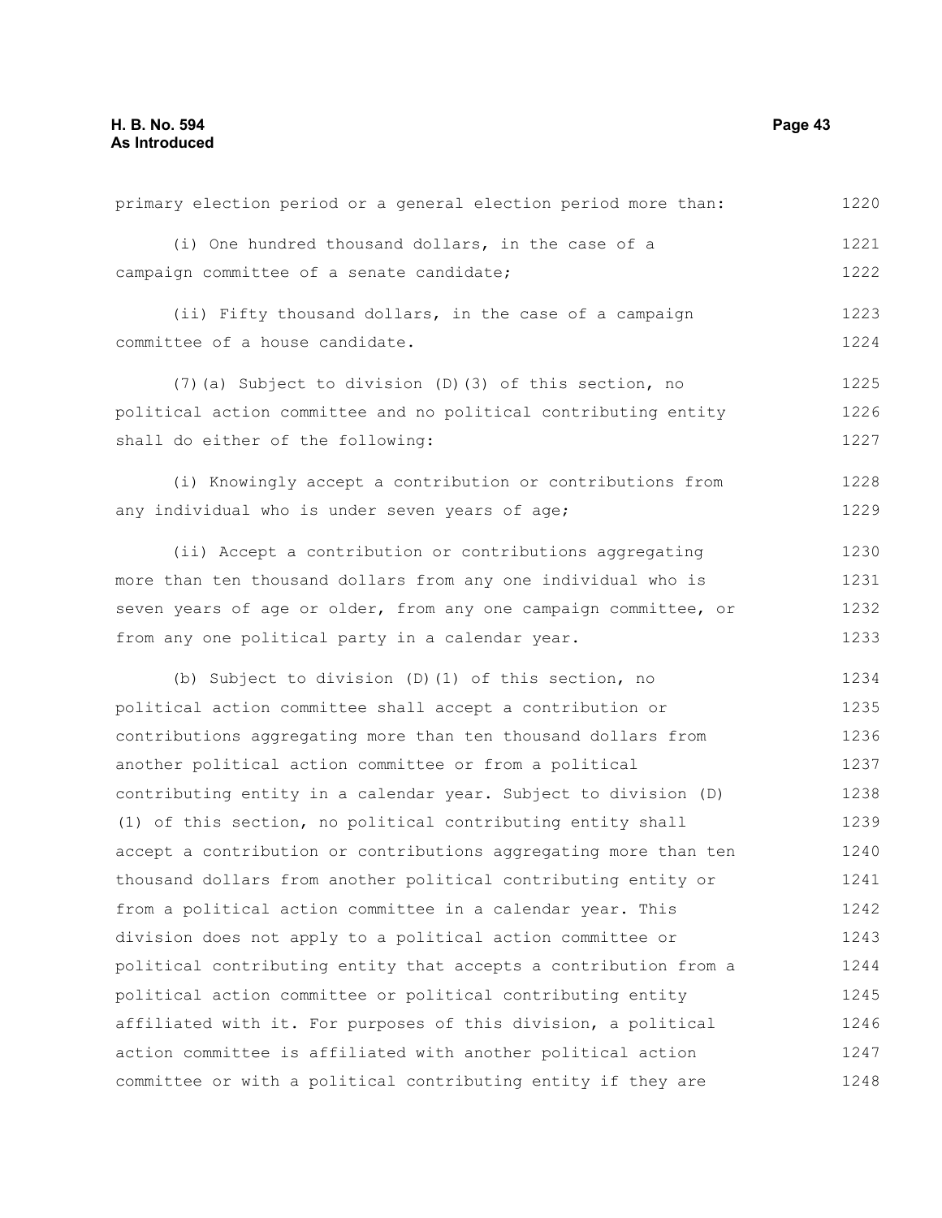primary election period or a general election period more than:

(i) One hundred thousand dollars, in the case of a campaign committee of a senate candidate;

(ii) Fifty thousand dollars, in the case of a campaign committee of a house candidate.

(7)(a) Subject to division (D)(3) of this section, no political action committee and no political contributing entity shall do either of the following:

(i) Knowingly accept a contribution or contributions from any individual who is under seven years of age;

(ii) Accept a contribution or contributions aggregating more than ten thousand dollars from any one individual who is seven years of age or older, from any one campaign committee, or from any one political party in a calendar year.

(b) Subject to division (D)(1) of this section, no political action committee shall accept a contribution or contributions aggregating more than ten thousand dollars from another political action committee or from a political contributing entity in a calendar year. Subject to division (D)(1) of this section, no political contributing entity shall accept a contribution or contributions aggregating more than ten thousand dollars from another political contributing entity or from a political action committee in a calendar year. This division does not apply to a political action committee or political contributing entity that accepts a contribution from a political action committee or political contributing entity affiliated with it. For purposes of this division, a political action committee is affiliated with another political action committee or with a political contributing entity if they are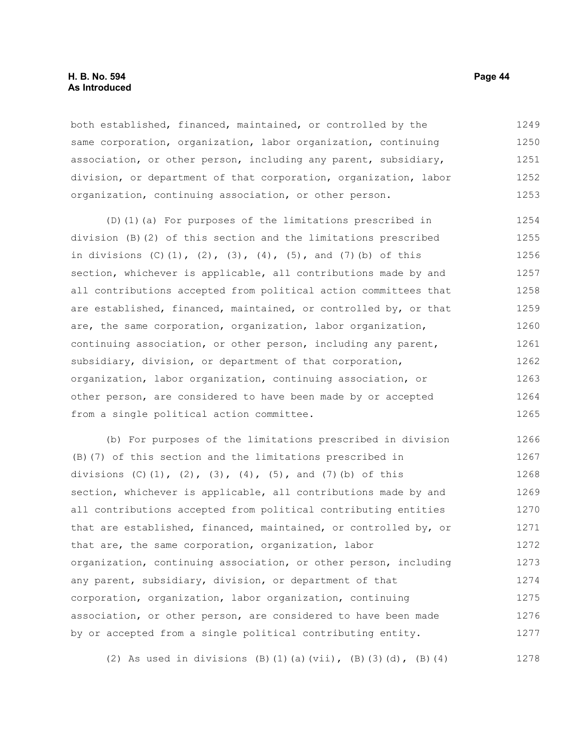both established, financed, maintained, or controlled by the same corporation, organization, labor organization, continuing association, or other person, including any parent, subsidiary, division, or department of that corporation, organization, labor organization, continuing association, or other person.

(D)(1)(a) For purposes of the limitations prescribed in division (B)(2) of this section and the limitations prescribed in divisions (C)(1), (2), (3), (4), (5), and (7)(b) of this section, whichever is applicable, all contributions made by and all contributions accepted from political action committees that are established, financed, maintained, or controlled by, or that are, the same corporation, organization, labor organization, continuing association, or other person, including any parent, subsidiary, division, or department of that corporation, organization, labor organization, continuing association, or other person, are considered to have been made by or accepted from a single political action committee.

(b) For purposes of the limitations prescribed in division (B)(7) of this section and the limitations prescribed in divisions (C)(1), (2), (3), (4), (5), and (7)(b) of this section, whichever is applicable, all contributions made by and all contributions accepted from political contributing entities that are established, financed, maintained, or controlled by, or that are, the same corporation, organization, labor organization, continuing association, or other person, including any parent, subsidiary, division, or department of that corporation, organization, labor organization, continuing association, or other person, are considered to have been made by or accepted from a single political contributing entity.

(2) As used in divisions (B)(1)(a)(vii), (B)(3)(d), (B)(4)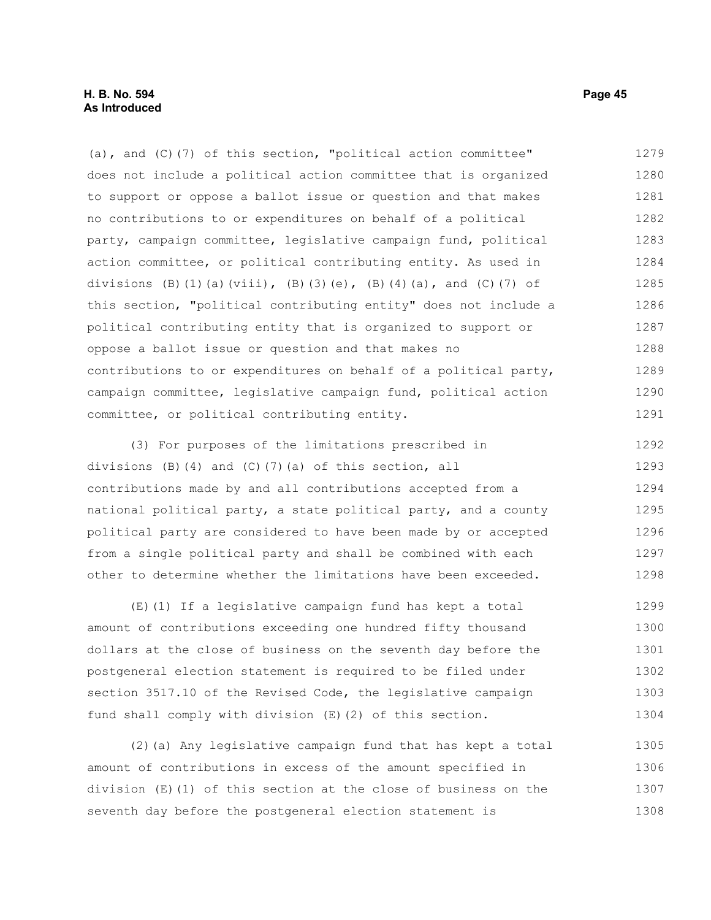(a), and (C)(7) of this section, "political action committee" does not include a political action committee that is organized to support or oppose a ballot issue or question and that makes no contributions to or expenditures on behalf of a political party, campaign committee, legislative campaign fund, political action committee, or political contributing entity. As used in divisions (B)(1)(a)(viii), (B)(3)(e), (B)(4)(a), and (C)(7) of this section, "political contributing entity" does not include a political contributing entity that is organized to support or oppose a ballot issue or question and that makes no contributions to or expenditures on behalf of a political party, campaign committee, legislative campaign fund, political action committee, or political contributing entity.

(3) For purposes of the limitations prescribed in divisions (B)(4) and (C)(7)(a) of this section, all contributions made by and all contributions accepted from a national political party, a state political party, and a county political party are considered to have been made by or accepted from a single political party and shall be combined with each other to determine whether the limitations have been exceeded.

(E)(1) If a legislative campaign fund has kept a total amount of contributions exceeding one hundred fifty thousand dollars at the close of business on the seventh day before the postgeneral election statement is required to be filed under section 3517.10 of the Revised Code, the legislative campaign fund shall comply with division (E)(2) of this section.

(2)(a) Any legislative campaign fund that has kept a total amount of contributions in excess of the amount specified in division (E)(1) of this section at the close of business on the seventh day before the postgeneral election statement is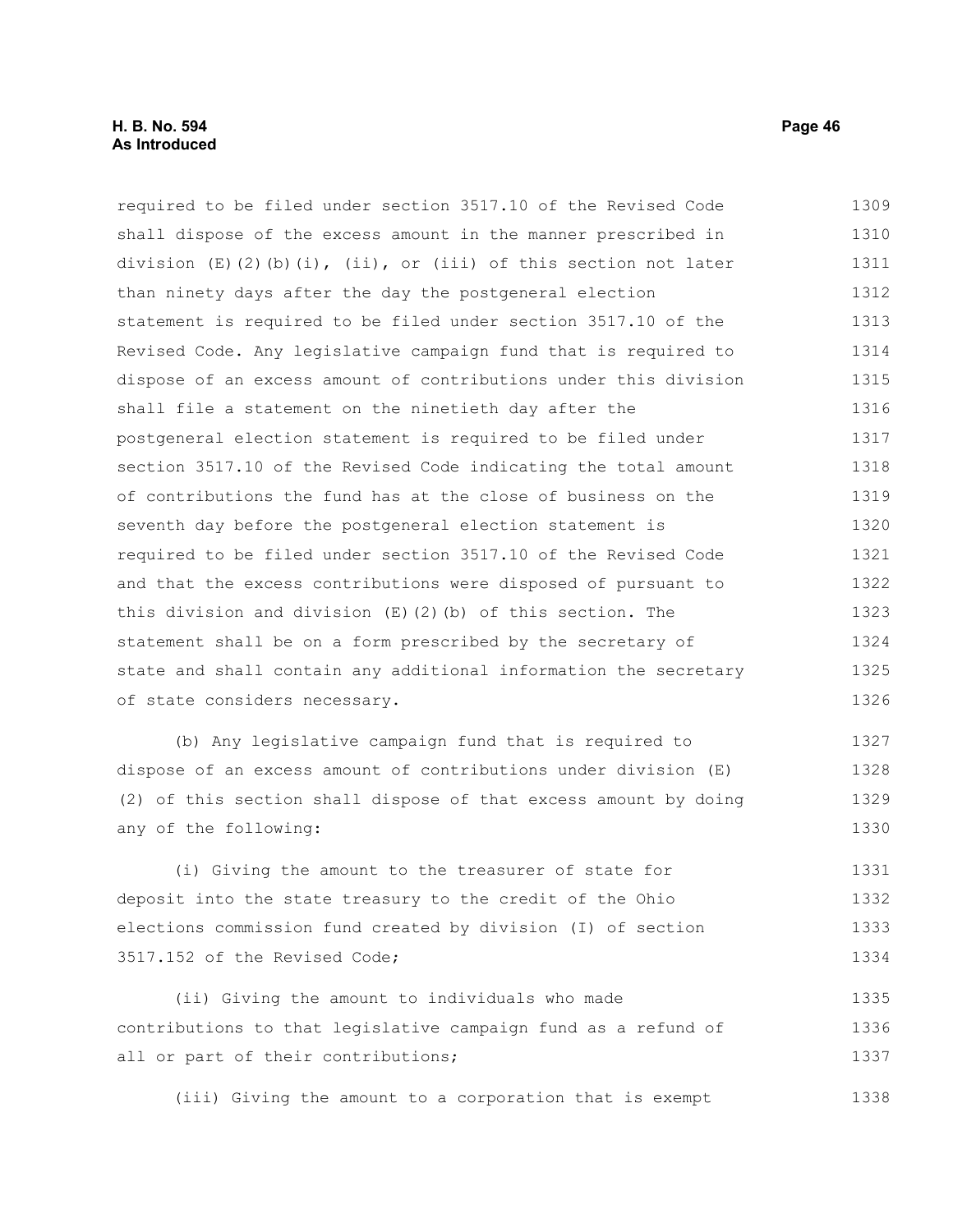required to be filed under section 3517.10 of the Revised Code shall dispose of the excess amount in the manner prescribed in division (E)(2)(b)(i), (ii), or (iii) of this section not later than ninety days after the day the postgeneral election statement is required to be filed under section 3517.10 of the Revised Code. Any legislative campaign fund that is required to dispose of an excess amount of contributions under this division shall file a statement on the ninetieth day after the postgeneral election statement is required to be filed under section 3517.10 of the Revised Code indicating the total amount of contributions the fund has at the close of business on the seventh day before the postgeneral election statement is required to be filed under section 3517.10 of the Revised Code and that the excess contributions were disposed of pursuant to this division and division (E)(2)(b) of this section. The statement shall be on a form prescribed by the secretary of state and shall contain any additional information the secretary of state considers necessary.

(b) Any legislative campaign fund that is required to dispose of an excess amount of contributions under division (E)(2) of this section shall dispose of that excess amount by doing any of the following:

(i) Giving the amount to the treasurer of state for deposit into the state treasury to the credit of the Ohio elections commission fund created by division (I) of section 3517.152 of the Revised Code;

(ii) Giving the amount to individuals who made contributions to that legislative campaign fund as a refund of all or part of their contributions;

(iii) Giving the amount to a corporation that is exempt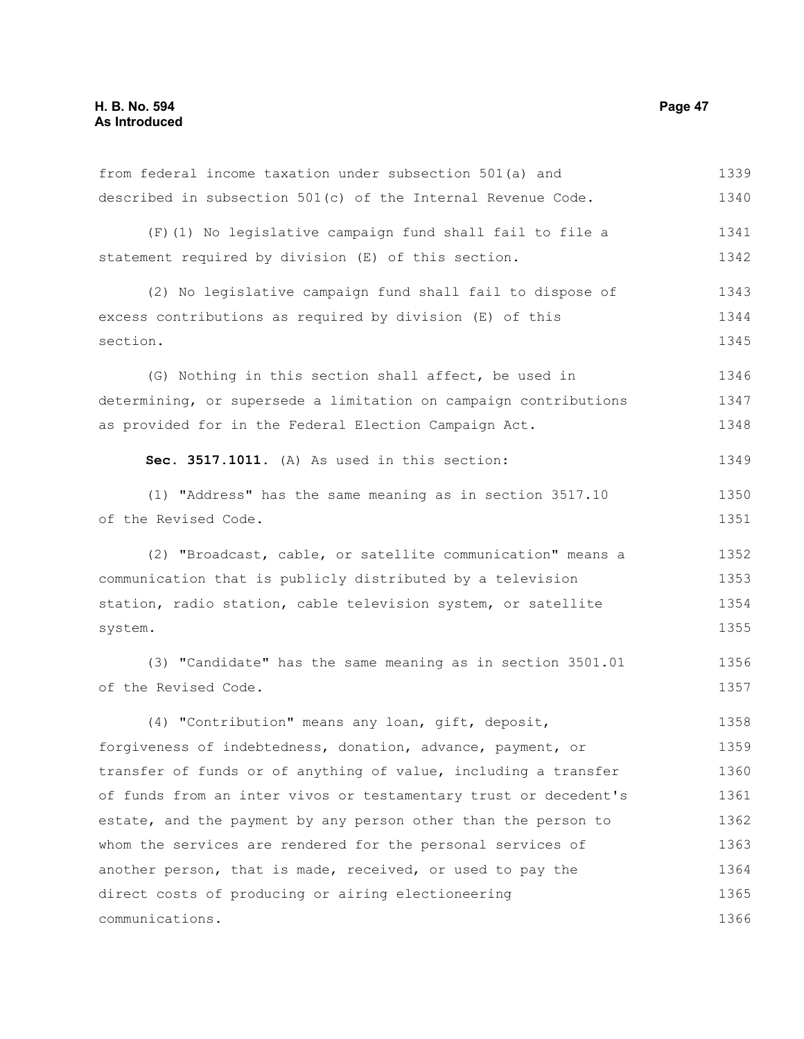from federal income taxation under subsection 501(a) and described in subsection 501(c) of the Internal Revenue Code.

(F)(1) No legislative campaign fund shall fail to file a statement required by division (E) of this section.

(2) No legislative campaign fund shall fail to dispose of excess contributions as required by division (E) of this section.

(G) Nothing in this section shall affect, be used in determining, or supersede a limitation on campaign contributions as provided for in the Federal Election Campaign Act.

**Sec. 3517.1011.** (A) As used in this section:

(1) "Address" has the same meaning as in section 3517.10 of the Revised Code.

(2) "Broadcast, cable, or satellite communication" means a communication that is publicly distributed by a television station, radio station, cable television system, or satellite system.

(3) "Candidate" has the same meaning as in section 3501.01 of the Revised Code.

(4) "Contribution" means any loan, gift, deposit, forgiveness of indebtedness, donation, advance, payment, or transfer of funds or of anything of value, including a transfer of funds from an inter vivos or testamentary trust or decedent's estate, and the payment by any person other than the person to whom the services are rendered for the personal services of another person, that is made, received, or used to pay the direct costs of producing or airing electioneering communications.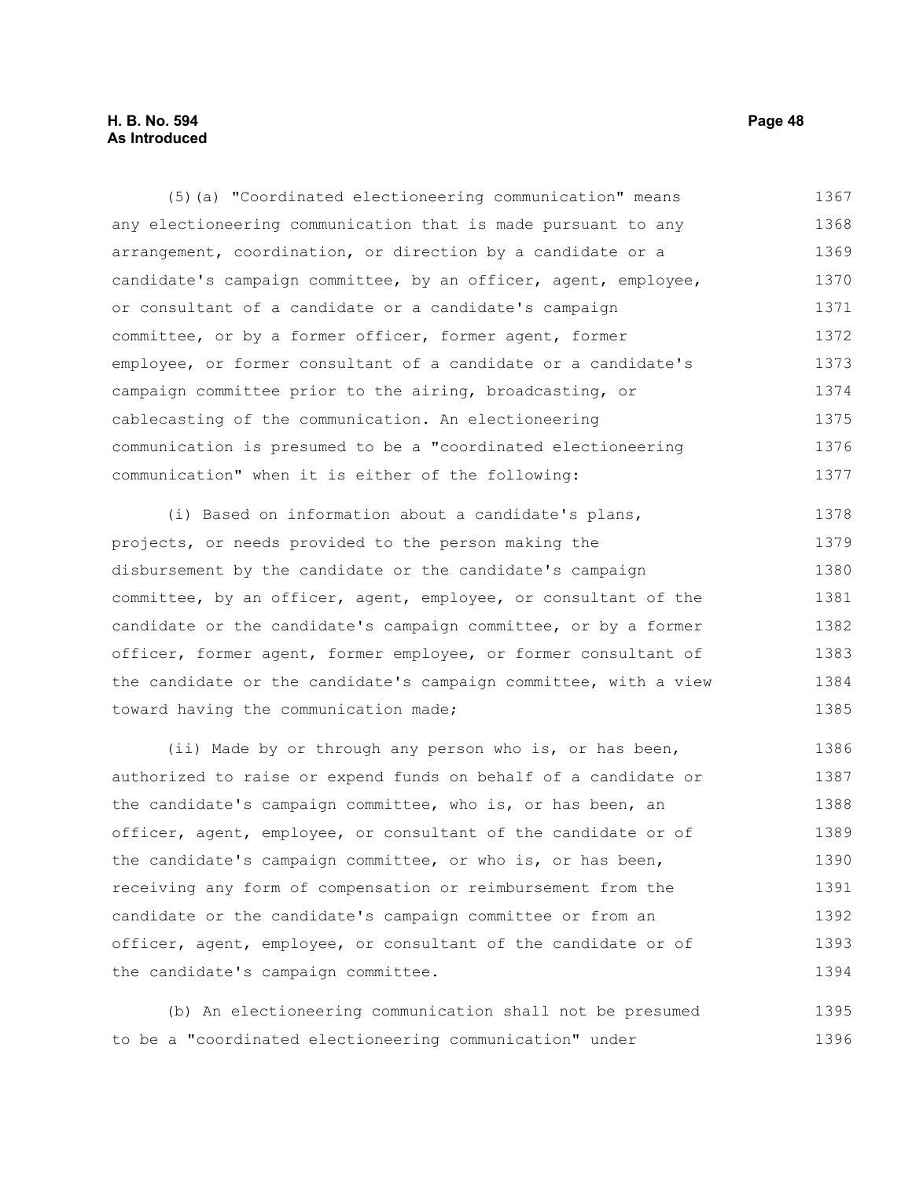(5)(a) "Coordinated electioneering communication" means any electioneering communication that is made pursuant to any arrangement, coordination, or direction by a candidate or a candidate's campaign committee, by an officer, agent, employee, or consultant of a candidate or a candidate's campaign committee, or by a former officer, former agent, former employee, or former consultant of a candidate or a candidate's campaign committee prior to the airing, broadcasting, or cablecasting of the communication. An electioneering communication is presumed to be a "coordinated electioneering communication" when it is either of the following:

(i) Based on information about a candidate's plans, projects, or needs provided to the person making the disbursement by the candidate or the candidate's campaign committee, by an officer, agent, employee, or consultant of the candidate or the candidate's campaign committee, or by a former officer, former agent, former employee, or former consultant of the candidate or the candidate's campaign committee, with a view toward having the communication made;

(ii) Made by or through any person who is, or has been, authorized to raise or expend funds on behalf of a candidate or the candidate's campaign committee, who is, or has been, an officer, agent, employee, or consultant of the candidate or of the candidate's campaign committee, or who is, or has been, receiving any form of compensation or reimbursement from the candidate or the candidate's campaign committee or from an officer, agent, employee, or consultant of the candidate or of the candidate's campaign committee.

(b) An electioneering communication shall not be presumed to be a "coordinated electioneering communication" under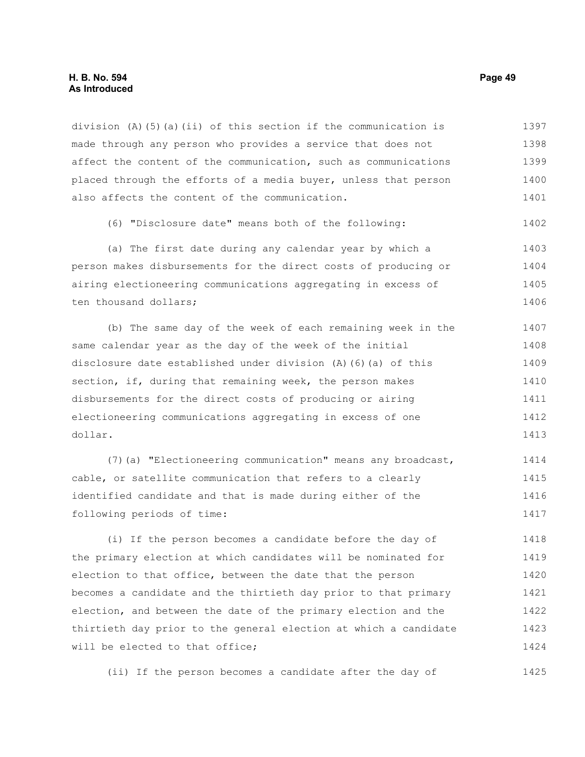division (A)(5)(a)(ii) of this section if the communication is made through any person who provides a service that does not affect the content of the communication, such as communications placed through the efforts of a media buyer, unless that person also affects the content of the communication.

(6) "Disclosure date" means both of the following:

(a) The first date during any calendar year by which a person makes disbursements for the direct costs of producing or airing electioneering communications aggregating in excess of ten thousand dollars;

(b) The same day of the week of each remaining week in the same calendar year as the day of the week of the initial disclosure date established under division (A)(6)(a) of this section, if, during that remaining week, the person makes disbursements for the direct costs of producing or airing electioneering communications aggregating in excess of one dollar.

(7)(a) "Electioneering communication" means any broadcast, cable, or satellite communication that refers to a clearly identified candidate and that is made during either of the following periods of time:

(i) If the person becomes a candidate before the day of the primary election at which candidates will be nominated for election to that office, between the date that the person becomes a candidate and the thirtieth day prior to that primary election, and between the date of the primary election and the thirtieth day prior to the general election at which a candidate will be elected to that office;

(ii) If the person becomes a candidate after the day of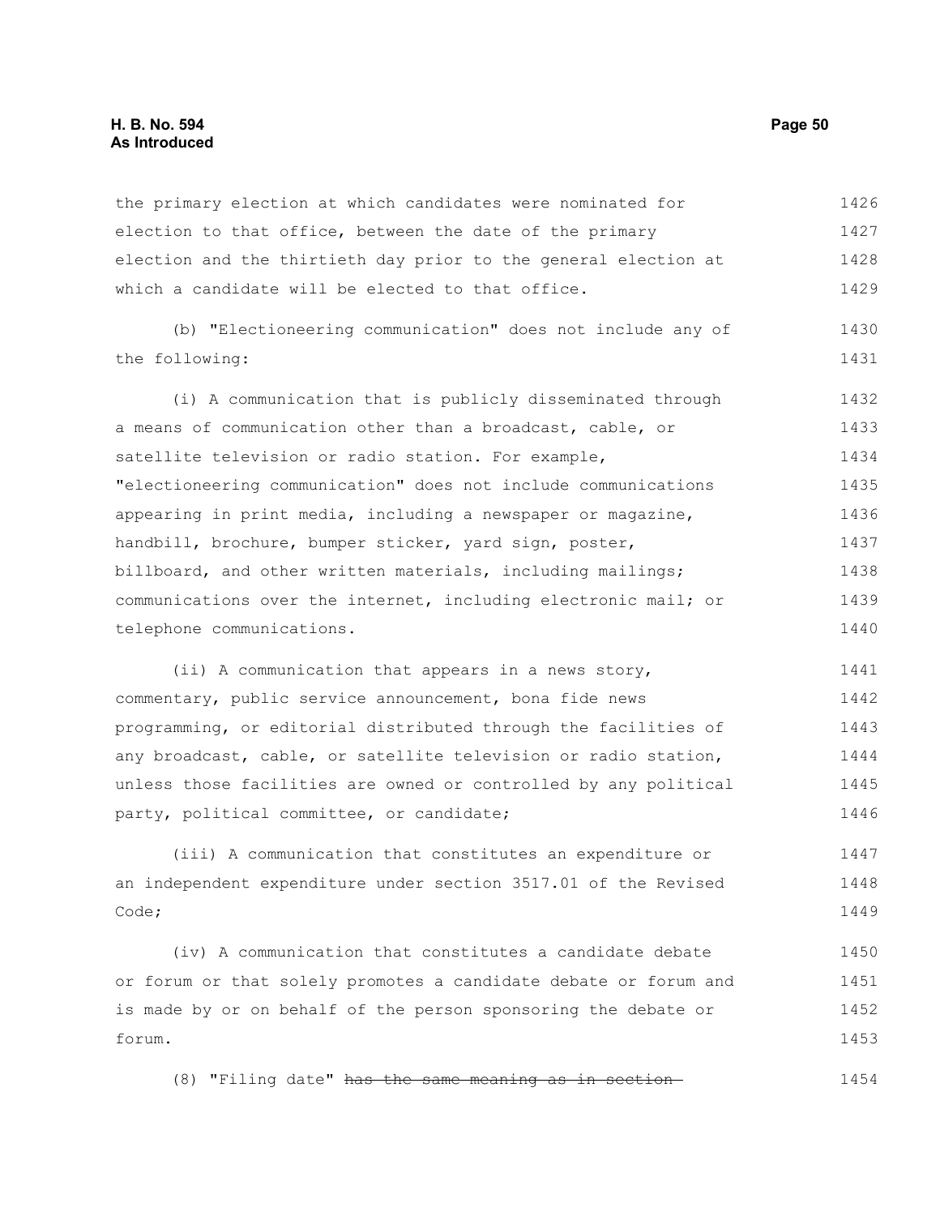the primary election at which candidates were nominated for election to that office, between the date of the primary election and the thirtieth day prior to the general election at which a candidate will be elected to that office.

(b) "Electioneering communication" does not include any of the following:

(i) A communication that is publicly disseminated through a means of communication other than a broadcast, cable, or satellite television or radio station. For example, "electioneering communication" does not include communications appearing in print media, including a newspaper or magazine, handbill, brochure, bumper sticker, yard sign, poster, billboard, and other written materials, including mailings; communications over the internet, including electronic mail; or telephone communications.

(ii) A communication that appears in a news story, commentary, public service announcement, bona fide news programming, or editorial distributed through the facilities of any broadcast, cable, or satellite television or radio station, unless those facilities are owned or controlled by any political party, political committee, or candidate;

(iii) A communication that constitutes an expenditure or an independent expenditure under section 3517.01 of the Revised Code;

(iv) A communication that constitutes a candidate debate or forum or that solely promotes a candidate debate or forum and is made by or on behalf of the person sponsoring the debate or forum.

(8) "Filing date" ~~has the same meaning as in section~~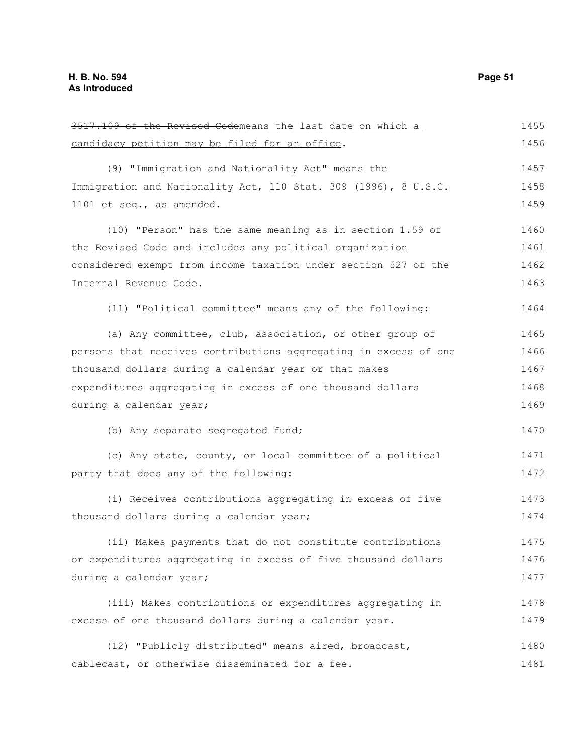~~3517.109 of the Revised Code~~means the last date on which a candidacy petition may be filed for an office.

(9) "Immigration and Nationality Act" means the Immigration and Nationality Act, 110 Stat. 309 (1996), 8 U.S.C. 1101 et seq., as amended.

(10) "Person" has the same meaning as in section 1.59 of the Revised Code and includes any political organization considered exempt from income taxation under section 527 of the Internal Revenue Code.

(11) "Political committee" means any of the following:

(a) Any committee, club, association, or other group of persons that receives contributions aggregating in excess of one thousand dollars during a calendar year or that makes expenditures aggregating in excess of one thousand dollars during a calendar year;

(b) Any separate segregated fund;

(c) Any state, county, or local committee of a political party that does any of the following:

(i) Receives contributions aggregating in excess of five thousand dollars during a calendar year;

(ii) Makes payments that do not constitute contributions or expenditures aggregating in excess of five thousand dollars during a calendar year;

(iii) Makes contributions or expenditures aggregating in excess of one thousand dollars during a calendar year.

(12) "Publicly distributed" means aired, broadcast, cablecast, or otherwise disseminated for a fee.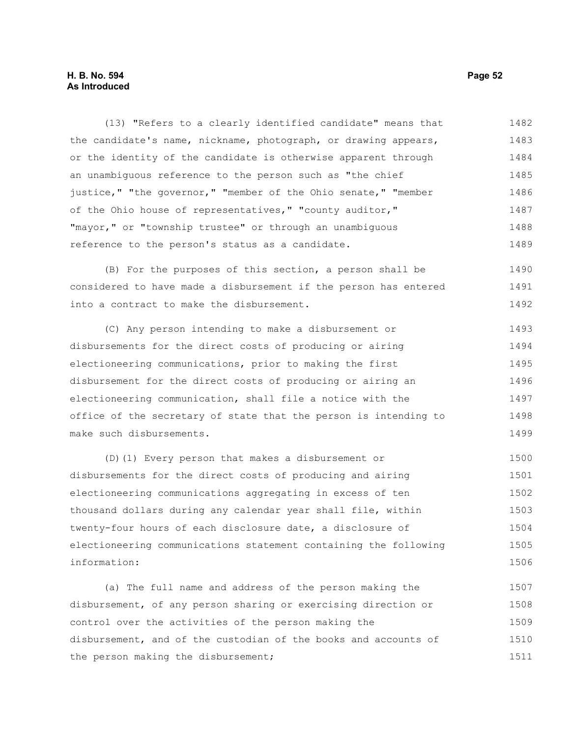(13) "Refers to a clearly identified candidate" means that the candidate's name, nickname, photograph, or drawing appears, or the identity of the candidate is otherwise apparent through an unambiguous reference to the person such as "the chief justice," "the governor," "member of the Ohio senate," "member of the Ohio house of representatives," "county auditor," "mayor," or "township trustee" or through an unambiguous reference to the person's status as a candidate.

(B) For the purposes of this section, a person shall be considered to have made a disbursement if the person has entered into a contract to make the disbursement.

(C) Any person intending to make a disbursement or disbursements for the direct costs of producing or airing electioneering communications, prior to making the first disbursement for the direct costs of producing or airing an electioneering communication, shall file a notice with the office of the secretary of state that the person is intending to make such disbursements.

(D)(1) Every person that makes a disbursement or disbursements for the direct costs of producing and airing electioneering communications aggregating in excess of ten thousand dollars during any calendar year shall file, within twenty-four hours of each disclosure date, a disclosure of electioneering communications statement containing the following information:

(a) The full name and address of the person making the disbursement, of any person sharing or exercising direction or control over the activities of the person making the disbursement, and of the custodian of the books and accounts of the person making the disbursement;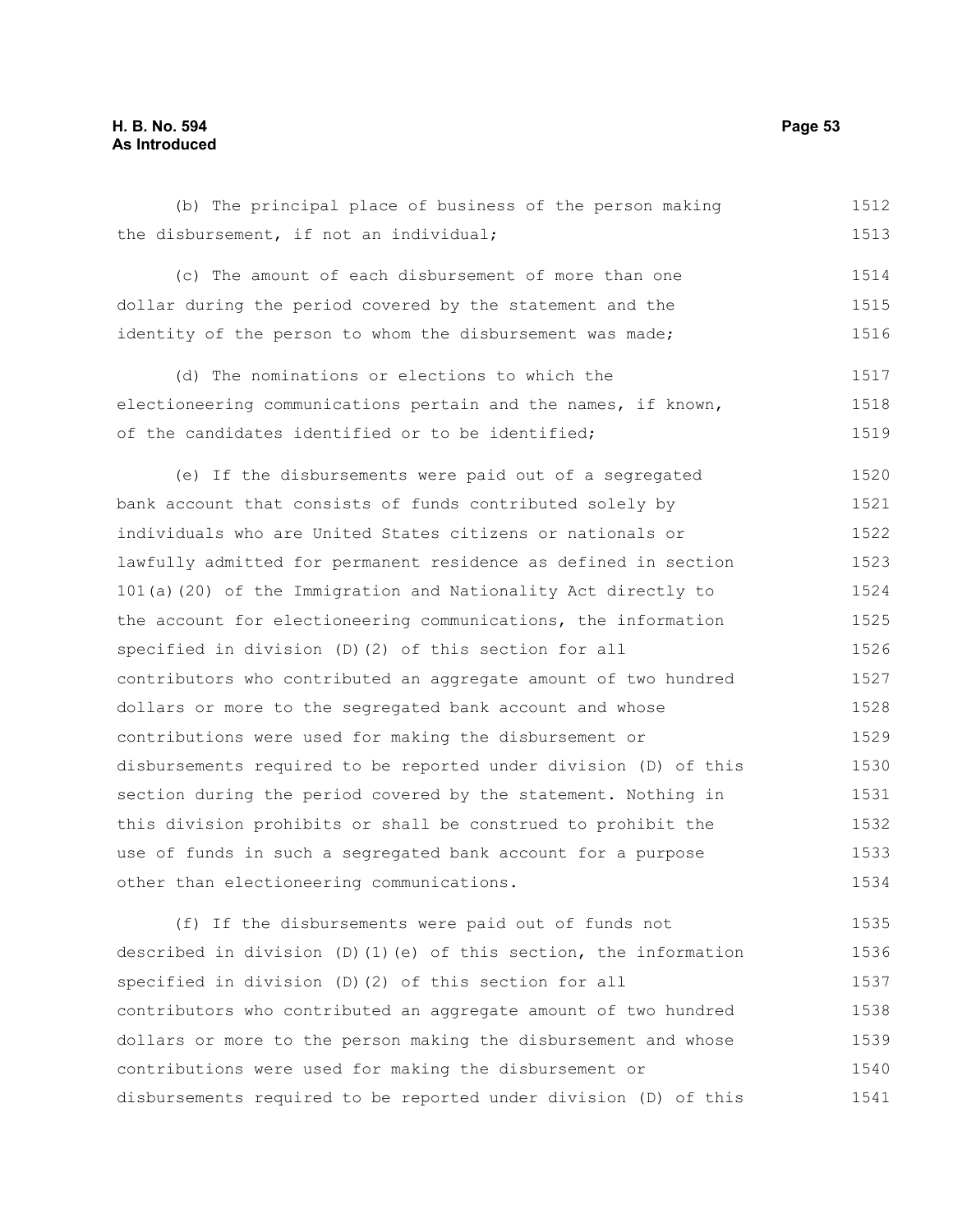(b) The principal place of business of the person making the disbursement, if not an individual;

(c) The amount of each disbursement of more than one dollar during the period covered by the statement and the identity of the person to whom the disbursement was made;

(d) The nominations or elections to which the electioneering communications pertain and the names, if known, of the candidates identified or to be identified;

(e) If the disbursements were paid out of a segregated bank account that consists of funds contributed solely by individuals who are United States citizens or nationals or lawfully admitted for permanent residence as defined in section 101(a)(20) of the Immigration and Nationality Act directly to the account for electioneering communications, the information specified in division (D)(2) of this section for all contributors who contributed an aggregate amount of two hundred dollars or more to the segregated bank account and whose contributions were used for making the disbursement or disbursements required to be reported under division (D) of this section during the period covered by the statement. Nothing in this division prohibits or shall be construed to prohibit the use of funds in such a segregated bank account for a purpose other than electioneering communications.

(f) If the disbursements were paid out of funds not described in division (D)(1)(e) of this section, the information specified in division (D)(2) of this section for all contributors who contributed an aggregate amount of two hundred dollars or more to the person making the disbursement and whose contributions were used for making the disbursement or disbursements required to be reported under division (D) of this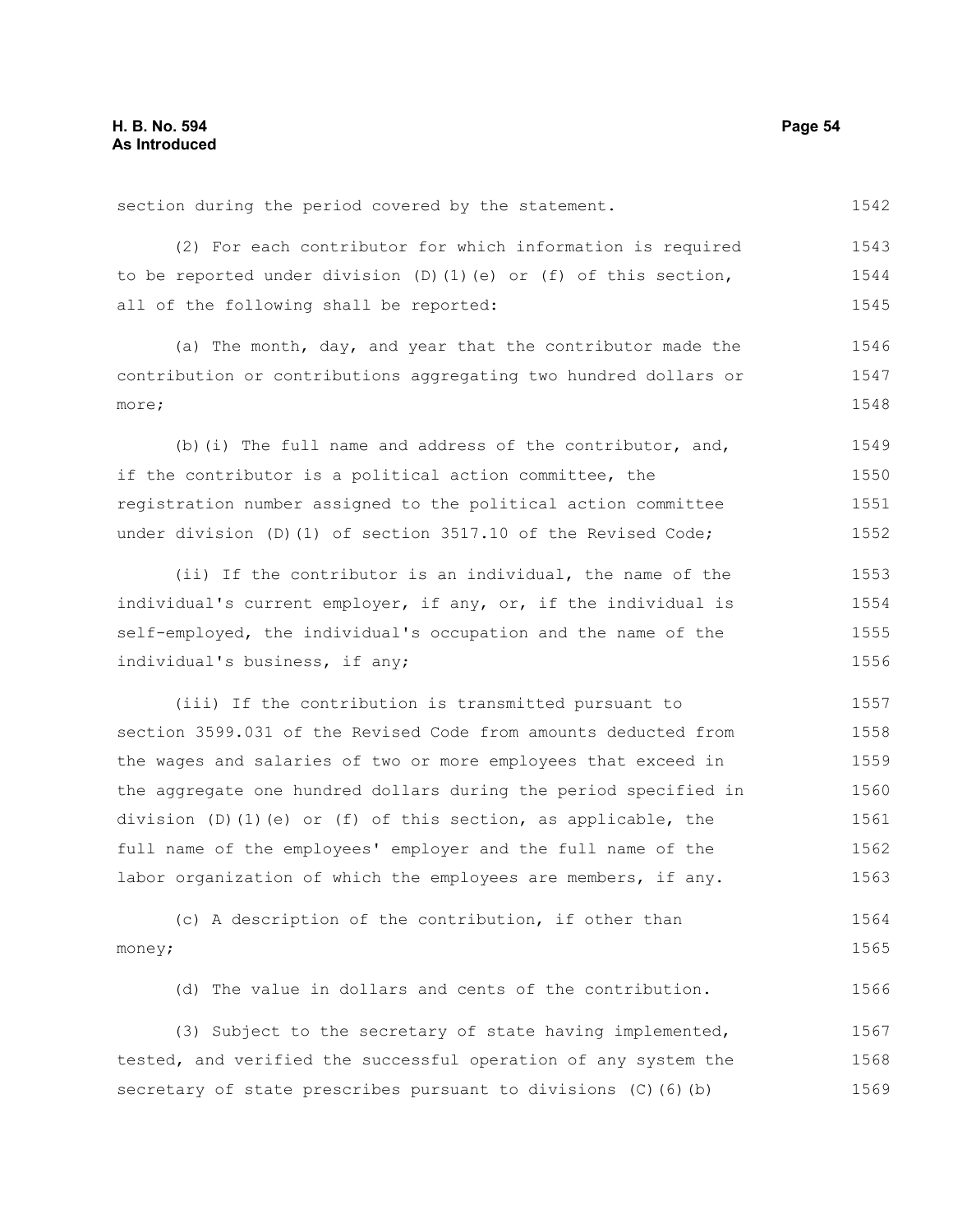section during the period covered by the statement.

(2) For each contributor for which information is required to be reported under division (D)(1)(e) or (f) of this section, all of the following shall be reported:

(a) The month, day, and year that the contributor made the contribution or contributions aggregating two hundred dollars or more;

(b)(i) The full name and address of the contributor, and, if the contributor is a political action committee, the registration number assigned to the political action committee under division (D)(1) of section 3517.10 of the Revised Code;

(ii) If the contributor is an individual, the name of the individual's current employer, if any, or, if the individual is self-employed, the individual's occupation and the name of the individual's business, if any;

(iii) If the contribution is transmitted pursuant to section 3599.031 of the Revised Code from amounts deducted from the wages and salaries of two or more employees that exceed in the aggregate one hundred dollars during the period specified in division (D)(1)(e) or (f) of this section, as applicable, the full name of the employees' employer and the full name of the labor organization of which the employees are members, if any.

(c) A description of the contribution, if other than money;

(d) The value in dollars and cents of the contribution.

(3) Subject to the secretary of state having implemented, tested, and verified the successful operation of any system the secretary of state prescribes pursuant to divisions (C)(6)(b)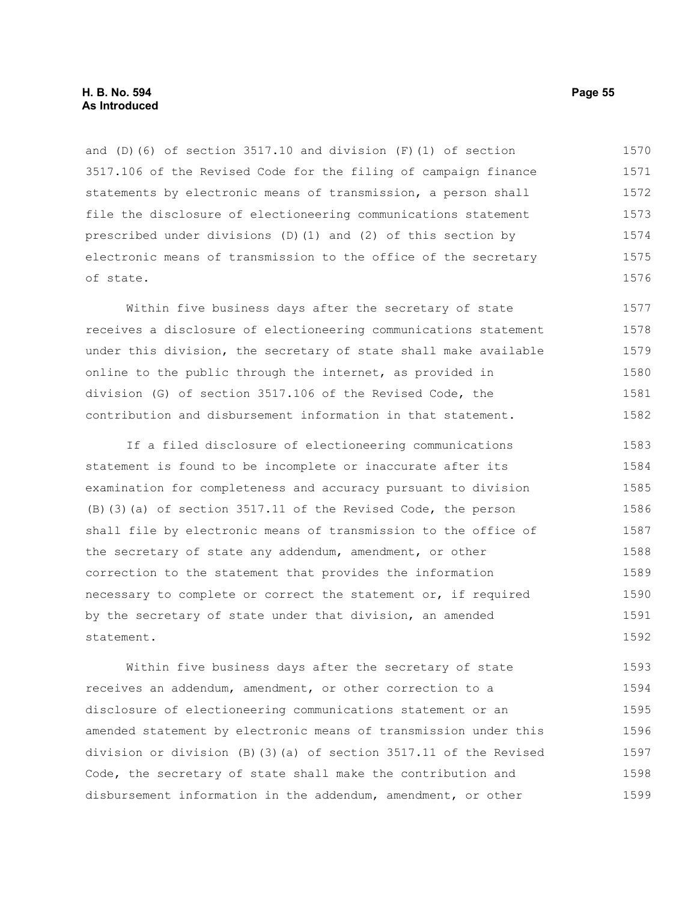and (D)(6) of section 3517.10 and division (F)(1) of section 3517.106 of the Revised Code for the filing of campaign finance statements by electronic means of transmission, a person shall file the disclosure of electioneering communications statement prescribed under divisions (D)(1) and (2) of this section by electronic means of transmission to the office of the secretary of state.

Within five business days after the secretary of state receives a disclosure of electioneering communications statement under this division, the secretary of state shall make available online to the public through the internet, as provided in division (G) of section 3517.106 of the Revised Code, the contribution and disbursement information in that statement.

If a filed disclosure of electioneering communications statement is found to be incomplete or inaccurate after its examination for completeness and accuracy pursuant to division (B)(3)(a) of section 3517.11 of the Revised Code, the person shall file by electronic means of transmission to the office of the secretary of state any addendum, amendment, or other correction to the statement that provides the information necessary to complete or correct the statement or, if required by the secretary of state under that division, an amended statement.

Within five business days after the secretary of state receives an addendum, amendment, or other correction to a disclosure of electioneering communications statement or an amended statement by electronic means of transmission under this division or division (B)(3)(a) of section 3517.11 of the Revised Code, the secretary of state shall make the contribution and disbursement information in the addendum, amendment, or other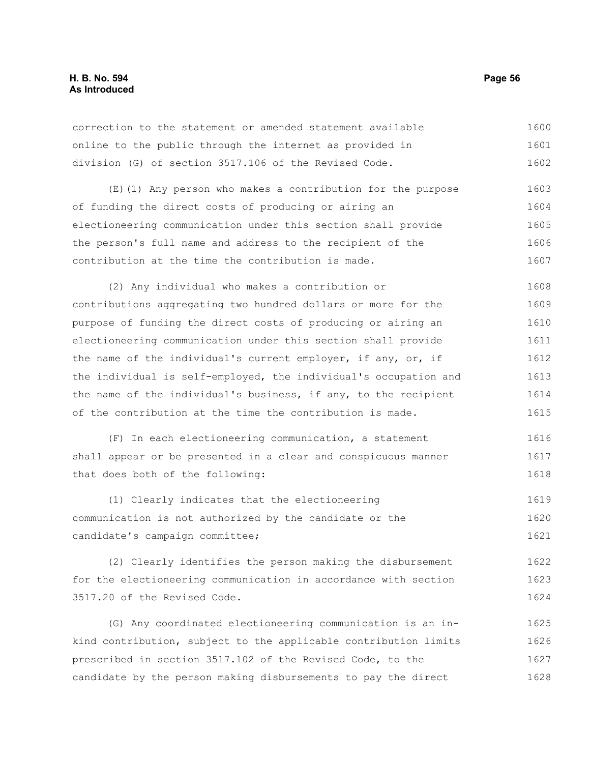correction to the statement or amended statement available online to the public through the internet as provided in division (G) of section 3517.106 of the Revised Code.

(E)(1) Any person who makes a contribution for the purpose of funding the direct costs of producing or airing an electioneering communication under this section shall provide the person's full name and address to the recipient of the contribution at the time the contribution is made.

(2) Any individual who makes a contribution or contributions aggregating two hundred dollars or more for the purpose of funding the direct costs of producing or airing an electioneering communication under this section shall provide the name of the individual's current employer, if any, or, if the individual is self-employed, the individual's occupation and the name of the individual's business, if any, to the recipient of the contribution at the time the contribution is made.

(F) In each electioneering communication, a statement shall appear or be presented in a clear and conspicuous manner that does both of the following:

(1) Clearly indicates that the electioneering communication is not authorized by the candidate or the candidate's campaign committee;

(2) Clearly identifies the person making the disbursement for the electioneering communication in accordance with section 3517.20 of the Revised Code.

(G) Any coordinated electioneering communication is an in-kind contribution, subject to the applicable contribution limits prescribed in section 3517.102 of the Revised Code, to the candidate by the person making disbursements to pay the direct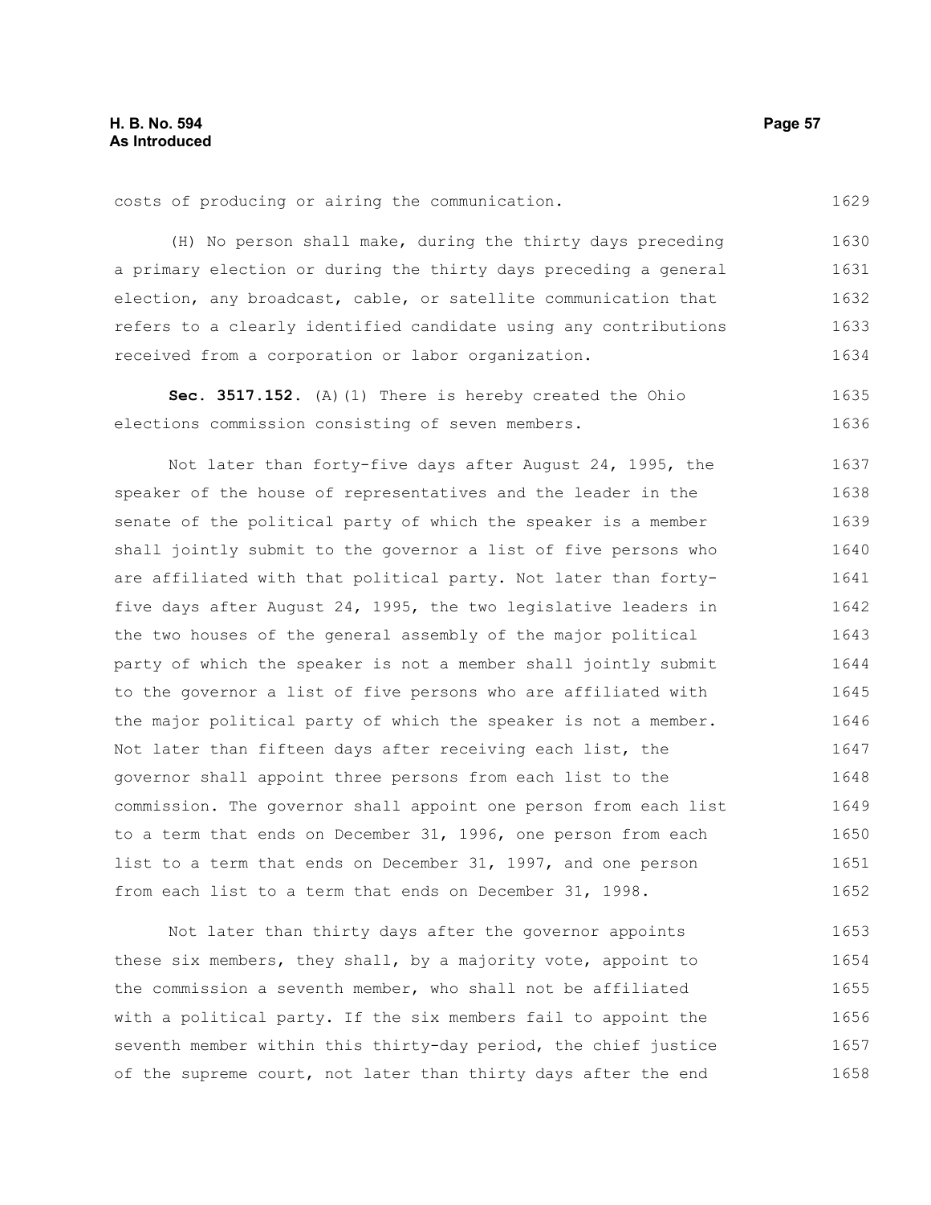costs of producing or airing the communication.

(H) No person shall make, during the thirty days preceding a primary election or during the thirty days preceding a general election, any broadcast, cable, or satellite communication that refers to a clearly identified candidate using any contributions received from a corporation or labor organization.

**Sec. 3517.152.** (A)(1) There is hereby created the Ohio elections commission consisting of seven members.

Not later than forty-five days after August 24, 1995, the speaker of the house of representatives and the leader in the senate of the political party of which the speaker is a member shall jointly submit to the governor a list of five persons who are affiliated with that political party. Not later than forty-five days after August 24, 1995, the two legislative leaders in the two houses of the general assembly of the major political party of which the speaker is not a member shall jointly submit to the governor a list of five persons who are affiliated with the major political party of which the speaker is not a member. Not later than fifteen days after receiving each list, the governor shall appoint three persons from each list to the commission. The governor shall appoint one person from each list to a term that ends on December 31, 1996, one person from each list to a term that ends on December 31, 1997, and one person from each list to a term that ends on December 31, 1998.

Not later than thirty days after the governor appoints these six members, they shall, by a majority vote, appoint to the commission a seventh member, who shall not be affiliated with a political party. If the six members fail to appoint the seventh member within this thirty-day period, the chief justice of the supreme court, not later than thirty days after the end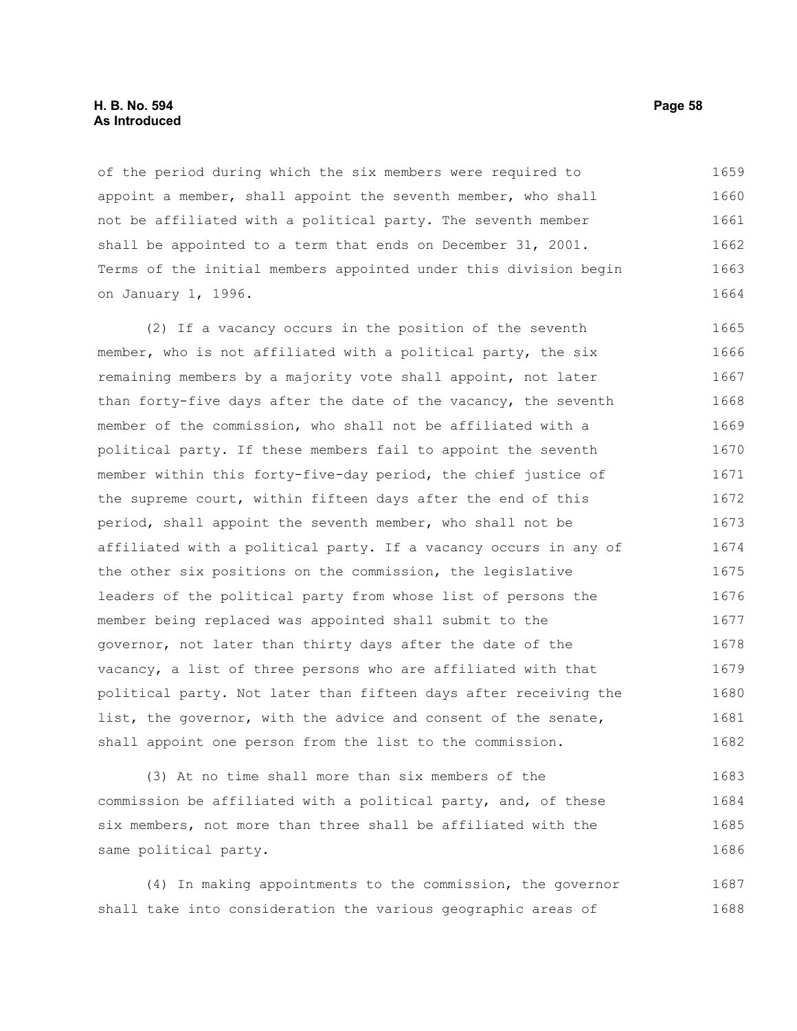of the period during which the six members were required to appoint a member, shall appoint the seventh member, who shall not be affiliated with a political party. The seventh member shall be appointed to a term that ends on December 31, 2001. Terms of the initial members appointed under this division begin on January 1, 1996.

(2) If a vacancy occurs in the position of the seventh member, who is not affiliated with a political party, the six remaining members by a majority vote shall appoint, not later than forty-five days after the date of the vacancy, the seventh member of the commission, who shall not be affiliated with a political party. If these members fail to appoint the seventh member within this forty-five-day period, the chief justice of the supreme court, within fifteen days after the end of this period, shall appoint the seventh member, who shall not be affiliated with a political party. If a vacancy occurs in any of the other six positions on the commission, the legislative leaders of the political party from whose list of persons the member being replaced was appointed shall submit to the governor, not later than thirty days after the date of the vacancy, a list of three persons who are affiliated with that political party. Not later than fifteen days after receiving the list, the governor, with the advice and consent of the senate, shall appoint one person from the list to the commission.

(3) At no time shall more than six members of the commission be affiliated with a political party, and, of these six members, not more than three shall be affiliated with the same political party.

(4) In making appointments to the commission, the governor shall take into consideration the various geographic areas of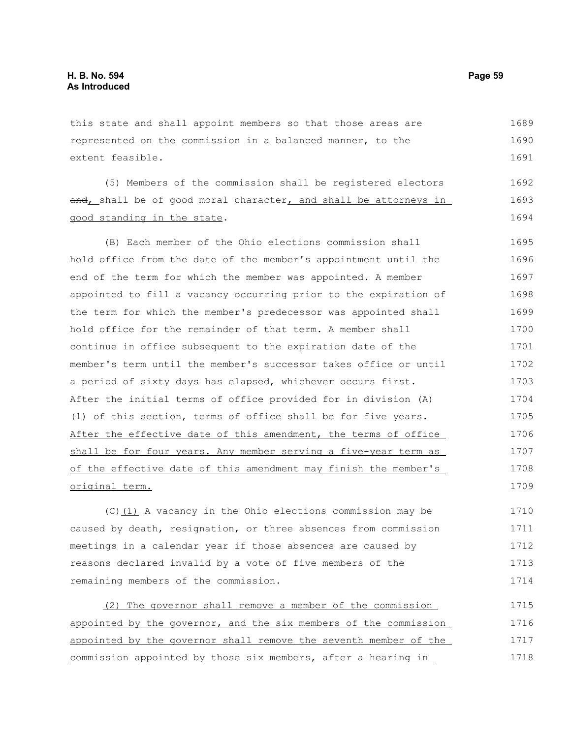this state and shall appoint members so that those areas are represented on the commission in a balanced manner, to the extent feasible.

(5) Members of the commission shall be registered electors ~~and~~, shall be of good moral character, and shall be attorneys in good standing in the state.

(B) Each member of the Ohio elections commission shall hold office from the date of the member's appointment until the end of the term for which the member was appointed. A member appointed to fill a vacancy occurring prior to the expiration of the term for which the member's predecessor was appointed shall hold office for the remainder of that term. A member shall continue in office subsequent to the expiration date of the member's term until the member's successor takes office or until a period of sixty days has elapsed, whichever occurs first. After the initial terms of office provided for in division (A)(1) of this section, terms of office shall be for five years. After the effective date of this amendment, the terms of office shall be for four years. Any member serving a five-year term as of the effective date of this amendment may finish the member's original term.

(C)(1) A vacancy in the Ohio elections commission may be caused by death, resignation, or three absences from commission meetings in a calendar year if those absences are caused by reasons declared invalid by a vote of five members of the remaining members of the commission.

(2) The governor shall remove a member of the commission appointed by the governor, and the six members of the commission appointed by the governor shall remove the seventh member of the commission appointed by those six members, after a hearing in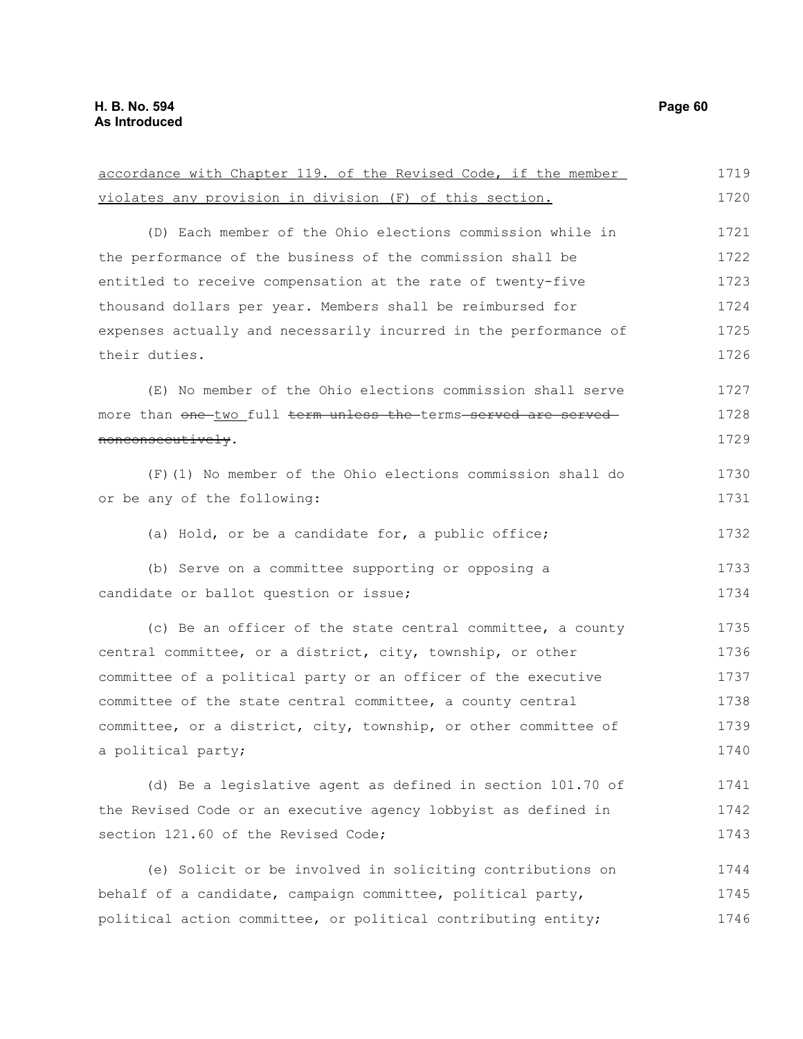accordance with Chapter 119. of the Revised Code, if the member violates any provision in division (F) of this section.

(D) Each member of the Ohio elections commission while in the performance of the business of the commission shall be entitled to receive compensation at the rate of twenty-five thousand dollars per year. Members shall be reimbursed for expenses actually and necessarily incurred in the performance of their duties.

(E) No member of the Ohio elections commission shall serve more than ~~one~~ two full ~~term unless the~~ terms ~~served are served nonconsecutively~~.

(F)(1) No member of the Ohio elections commission shall do or be any of the following:

(a) Hold, or be a candidate for, a public office;

(b) Serve on a committee supporting or opposing a candidate or ballot question or issue;

(c) Be an officer of the state central committee, a county central committee, or a district, city, township, or other committee of a political party or an officer of the executive committee of the state central committee, a county central committee, or a district, city, township, or other committee of a political party;

(d) Be a legislative agent as defined in section 101.70 of the Revised Code or an executive agency lobbyist as defined in section 121.60 of the Revised Code;

(e) Solicit or be involved in soliciting contributions on behalf of a candidate, campaign committee, political party, political action committee, or political contributing entity;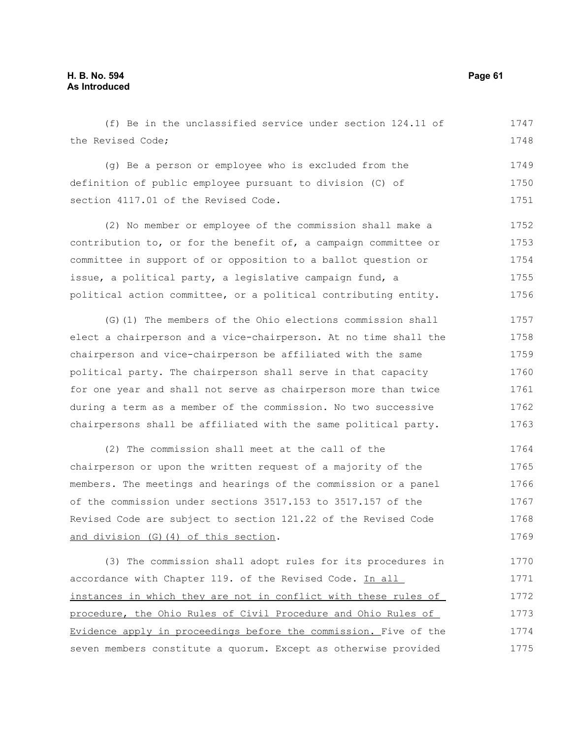(f) Be in the unclassified service under section 124.11 of the Revised Code;

(g) Be a person or employee who is excluded from the definition of public employee pursuant to division (C) of section 4117.01 of the Revised Code.

(2) No member or employee of the commission shall make a contribution to, or for the benefit of, a campaign committee or committee in support of or opposition to a ballot question or issue, a political party, a legislative campaign fund, a political action committee, or a political contributing entity.

(G)(1) The members of the Ohio elections commission shall elect a chairperson and a vice-chairperson. At no time shall the chairperson and vice-chairperson be affiliated with the same political party. The chairperson shall serve in that capacity for one year and shall not serve as chairperson more than twice during a term as a member of the commission. No two successive chairpersons shall be affiliated with the same political party.

(2) The commission shall meet at the call of the chairperson or upon the written request of a majority of the members. The meetings and hearings of the commission or a panel of the commission under sections 3517.153 to 3517.157 of the Revised Code are subject to section 121.22 of the Revised Code and division (G)(4) of this section.

(3) The commission shall adopt rules for its procedures in accordance with Chapter 119. of the Revised Code. In all instances in which they are not in conflict with these rules of procedure, the Ohio Rules of Civil Procedure and Ohio Rules of Evidence apply in proceedings before the commission. Five of the seven members constitute a quorum. Except as otherwise provided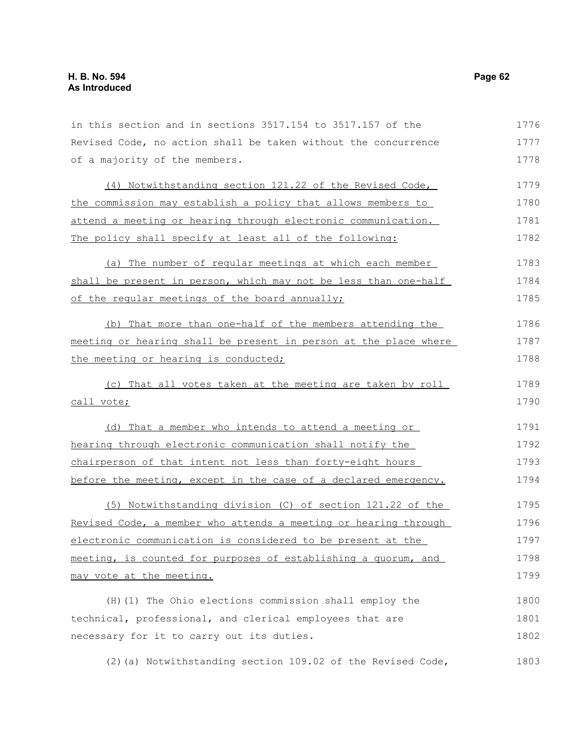in this section and in sections 3517.154 to 3517.157 of the Revised Code, no action shall be taken without the concurrence of a majority of the members.

(4) Notwithstanding section 121.22 of the Revised Code, the commission may establish a policy that allows members to attend a meeting or hearing through electronic communication. The policy shall specify at least all of the following:

(a) The number of regular meetings at which each member shall be present in person, which may not be less than one-half of the regular meetings of the board annually;

(b) That more than one-half of the members attending the meeting or hearing shall be present in person at the place where the meeting or hearing is conducted;

(c) That all votes taken at the meeting are taken by roll call vote;

(d) That a member who intends to attend a meeting or hearing through electronic communication shall notify the chairperson of that intent not less than forty-eight hours before the meeting, except in the case of a declared emergency.

(5) Notwithstanding division (C) of section 121.22 of the Revised Code, a member who attends a meeting or hearing through electronic communication is considered to be present at the meeting, is counted for purposes of establishing a quorum, and may vote at the meeting.

(H)(1) The Ohio elections commission shall employ the technical, professional, and clerical employees that are necessary for it to carry out its duties.

(2)(a) Notwithstanding section 109.02 of the Revised Code,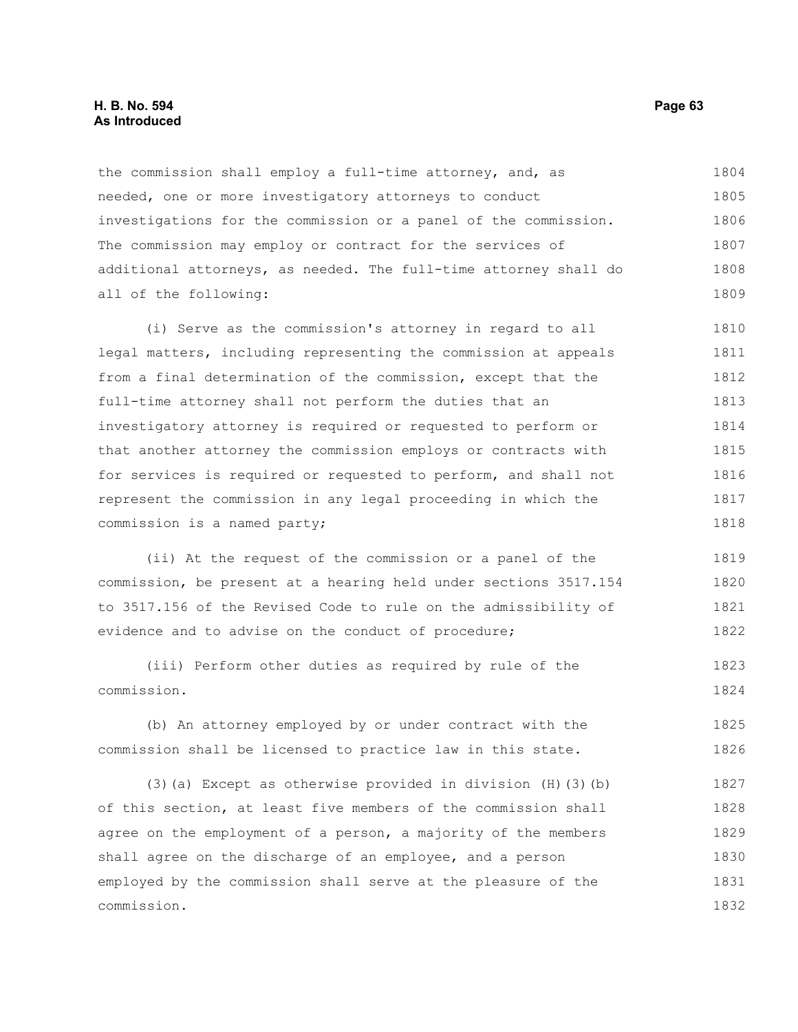the commission shall employ a full-time attorney, and, as needed, one or more investigatory attorneys to conduct investigations for the commission or a panel of the commission. The commission may employ or contract for the services of additional attorneys, as needed. The full-time attorney shall do all of the following:

(i) Serve as the commission's attorney in regard to all legal matters, including representing the commission at appeals from a final determination of the commission, except that the full-time attorney shall not perform the duties that an investigatory attorney is required or requested to perform or that another attorney the commission employs or contracts with for services is required or requested to perform, and shall not represent the commission in any legal proceeding in which the commission is a named party;

(ii) At the request of the commission or a panel of the commission, be present at a hearing held under sections 3517.154 to 3517.156 of the Revised Code to rule on the admissibility of evidence and to advise on the conduct of procedure;

(iii) Perform other duties as required by rule of the commission.

(b) An attorney employed by or under contract with the commission shall be licensed to practice law in this state.

(3)(a) Except as otherwise provided in division (H)(3)(b) of this section, at least five members of the commission shall agree on the employment of a person, a majority of the members shall agree on the discharge of an employee, and a person employed by the commission shall serve at the pleasure of the commission.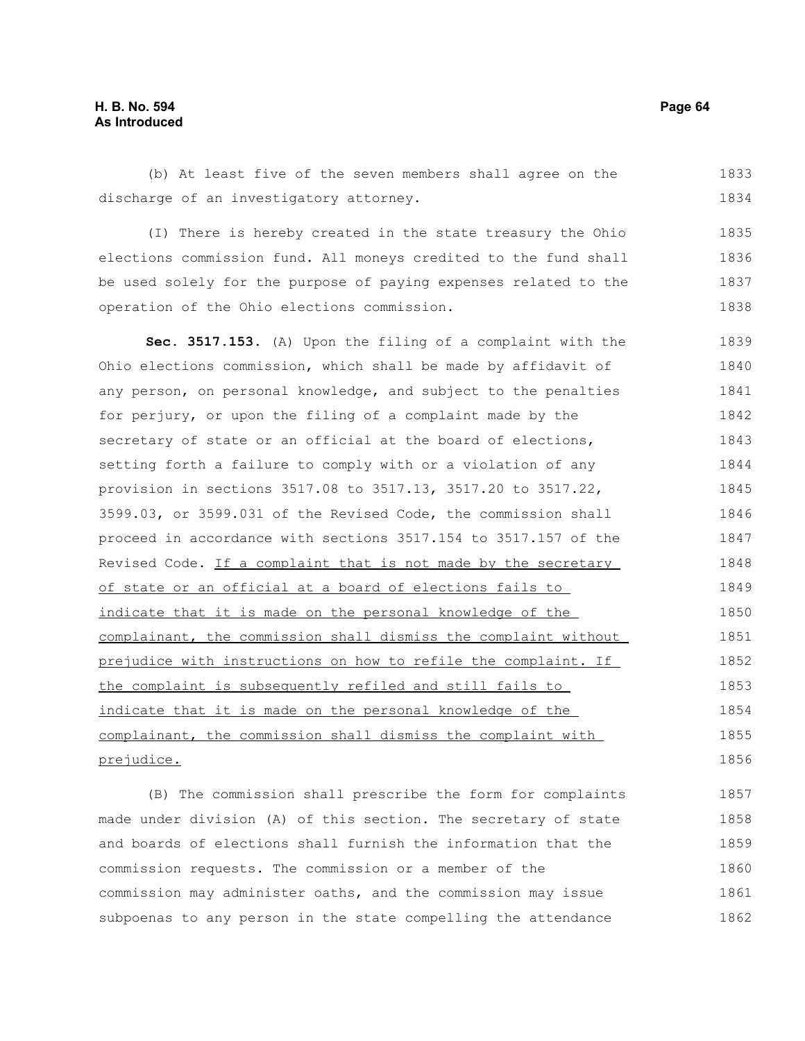(b) At least five of the seven members shall agree on the discharge of an investigatory attorney.

(I) There is hereby created in the state treasury the Ohio elections commission fund. All moneys credited to the fund shall be used solely for the purpose of paying expenses related to the operation of the Ohio elections commission.

**Sec. 3517.153.** (A) Upon the filing of a complaint with the Ohio elections commission, which shall be made by affidavit of any person, on personal knowledge, and subject to the penalties for perjury, or upon the filing of a complaint made by the secretary of state or an official at the board of elections, setting forth a failure to comply with or a violation of any provision in sections 3517.08 to 3517.13, 3517.20 to 3517.22, 3599.03, or 3599.031 of the Revised Code, the commission shall proceed in accordance with sections 3517.154 to 3517.157 of the Revised Code. <u>If a complaint that is not made by the secretary of state or an official at a board of elections fails to indicate that it is made on the personal knowledge of the complainant, the commission shall dismiss the complaint without prejudice with instructions on how to refile the complaint. If the complaint is subsequently refiled and still fails to indicate that it is made on the personal knowledge of the complainant, the commission shall dismiss the complaint with prejudice.</u>

(B) The commission shall prescribe the form for complaints made under division (A) of this section. The secretary of state and boards of elections shall furnish the information that the commission requests. The commission or a member of the commission may administer oaths, and the commission may issue subpoenas to any person in the state compelling the attendance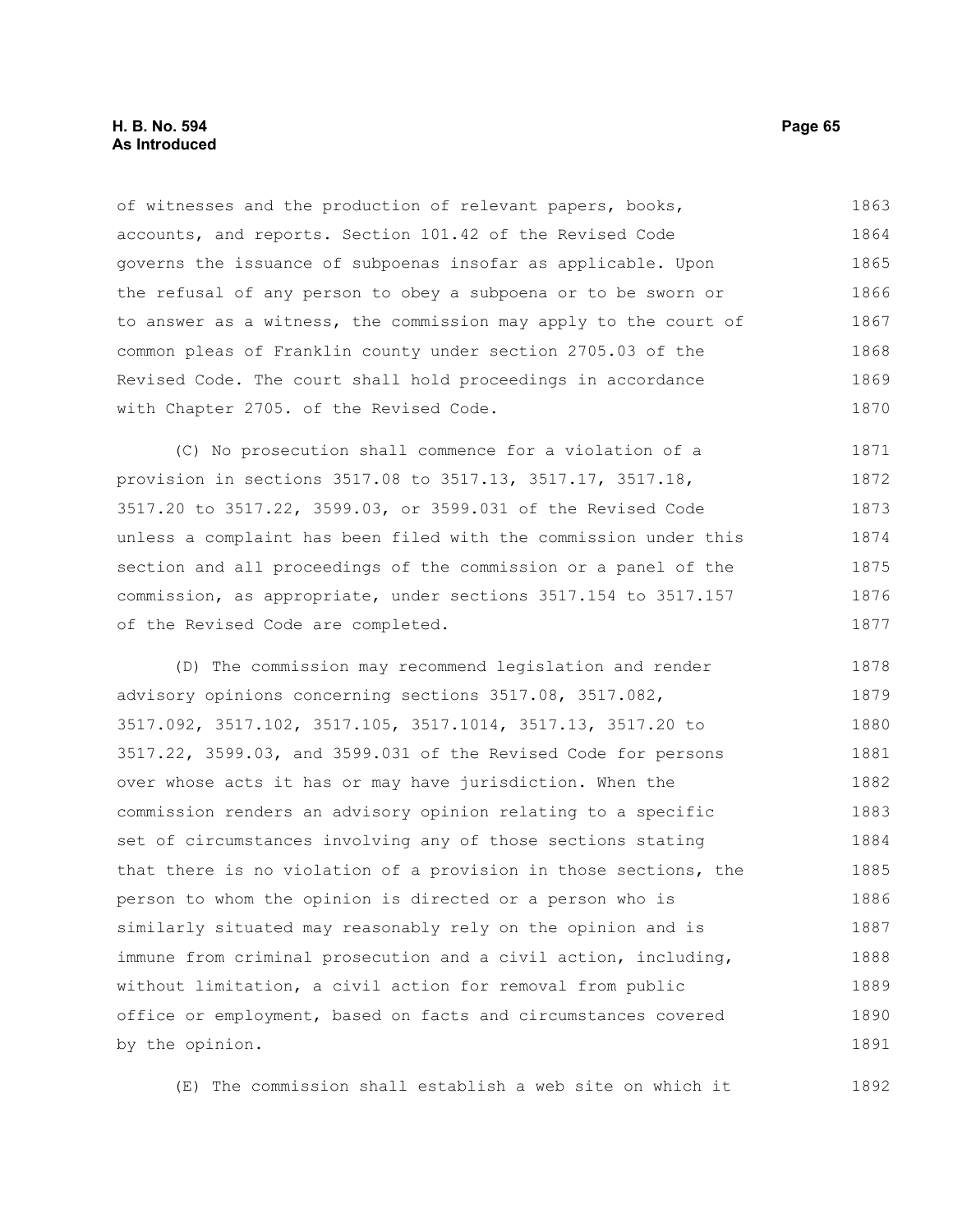of witnesses and the production of relevant papers, books, accounts, and reports. Section 101.42 of the Revised Code governs the issuance of subpoenas insofar as applicable. Upon the refusal of any person to obey a subpoena or to be sworn or to answer as a witness, the commission may apply to the court of common pleas of Franklin county under section 2705.03 of the Revised Code. The court shall hold proceedings in accordance with Chapter 2705. of the Revised Code.

(C) No prosecution shall commence for a violation of a provision in sections 3517.08 to 3517.13, 3517.17, 3517.18, 3517.20 to 3517.22, 3599.03, or 3599.031 of the Revised Code unless a complaint has been filed with the commission under this section and all proceedings of the commission or a panel of the commission, as appropriate, under sections 3517.154 to 3517.157 of the Revised Code are completed.

(D) The commission may recommend legislation and render advisory opinions concerning sections 3517.08, 3517.082, 3517.092, 3517.102, 3517.105, 3517.1014, 3517.13, 3517.20 to 3517.22, 3599.03, and 3599.031 of the Revised Code for persons over whose acts it has or may have jurisdiction. When the commission renders an advisory opinion relating to a specific set of circumstances involving any of those sections stating that there is no violation of a provision in those sections, the person to whom the opinion is directed or a person who is similarly situated may reasonably rely on the opinion and is immune from criminal prosecution and a civil action, including, without limitation, a civil action for removal from public office or employment, based on facts and circumstances covered by the opinion.

(E) The commission shall establish a web site on which it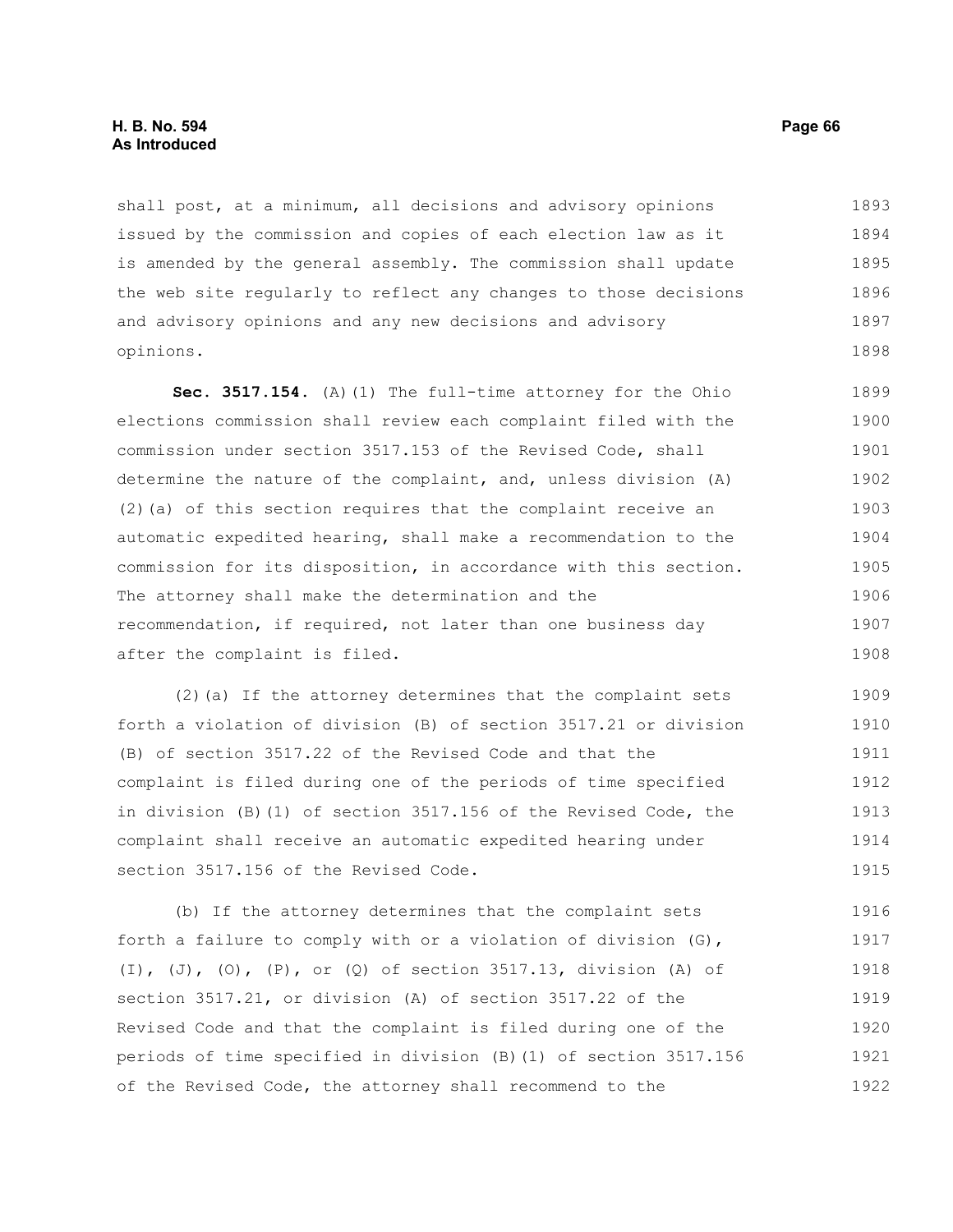shall post, at a minimum, all decisions and advisory opinions issued by the commission and copies of each election law as it is amended by the general assembly. The commission shall update the web site regularly to reflect any changes to those decisions and advisory opinions and any new decisions and advisory opinions.

**Sec. 3517.154.** (A)(1) The full-time attorney for the Ohio elections commission shall review each complaint filed with the commission under section 3517.153 of the Revised Code, shall determine the nature of the complaint, and, unless division (A)(2)(a) of this section requires that the complaint receive an automatic expedited hearing, shall make a recommendation to the commission for its disposition, in accordance with this section. The attorney shall make the determination and the recommendation, if required, not later than one business day after the complaint is filed.

(2)(a) If the attorney determines that the complaint sets forth a violation of division (B) of section 3517.21 or division (B) of section 3517.22 of the Revised Code and that the complaint is filed during one of the periods of time specified in division (B)(1) of section 3517.156 of the Revised Code, the complaint shall receive an automatic expedited hearing under section 3517.156 of the Revised Code.

(b) If the attorney determines that the complaint sets forth a failure to comply with or a violation of division (G), (I), (J), (O), (P), or (Q) of section 3517.13, division (A) of section 3517.21, or division (A) of section 3517.22 of the Revised Code and that the complaint is filed during one of the periods of time specified in division (B)(1) of section 3517.156 of the Revised Code, the attorney shall recommend to the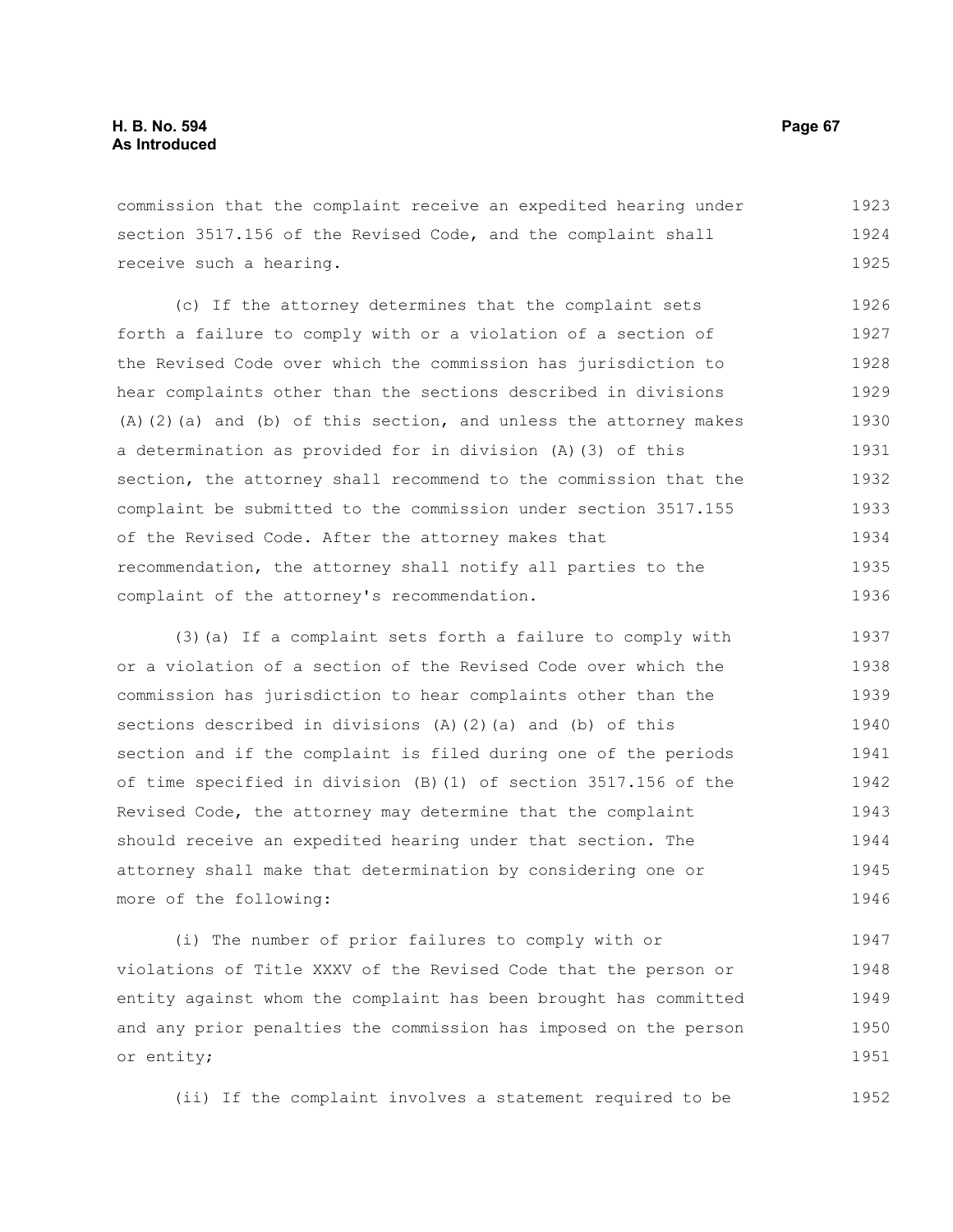commission that the complaint receive an expedited hearing under section 3517.156 of the Revised Code, and the complaint shall receive such a hearing.

(c) If the attorney determines that the complaint sets forth a failure to comply with or a violation of a section of the Revised Code over which the commission has jurisdiction to hear complaints other than the sections described in divisions (A)(2)(a) and (b) of this section, and unless the attorney makes a determination as provided for in division (A)(3) of this section, the attorney shall recommend to the commission that the complaint be submitted to the commission under section 3517.155 of the Revised Code. After the attorney makes that recommendation, the attorney shall notify all parties to the complaint of the attorney's recommendation.

(3)(a) If a complaint sets forth a failure to comply with or a violation of a section of the Revised Code over which the commission has jurisdiction to hear complaints other than the sections described in divisions (A)(2)(a) and (b) of this section and if the complaint is filed during one of the periods of time specified in division (B)(1) of section 3517.156 of the Revised Code, the attorney may determine that the complaint should receive an expedited hearing under that section. The attorney shall make that determination by considering one or more of the following:

(i) The number of prior failures to comply with or violations of Title XXXV of the Revised Code that the person or entity against whom the complaint has been brought has committed and any prior penalties the commission has imposed on the person or entity;

(ii) If the complaint involves a statement required to be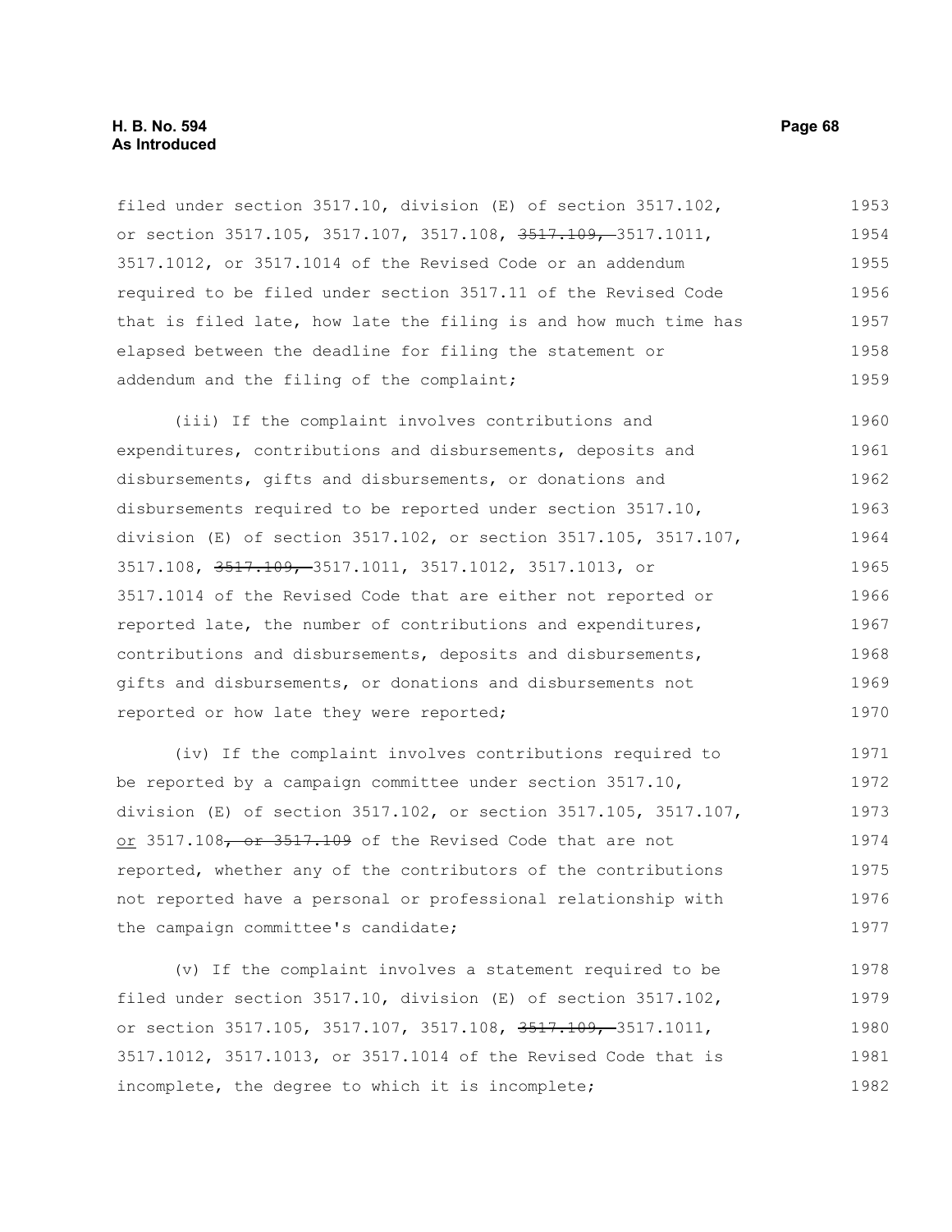filed under section 3517.10, division (E) of section 3517.102, or section 3517.105, 3517.107, 3517.108, ~~3517.109,~~ 3517.1011, 3517.1012, or 3517.1014 of the Revised Code or an addendum required to be filed under section 3517.11 of the Revised Code that is filed late, how late the filing is and how much time has elapsed between the deadline for filing the statement or addendum and the filing of the complaint;

(iii) If the complaint involves contributions and expenditures, contributions and disbursements, deposits and disbursements, gifts and disbursements, or donations and disbursements required to be reported under section 3517.10, division (E) of section 3517.102, or section 3517.105, 3517.107, 3517.108, ~~3517.109,~~ 3517.1011, 3517.1012, 3517.1013, or 3517.1014 of the Revised Code that are either not reported or reported late, the number of contributions and expenditures, contributions and disbursements, deposits and disbursements, gifts and disbursements, or donations and disbursements not reported or how late they were reported;

(iv) If the complaint involves contributions required to be reported by a campaign committee under section 3517.10, division (E) of section 3517.102, or section 3517.105, 3517.107, <u>or</u> 3517.108~~, or 3517.109~~ of the Revised Code that are not reported, whether any of the contributors of the contributions not reported have a personal or professional relationship with the campaign committee's candidate;

(v) If the complaint involves a statement required to be filed under section 3517.10, division (E) of section 3517.102, or section 3517.105, 3517.107, 3517.108, ~~3517.109,~~ 3517.1011, 3517.1012, 3517.1013, or 3517.1014 of the Revised Code that is incomplete, the degree to which it is incomplete;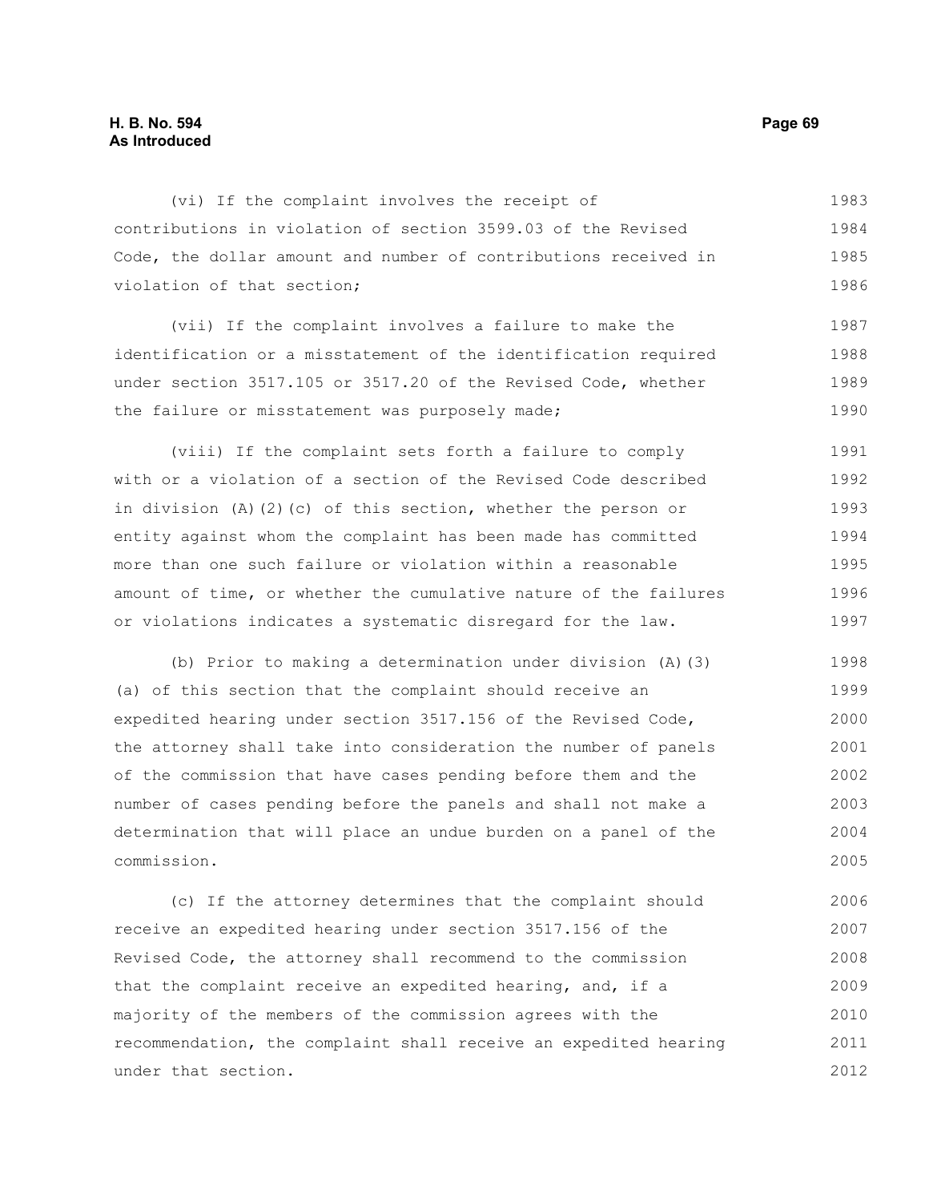(vi) If the complaint involves the receipt of contributions in violation of section 3599.03 of the Revised Code, the dollar amount and number of contributions received in violation of that section;

(vii) If the complaint involves a failure to make the identification or a misstatement of the identification required under section 3517.105 or 3517.20 of the Revised Code, whether the failure or misstatement was purposely made;

(viii) If the complaint sets forth a failure to comply with or a violation of a section of the Revised Code described in division (A)(2)(c) of this section, whether the person or entity against whom the complaint has been made has committed more than one such failure or violation within a reasonable amount of time, or whether the cumulative nature of the failures or violations indicates a systematic disregard for the law.

(b) Prior to making a determination under division (A)(3)(a) of this section that the complaint should receive an expedited hearing under section 3517.156 of the Revised Code, the attorney shall take into consideration the number of panels of the commission that have cases pending before them and the number of cases pending before the panels and shall not make a determination that will place an undue burden on a panel of the commission.

(c) If the attorney determines that the complaint should receive an expedited hearing under section 3517.156 of the Revised Code, the attorney shall recommend to the commission that the complaint receive an expedited hearing, and, if a majority of the members of the commission agrees with the recommendation, the complaint shall receive an expedited hearing under that section.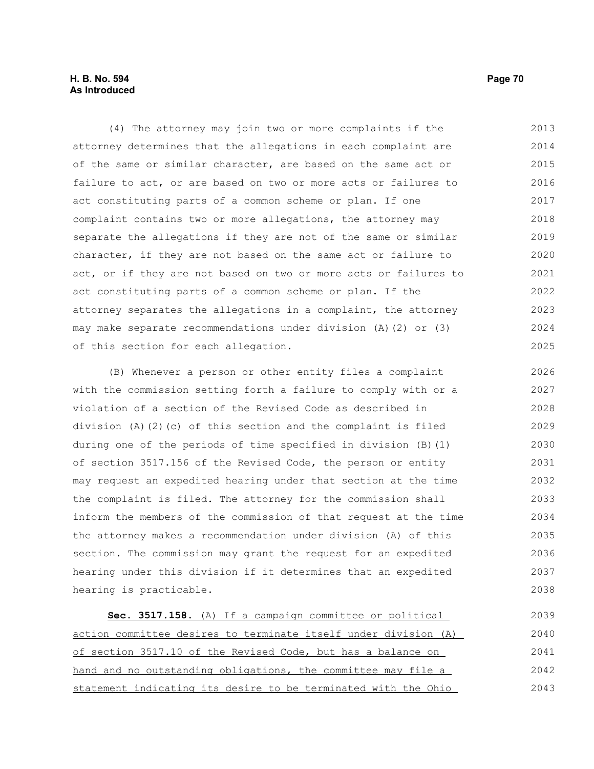(4) The attorney may join two or more complaints if the attorney determines that the allegations in each complaint are of the same or similar character, are based on the same act or failure to act, or are based on two or more acts or failures to act constituting parts of a common scheme or plan. If one complaint contains two or more allegations, the attorney may separate the allegations if they are not of the same or similar character, if they are not based on the same act or failure to act, or if they are not based on two or more acts or failures to act constituting parts of a common scheme or plan. If the attorney separates the allegations in a complaint, the attorney may make separate recommendations under division (A)(2) or (3) of this section for each allegation.

(B) Whenever a person or other entity files a complaint with the commission setting forth a failure to comply with or a violation of a section of the Revised Code as described in division (A)(2)(c) of this section and the complaint is filed during one of the periods of time specified in division (B)(1) of section 3517.156 of the Revised Code, the person or entity may request an expedited hearing under that section at the time the complaint is filed. The attorney for the commission shall inform the members of the commission of that request at the time the attorney makes a recommendation under division (A) of this section. The commission may grant the request for an expedited hearing under this division if it determines that an expedited hearing is practicable.

**Sec. 3517.158.** <u>(A) If a campaign committee or political action committee desires to terminate itself under division (A) of section 3517.10 of the Revised Code, but has a balance on hand and no outstanding obligations, the committee may file a statement indicating its desire to be terminated with the Ohio</u>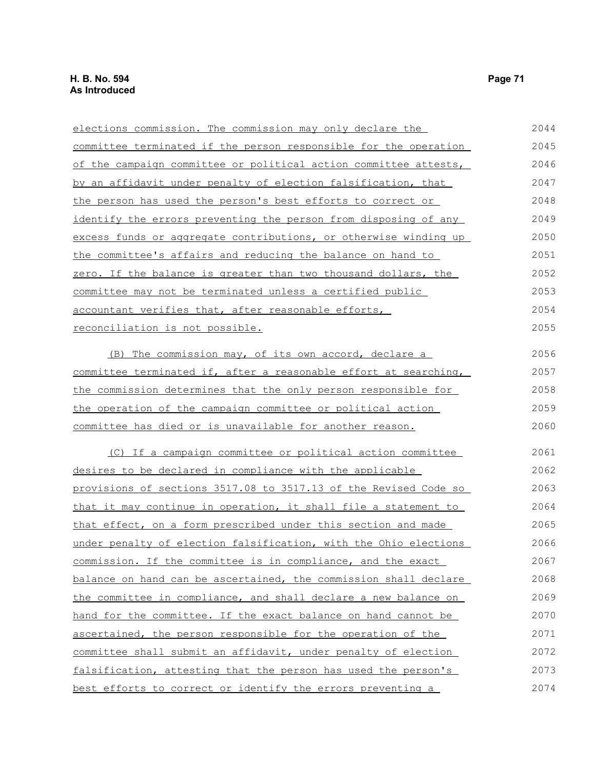elections commission. The commission may only declare the committee terminated if the person responsible for the operation of the campaign committee or political action committee attests, by an affidavit under penalty of election falsification, that the person has used the person's best efforts to correct or identify the errors preventing the person from disposing of any excess funds or aggregate contributions, or otherwise winding up the committee's affairs and reducing the balance on hand to zero. If the balance is greater than two thousand dollars, the committee may not be terminated unless a certified public accountant verifies that, after reasonable efforts, reconciliation is not possible.

(B) The commission may, of its own accord, declare a committee terminated if, after a reasonable effort at searching, the commission determines that the only person responsible for the operation of the campaign committee or political action committee has died or is unavailable for another reason.

(C) If a campaign committee or political action committee desires to be declared in compliance with the applicable provisions of sections 3517.08 to 3517.13 of the Revised Code so that it may continue in operation, it shall file a statement to that effect, on a form prescribed under this section and made under penalty of election falsification, with the Ohio elections commission. If the committee is in compliance, and the exact balance on hand can be ascertained, the commission shall declare the committee in compliance, and shall declare a new balance on hand for the committee. If the exact balance on hand cannot be ascertained, the person responsible for the operation of the committee shall submit an affidavit, under penalty of election falsification, attesting that the person has used the person's best efforts to correct or identify the errors preventing a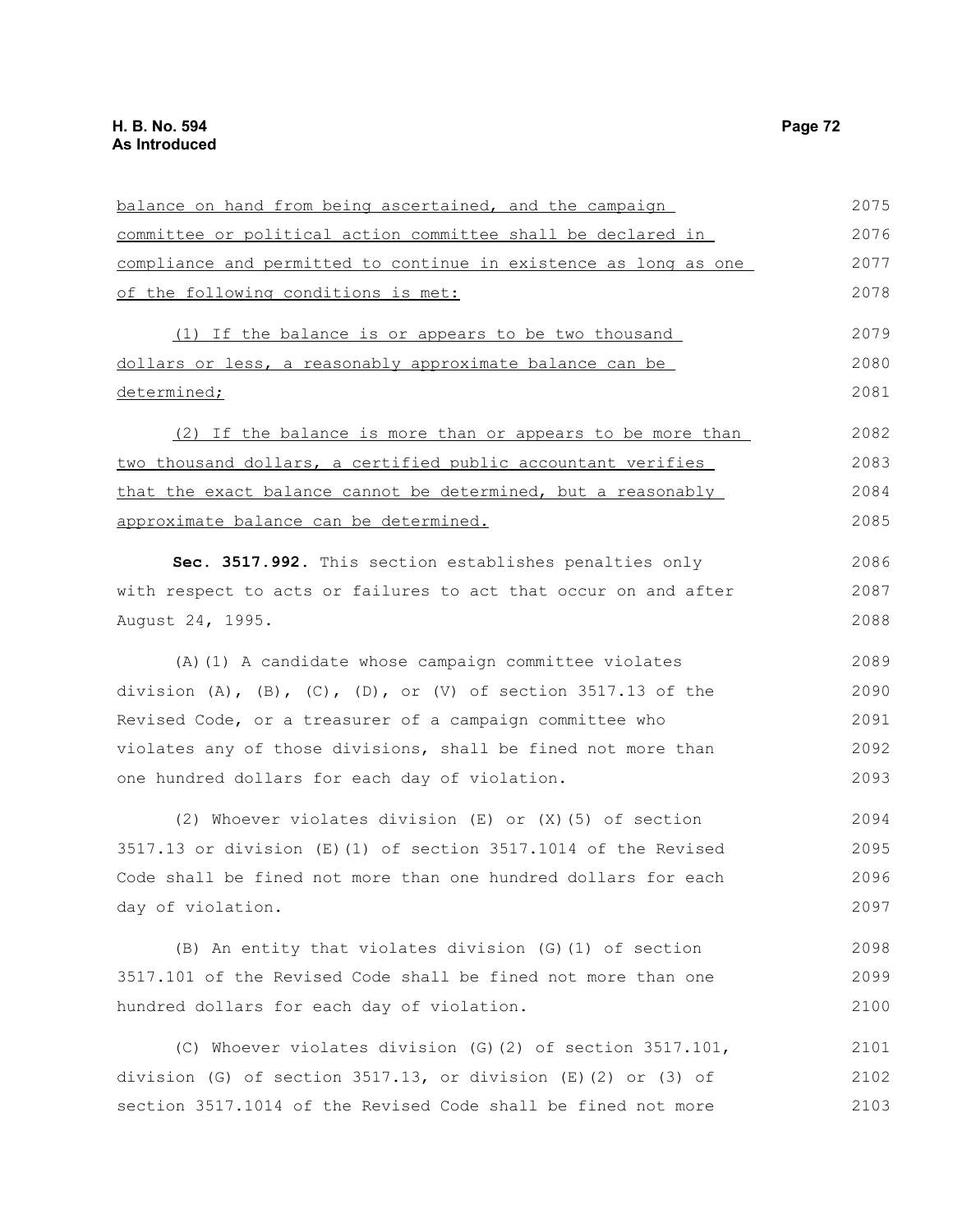balance on hand from being ascertained, and the campaign committee or political action committee shall be declared in compliance and permitted to continue in existence as long as one of the following conditions is met:

(1) If the balance is or appears to be two thousand dollars or less, a reasonably approximate balance can be determined;

(2) If the balance is more than or appears to be more than two thousand dollars, a certified public accountant verifies that the exact balance cannot be determined, but a reasonably approximate balance can be determined.

**Sec. 3517.992.** This section establishes penalties only with respect to acts or failures to act that occur on and after August 24, 1995.

(A)(1) A candidate whose campaign committee violates division (A), (B), (C), (D), or (V) of section 3517.13 of the Revised Code, or a treasurer of a campaign committee who violates any of those divisions, shall be fined not more than one hundred dollars for each day of violation.

(2) Whoever violates division (E) or (X)(5) of section 3517.13 or division (E)(1) of section 3517.1014 of the Revised Code shall be fined not more than one hundred dollars for each day of violation.

(B) An entity that violates division (G)(1) of section 3517.101 of the Revised Code shall be fined not more than one hundred dollars for each day of violation.

(C) Whoever violates division (G)(2) of section 3517.101, division (G) of section 3517.13, or division (E)(2) or (3) of section 3517.1014 of the Revised Code shall be fined not more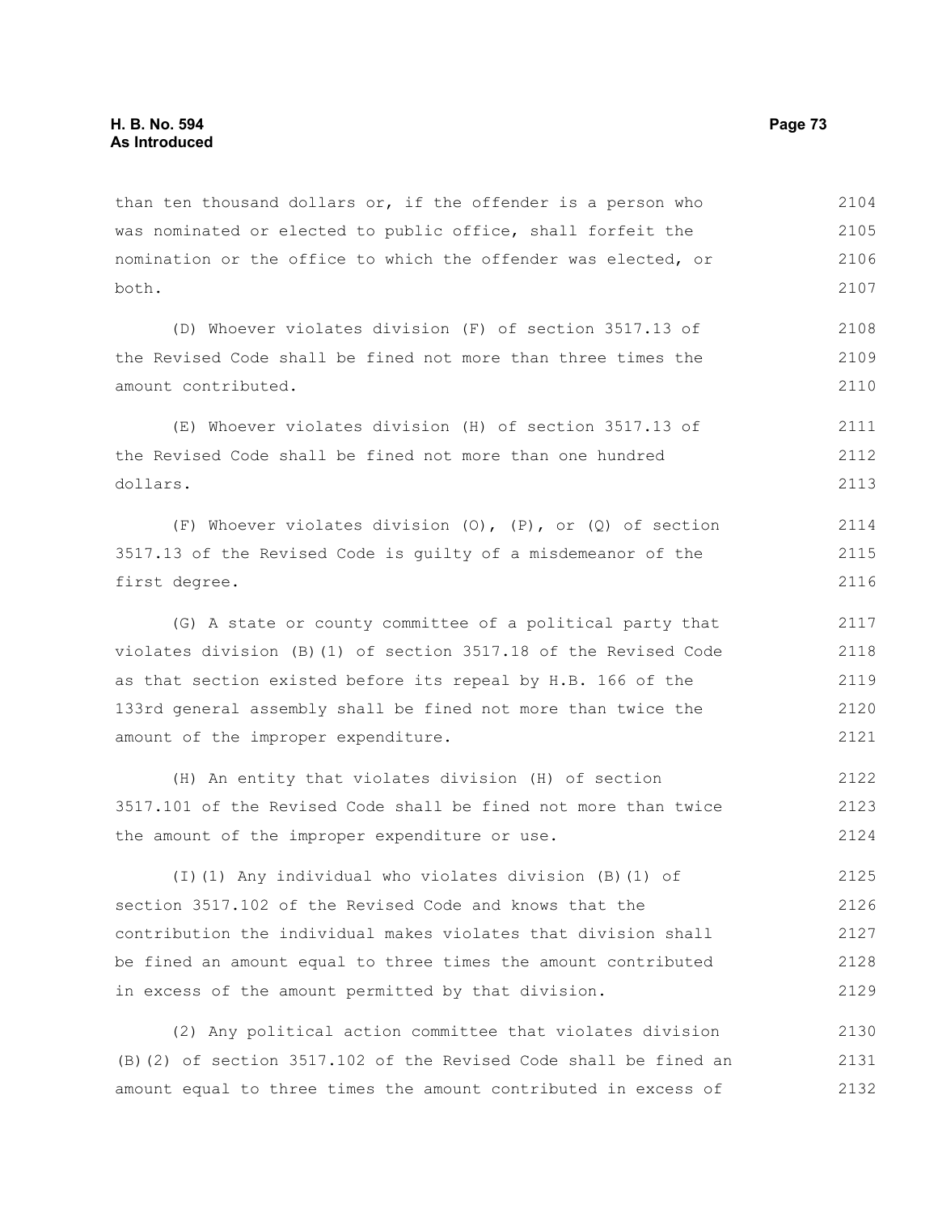than ten thousand dollars or, if the offender is a person who was nominated or elected to public office, shall forfeit the nomination or the office to which the offender was elected, or both.

(D) Whoever violates division (F) of section 3517.13 of the Revised Code shall be fined not more than three times the amount contributed.

(E) Whoever violates division (H) of section 3517.13 of the Revised Code shall be fined not more than one hundred dollars.

(F) Whoever violates division (O), (P), or (Q) of section 3517.13 of the Revised Code is guilty of a misdemeanor of the first degree.

(G) A state or county committee of a political party that violates division (B)(1) of section 3517.18 of the Revised Code as that section existed before its repeal by H.B. 166 of the 133rd general assembly shall be fined not more than twice the amount of the improper expenditure.

(H) An entity that violates division (H) of section 3517.101 of the Revised Code shall be fined not more than twice the amount of the improper expenditure or use.

(I)(1) Any individual who violates division (B)(1) of section 3517.102 of the Revised Code and knows that the contribution the individual makes violates that division shall be fined an amount equal to three times the amount contributed in excess of the amount permitted by that division.

(2) Any political action committee that violates division (B)(2) of section 3517.102 of the Revised Code shall be fined an amount equal to three times the amount contributed in excess of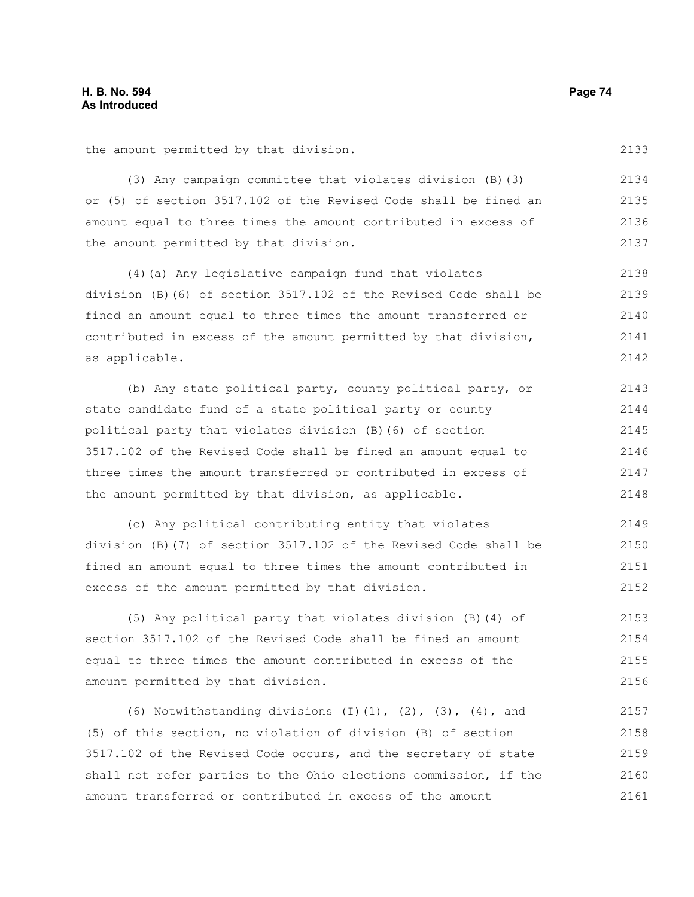the amount permitted by that division.

(3) Any campaign committee that violates division (B)(3) or (5) of section 3517.102 of the Revised Code shall be fined an amount equal to three times the amount contributed in excess of the amount permitted by that division.

(4)(a) Any legislative campaign fund that violates division (B)(6) of section 3517.102 of the Revised Code shall be fined an amount equal to three times the amount transferred or contributed in excess of the amount permitted by that division, as applicable.

(b) Any state political party, county political party, or state candidate fund of a state political party or county political party that violates division (B)(6) of section 3517.102 of the Revised Code shall be fined an amount equal to three times the amount transferred or contributed in excess of the amount permitted by that division, as applicable.

(c) Any political contributing entity that violates division (B)(7) of section 3517.102 of the Revised Code shall be fined an amount equal to three times the amount contributed in excess of the amount permitted by that division.

(5) Any political party that violates division (B)(4) of section 3517.102 of the Revised Code shall be fined an amount equal to three times the amount contributed in excess of the amount permitted by that division.

(6) Notwithstanding divisions (I)(1), (2), (3), (4), and (5) of this section, no violation of division (B) of section 3517.102 of the Revised Code occurs, and the secretary of state shall not refer parties to the Ohio elections commission, if the amount transferred or contributed in excess of the amount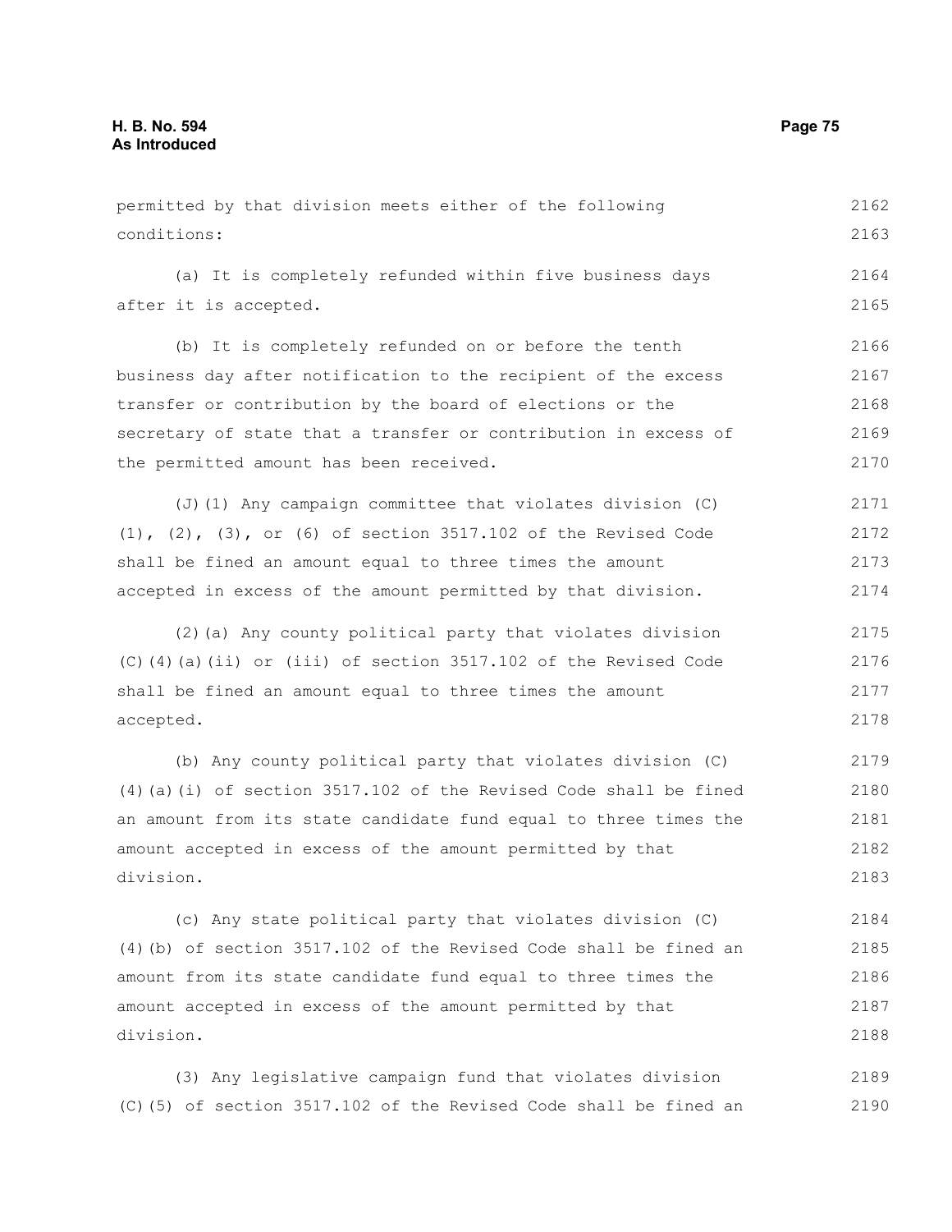permitted by that division meets either of the following conditions:

(a) It is completely refunded within five business days after it is accepted.

(b) It is completely refunded on or before the tenth business day after notification to the recipient of the excess transfer or contribution by the board of elections or the secretary of state that a transfer or contribution in excess of the permitted amount has been received.

(J)(1) Any campaign committee that violates division (C)(1), (2), (3), or (6) of section 3517.102 of the Revised Code shall be fined an amount equal to three times the amount accepted in excess of the amount permitted by that division.

(2)(a) Any county political party that violates division (C)(4)(a)(ii) or (iii) of section 3517.102 of the Revised Code shall be fined an amount equal to three times the amount accepted.

(b) Any county political party that violates division (C)(4)(a)(i) of section 3517.102 of the Revised Code shall be fined an amount from its state candidate fund equal to three times the amount accepted in excess of the amount permitted by that division.

(c) Any state political party that violates division (C)(4)(b) of section 3517.102 of the Revised Code shall be fined an amount from its state candidate fund equal to three times the amount accepted in excess of the amount permitted by that division.

(3) Any legislative campaign fund that violates division (C)(5) of section 3517.102 of the Revised Code shall be fined an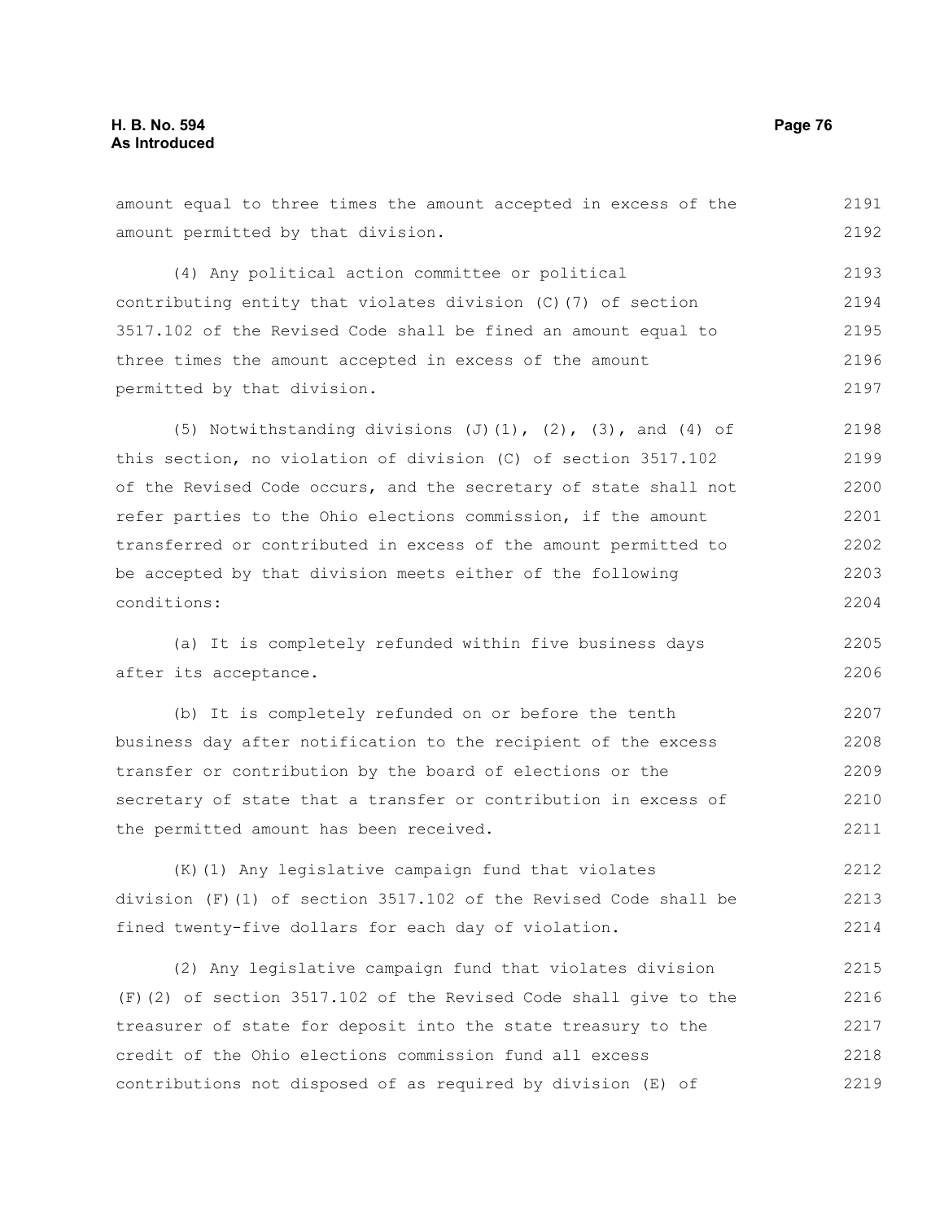amount equal to three times the amount accepted in excess of the amount permitted by that division.

(4) Any political action committee or political contributing entity that violates division (C)(7) of section 3517.102 of the Revised Code shall be fined an amount equal to three times the amount accepted in excess of the amount permitted by that division.

(5) Notwithstanding divisions (J)(1), (2), (3), and (4) of this section, no violation of division (C) of section 3517.102 of the Revised Code occurs, and the secretary of state shall not refer parties to the Ohio elections commission, if the amount transferred or contributed in excess of the amount permitted to be accepted by that division meets either of the following conditions:

(a) It is completely refunded within five business days after its acceptance.

(b) It is completely refunded on or before the tenth business day after notification to the recipient of the excess transfer or contribution by the board of elections or the secretary of state that a transfer or contribution in excess of the permitted amount has been received.

(K)(1) Any legislative campaign fund that violates division (F)(1) of section 3517.102 of the Revised Code shall be fined twenty-five dollars for each day of violation.

(2) Any legislative campaign fund that violates division (F)(2) of section 3517.102 of the Revised Code shall give to the treasurer of state for deposit into the state treasury to the credit of the Ohio elections commission fund all excess contributions not disposed of as required by division (E) of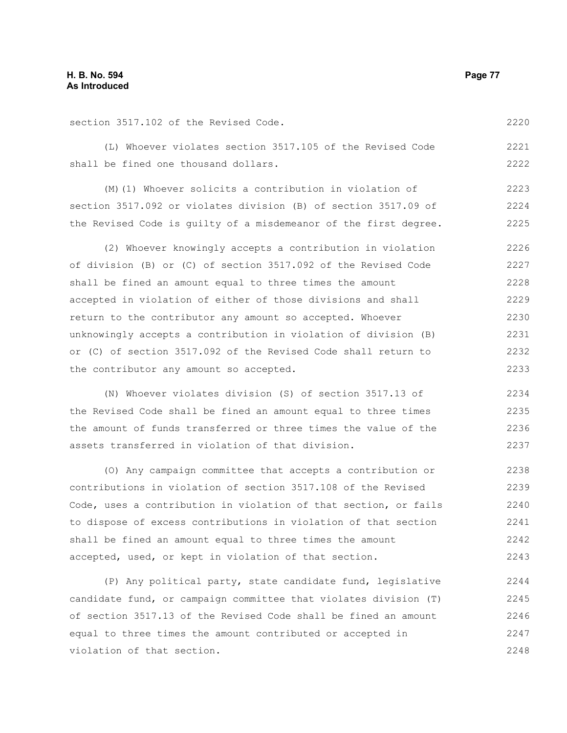section 3517.102 of the Revised Code.

(L) Whoever violates section 3517.105 of the Revised Code shall be fined one thousand dollars.

(M)(1) Whoever solicits a contribution in violation of section 3517.092 or violates division (B) of section 3517.09 of the Revised Code is guilty of a misdemeanor of the first degree.

(2) Whoever knowingly accepts a contribution in violation of division (B) or (C) of section 3517.092 of the Revised Code shall be fined an amount equal to three times the amount accepted in violation of either of those divisions and shall return to the contributor any amount so accepted. Whoever unknowingly accepts a contribution in violation of division (B) or (C) of section 3517.092 of the Revised Code shall return to the contributor any amount so accepted.

(N) Whoever violates division (S) of section 3517.13 of the Revised Code shall be fined an amount equal to three times the amount of funds transferred or three times the value of the assets transferred in violation of that division.

(O) Any campaign committee that accepts a contribution or contributions in violation of section 3517.108 of the Revised Code, uses a contribution in violation of that section, or fails to dispose of excess contributions in violation of that section shall be fined an amount equal to three times the amount accepted, used, or kept in violation of that section.

(P) Any political party, state candidate fund, legislative candidate fund, or campaign committee that violates division (T) of section 3517.13 of the Revised Code shall be fined an amount equal to three times the amount contributed or accepted in violation of that section.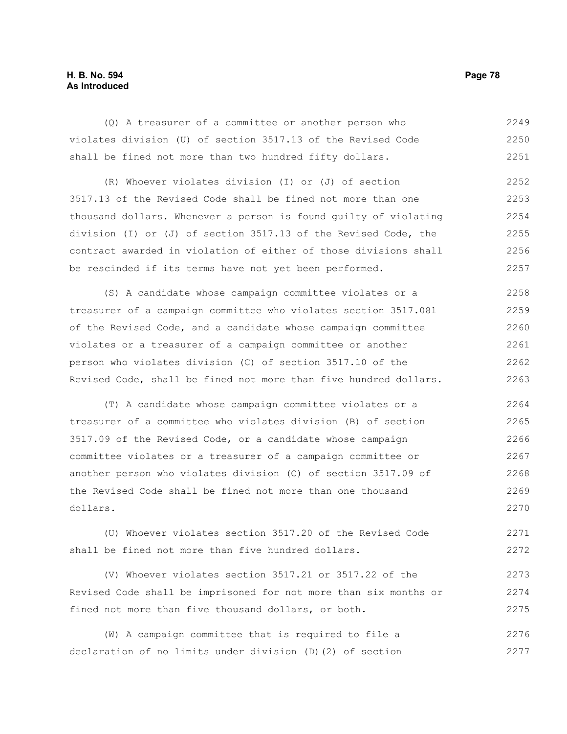(Q) A treasurer of a committee or another person who violates division (U) of section 3517.13 of the Revised Code shall be fined not more than two hundred fifty dollars.

(R) Whoever violates division (I) or (J) of section 3517.13 of the Revised Code shall be fined not more than one thousand dollars. Whenever a person is found guilty of violating division (I) or (J) of section 3517.13 of the Revised Code, the contract awarded in violation of either of those divisions shall be rescinded if its terms have not yet been performed.

(S) A candidate whose campaign committee violates or a treasurer of a campaign committee who violates section 3517.081 of the Revised Code, and a candidate whose campaign committee violates or a treasurer of a campaign committee or another person who violates division (C) of section 3517.10 of the Revised Code, shall be fined not more than five hundred dollars.

(T) A candidate whose campaign committee violates or a treasurer of a committee who violates division (B) of section 3517.09 of the Revised Code, or a candidate whose campaign committee violates or a treasurer of a campaign committee or another person who violates division (C) of section 3517.09 of the Revised Code shall be fined not more than one thousand dollars.

(U) Whoever violates section 3517.20 of the Revised Code shall be fined not more than five hundred dollars.

(V) Whoever violates section 3517.21 or 3517.22 of the Revised Code shall be imprisoned for not more than six months or fined not more than five thousand dollars, or both.

(W) A campaign committee that is required to file a declaration of no limits under division (D)(2) of section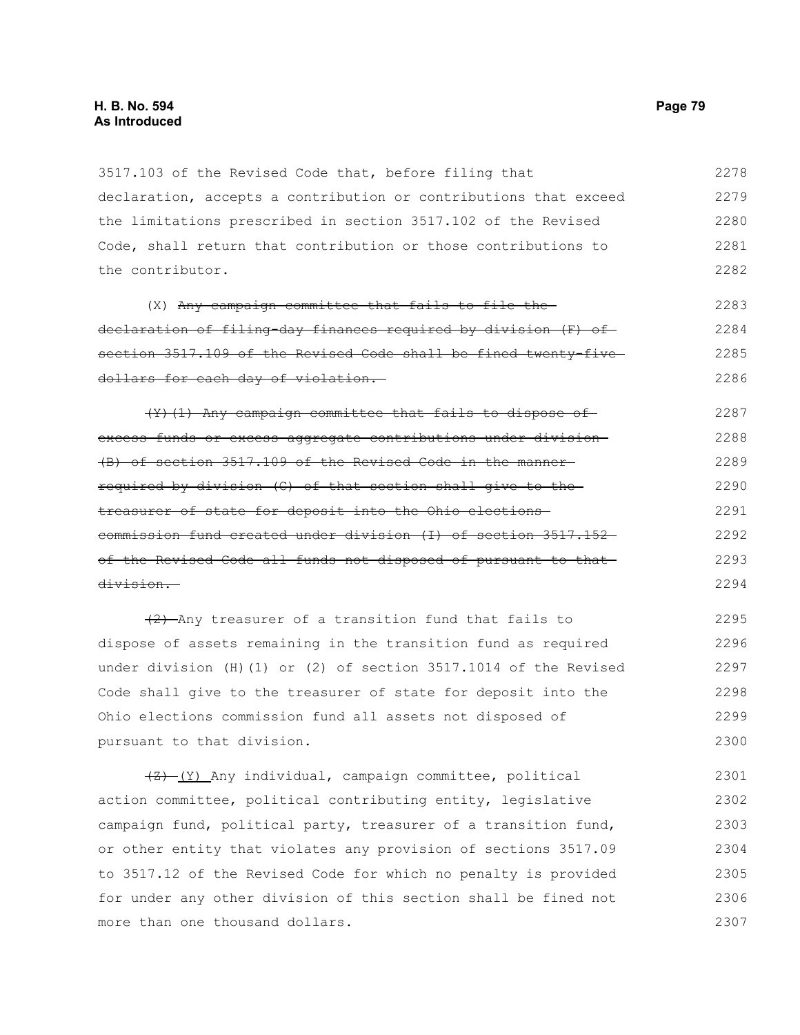3517.103 of the Revised Code that, before filing that declaration, accepts a contribution or contributions that exceed the limitations prescribed in section 3517.102 of the Revised Code, shall return that contribution or those contributions to the contributor.

(X) ~~Any campaign committee that fails to file the declaration of filing-day finances required by division (F) of section 3517.109 of the Revised Code shall be fined twenty-five dollars for each day of violation.~~

~~(Y)(1) Any campaign committee that fails to dispose of excess funds or excess aggregate contributions under division (B) of section 3517.109 of the Revised Code in the manner required by division (C) of that section shall give to the treasurer of state for deposit into the Ohio elections commission fund created under division (I) of section 3517.152 of the Revised Code all funds not disposed of pursuant to that division.~~

~~(2)~~ Any treasurer of a transition fund that fails to dispose of assets remaining in the transition fund as required under division (H)(1) or (2) of section 3517.1014 of the Revised Code shall give to the treasurer of state for deposit into the Ohio elections commission fund all assets not disposed of pursuant to that division.

~~(Z)~~ <u>(Y)</u> Any individual, campaign committee, political action committee, political contributing entity, legislative campaign fund, political party, treasurer of a transition fund, or other entity that violates any provision of sections 3517.09 to 3517.12 of the Revised Code for which no penalty is provided for under any other division of this section shall be fined not more than one thousand dollars.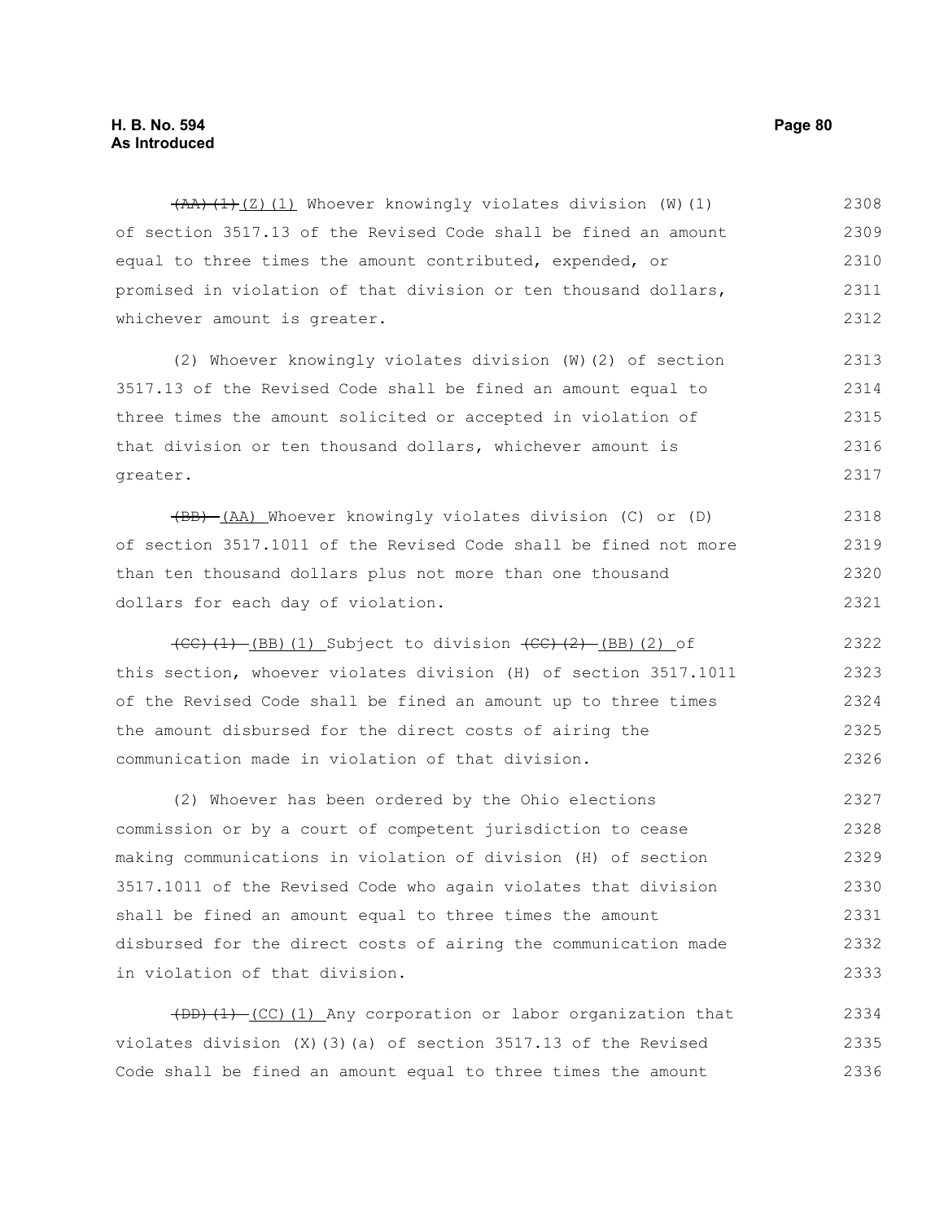~~(AA)(1)~~ (Z)(1) Whoever knowingly violates division (W)(1) of section 3517.13 of the Revised Code shall be fined an amount equal to three times the amount contributed, expended, or promised in violation of that division or ten thousand dollars, whichever amount is greater.

(2) Whoever knowingly violates division (W)(2) of section 3517.13 of the Revised Code shall be fined an amount equal to three times the amount solicited or accepted in violation of that division or ten thousand dollars, whichever amount is greater.

~~(BB)~~ (AA) Whoever knowingly violates division (C) or (D) of section 3517.1011 of the Revised Code shall be fined not more than ten thousand dollars plus not more than one thousand dollars for each day of violation.

~~(CC)(1)~~ (BB)(1) Subject to division ~~(CC)(2)~~ (BB)(2) of this section, whoever violates division (H) of section 3517.1011 of the Revised Code shall be fined an amount up to three times the amount disbursed for the direct costs of airing the communication made in violation of that division.

(2) Whoever has been ordered by the Ohio elections commission or by a court of competent jurisdiction to cease making communications in violation of division (H) of section 3517.1011 of the Revised Code who again violates that division shall be fined an amount equal to three times the amount disbursed for the direct costs of airing the communication made in violation of that division.

~~(DD)(1)~~ (CC)(1) Any corporation or labor organization that violates division (X)(3)(a) of section 3517.13 of the Revised Code shall be fined an amount equal to three times the amount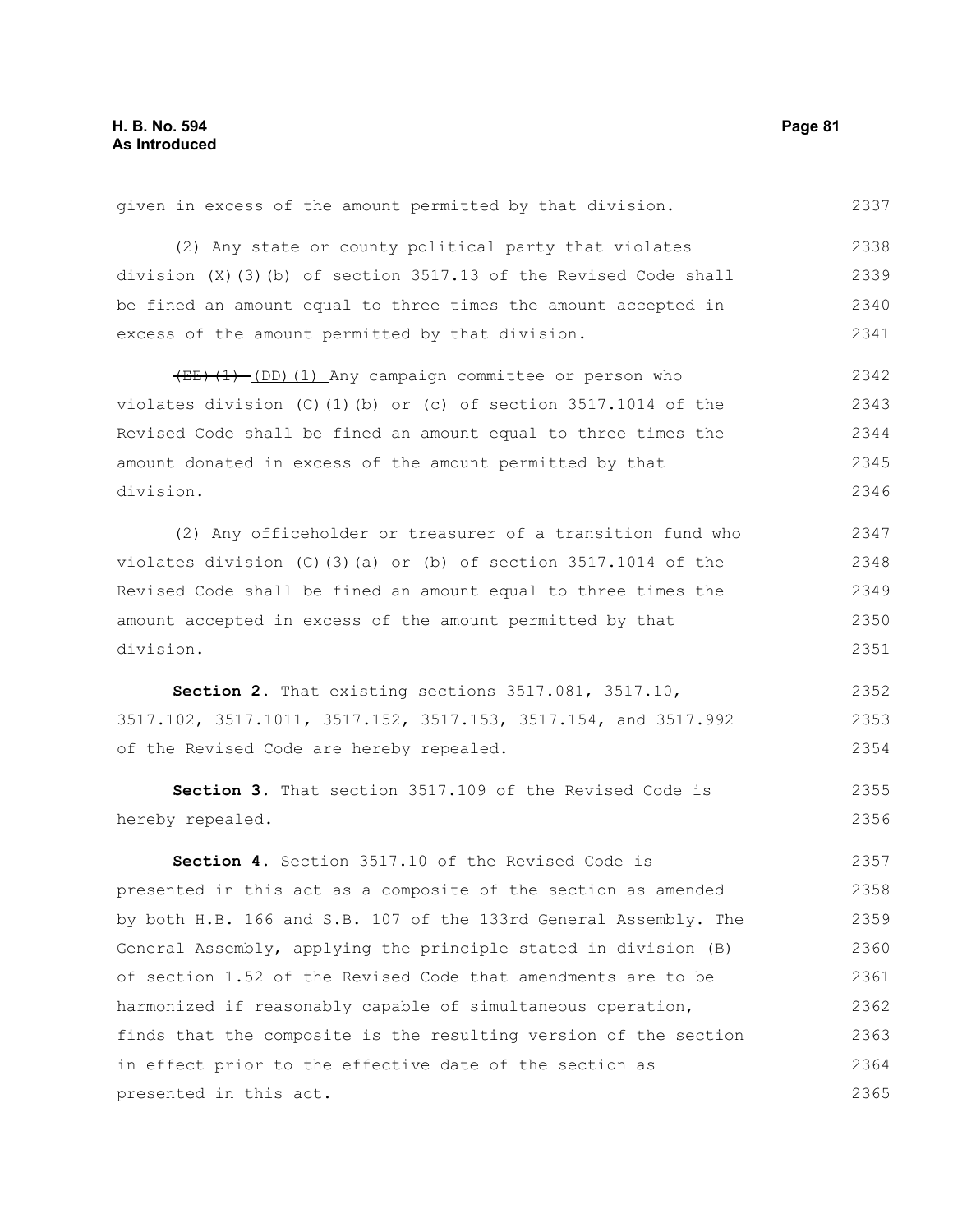given in excess of the amount permitted by that division.

(2) Any state or county political party that violates division (X)(3)(b) of section 3517.13 of the Revised Code shall be fined an amount equal to three times the amount accepted in excess of the amount permitted by that division.

~~(EE)(1)~~ (DD)(1) Any campaign committee or person who violates division (C)(1)(b) or (c) of section 3517.1014 of the Revised Code shall be fined an amount equal to three times the amount donated in excess of the amount permitted by that division.

(2) Any officeholder or treasurer of a transition fund who violates division (C)(3)(a) or (b) of section 3517.1014 of the Revised Code shall be fined an amount equal to three times the amount accepted in excess of the amount permitted by that division.

**Section 2.** That existing sections 3517.081, 3517.10, 3517.102, 3517.1011, 3517.152, 3517.153, 3517.154, and 3517.992 of the Revised Code are hereby repealed.

**Section 3.** That section 3517.109 of the Revised Code is hereby repealed.

**Section 4.** Section 3517.10 of the Revised Code is presented in this act as a composite of the section as amended by both H.B. 166 and S.B. 107 of the 133rd General Assembly. The General Assembly, applying the principle stated in division (B) of section 1.52 of the Revised Code that amendments are to be harmonized if reasonably capable of simultaneous operation, finds that the composite is the resulting version of the section in effect prior to the effective date of the section as presented in this act.